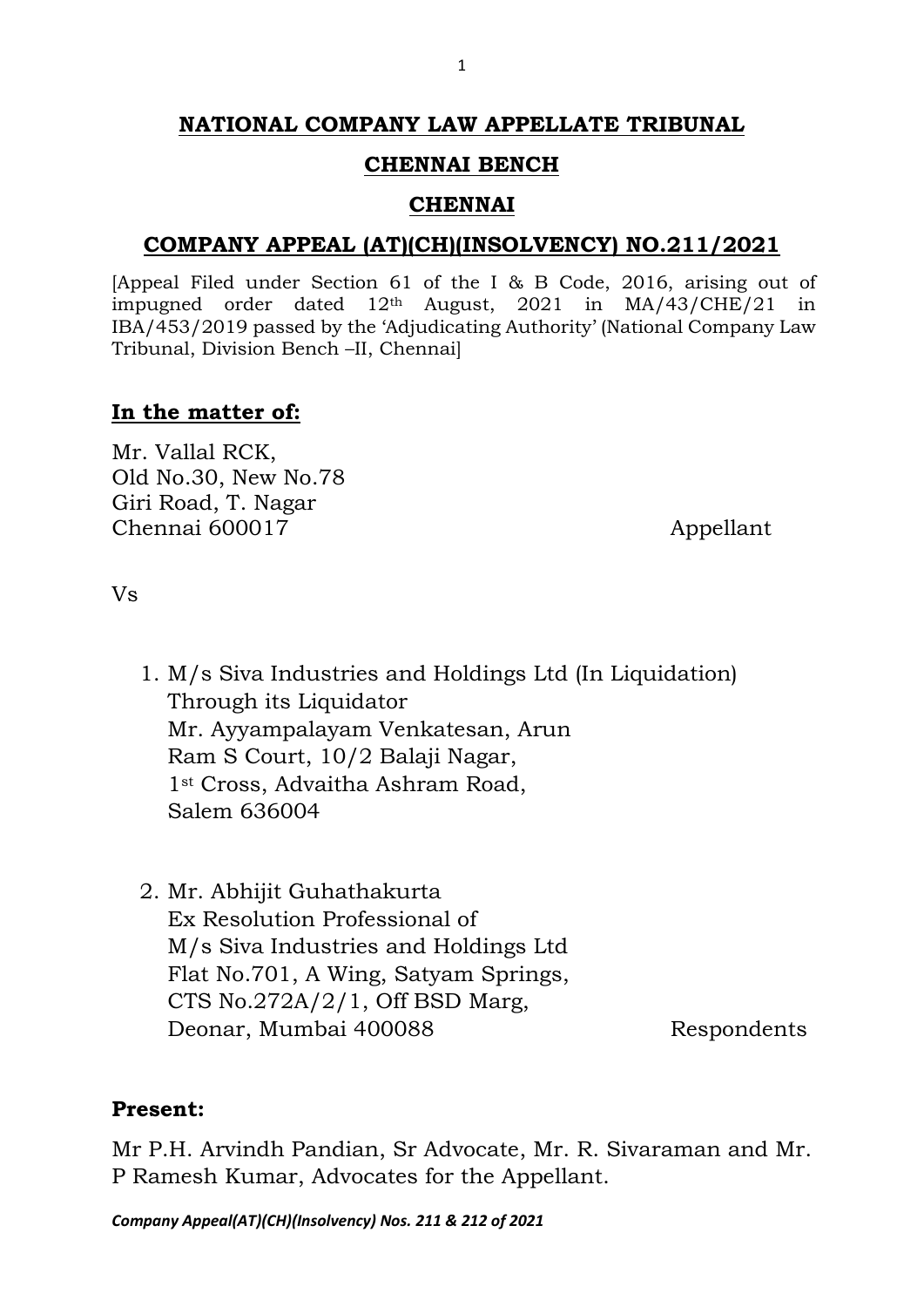# NATIONAL COMPANY LAW APPELLATE TRIBUNAL

## CHENNAI BENCH

## CHENNAI

## COMPANY APPEAL (AT)(CH)(INSOLVENCY) NO.211/2021

[Appeal Filed under Section 61 of the I & B Code, 2016, arising out of impugned order dated 12th August, 2021 in MA/43/CHE/21 in IBA/453/2019 passed by the 'Adjudicating Authority' (National Company Law Tribunal, Division Bench –II, Chennai]

**In the matter of:**

Mr. Vallal RCK,
Old No.30, New No.78
Giri Road, T. Nagar
Chennai 600017 — Appellant

Vs

1. M/s Siva Industries and Holdings Ltd (In Liquidation)
   Through its Liquidator
   Mr. Ayyampalayam Venkatesan, Arun
   Ram S Court, 10/2 Balaji Nagar,
   1st Cross, Advaitha Ashram Road,
   Salem 636004

2. Mr. Abhijit Guhathakurta
   Ex Resolution Professional of
   M/s Siva Industries and Holdings Ltd
   Flat No.701, A Wing, Satyam Springs,
   CTS No.272A/2/1, Off BSD Marg,
   Deonar, Mumbai 400088 — Respondents

**Present:**

Mr P.H. Arvindh Pandian, Sr Advocate, Mr. R. Sivaraman and Mr. P Ramesh Kumar, Advocates for the Appellant.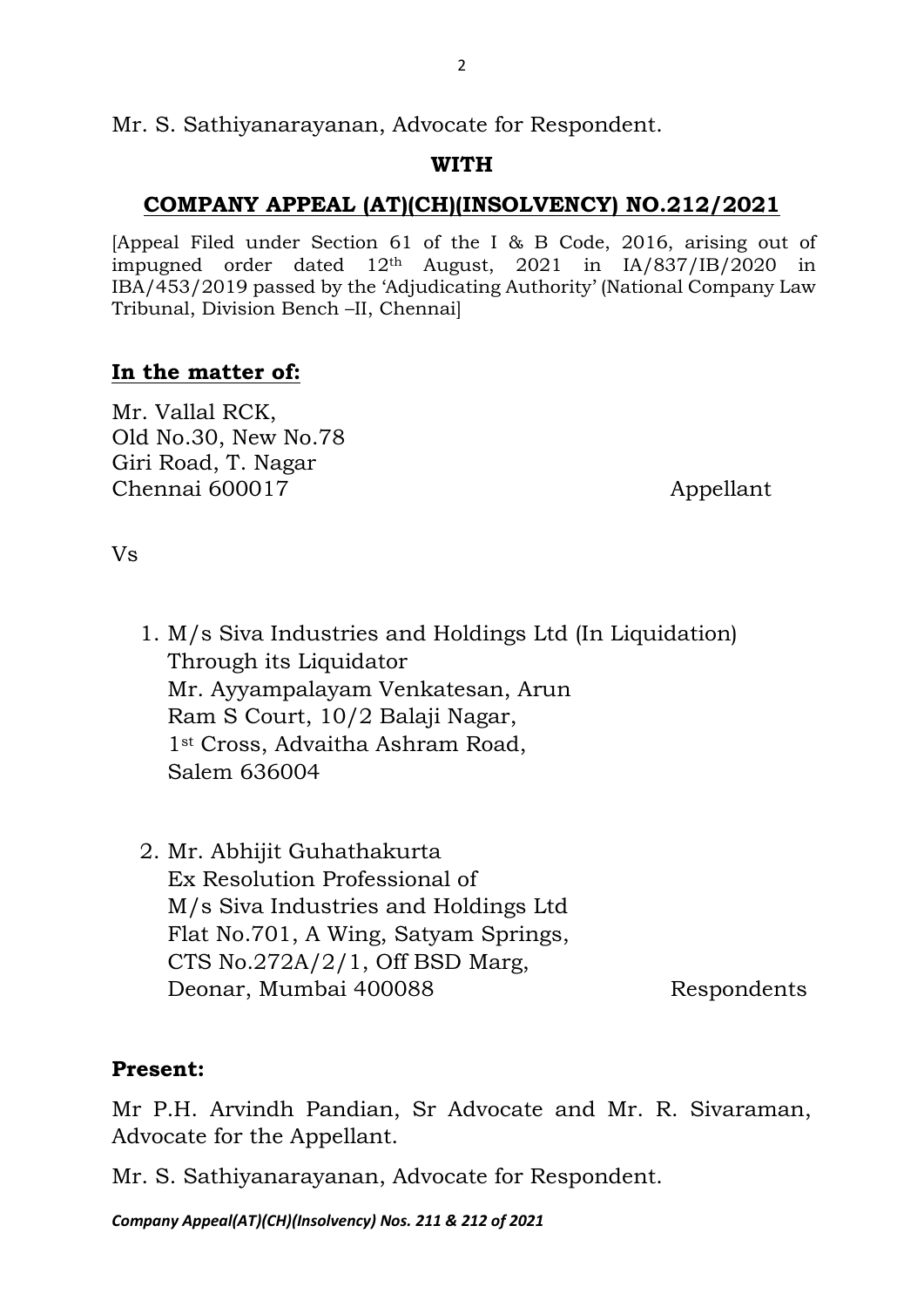Mr. S. Sathiyanarayanan, Advocate for Respondent.

**WITH**

**COMPANY APPEAL (AT)(CH)(INSOLVENCY) NO.212/2021**

[Appeal Filed under Section 61 of the I & B Code, 2016, arising out of impugned order dated 12th August, 2021 in IA/837/IB/2020 in IBA/453/2019 passed by the 'Adjudicating Authority' (National Company Law Tribunal, Division Bench –II, Chennai]

**In the matter of:**

Mr. Vallal RCK,
Old No.30, New No.78
Giri Road, T. Nagar
Chennai 600017 Appellant

Vs

1. M/s Siva Industries and Holdings Ltd (In Liquidation)
   Through its Liquidator
   Mr. Ayyampalayam Venkatesan, Arun
   Ram S Court, 10/2 Balaji Nagar,
   1st Cross, Advaitha Ashram Road,
   Salem 636004

2. Mr. Abhijit Guhathakurta
   Ex Resolution Professional of
   M/s Siva Industries and Holdings Ltd
   Flat No.701, A Wing, Satyam Springs,
   CTS No.272A/2/1, Off BSD Marg,
   Deonar, Mumbai 400088 Respondents

**Present:**

Mr P.H. Arvindh Pandian, Sr Advocate and Mr. R. Sivaraman, Advocate for the Appellant.

Mr. S. Sathiyanarayanan, Advocate for Respondent.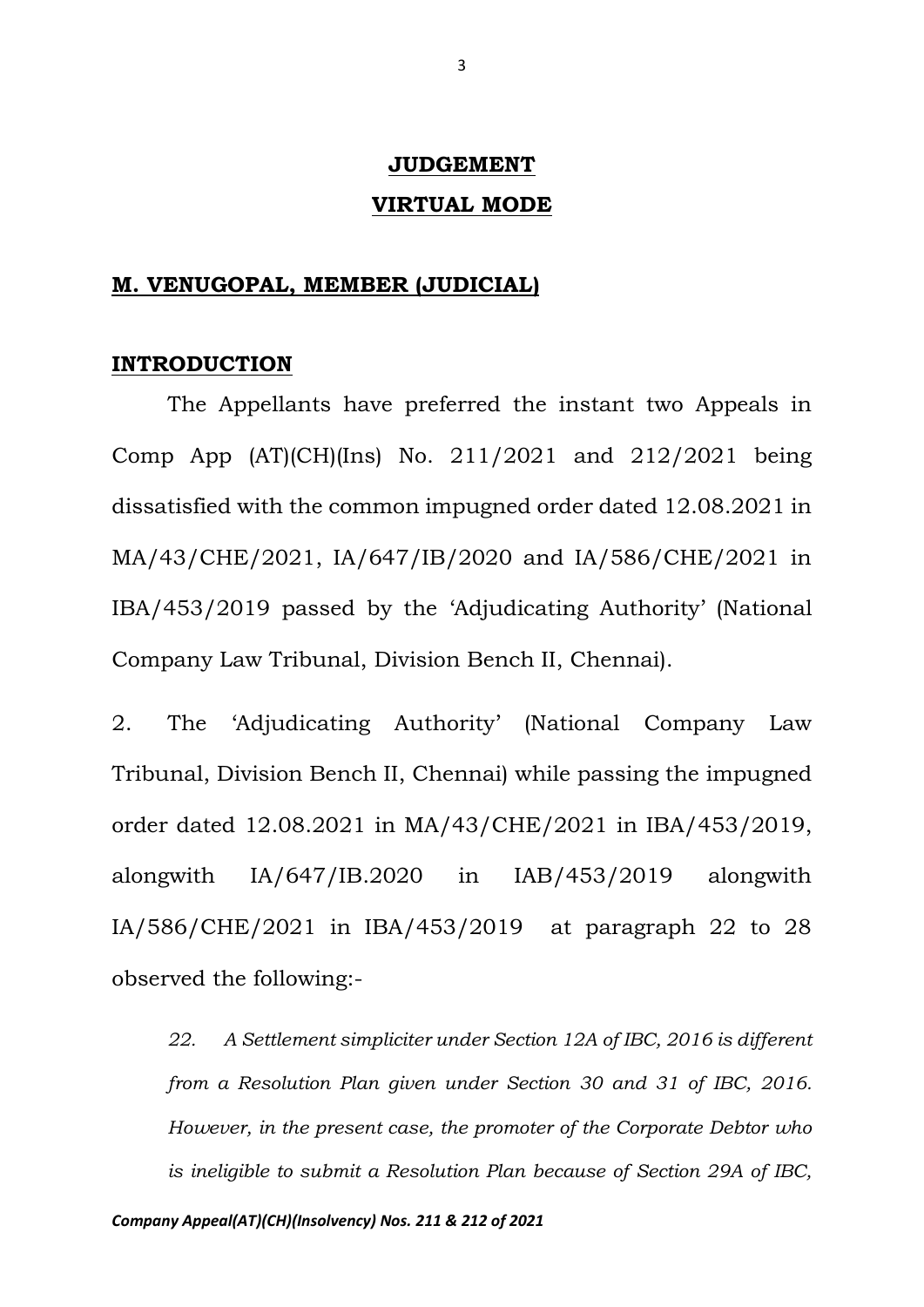## JUDGEMENT

## VIRTUAL MODE

**M. VENUGOPAL, MEMBER (JUDICIAL)**

**INTRODUCTION**

The Appellants have preferred the instant two Appeals in Comp App (AT)(CH)(Ins) No. 211/2021 and 212/2021 being dissatisfied with the common impugned order dated 12.08.2021 in MA/43/CHE/2021, IA/647/IB/2020 and IA/586/CHE/2021 in IBA/453/2019 passed by the 'Adjudicating Authority' (National Company Law Tribunal, Division Bench II, Chennai).

2. The 'Adjudicating Authority' (National Company Law Tribunal, Division Bench II, Chennai) while passing the impugned order dated 12.08.2021 in MA/43/CHE/2021 in IBA/453/2019, alongwith IA/647/IB.2020 in IAB/453/2019 alongwith IA/586/CHE/2021 in IBA/453/2019 at paragraph 22 to 28 observed the following:-

> *22. A Settlement simpliciter under Section 12A of IBC, 2016 is different from a Resolution Plan given under Section 30 and 31 of IBC, 2016. However, in the present case, the promoter of the Corporate Debtor who is ineligible to submit a Resolution Plan because of Section 29A of IBC,*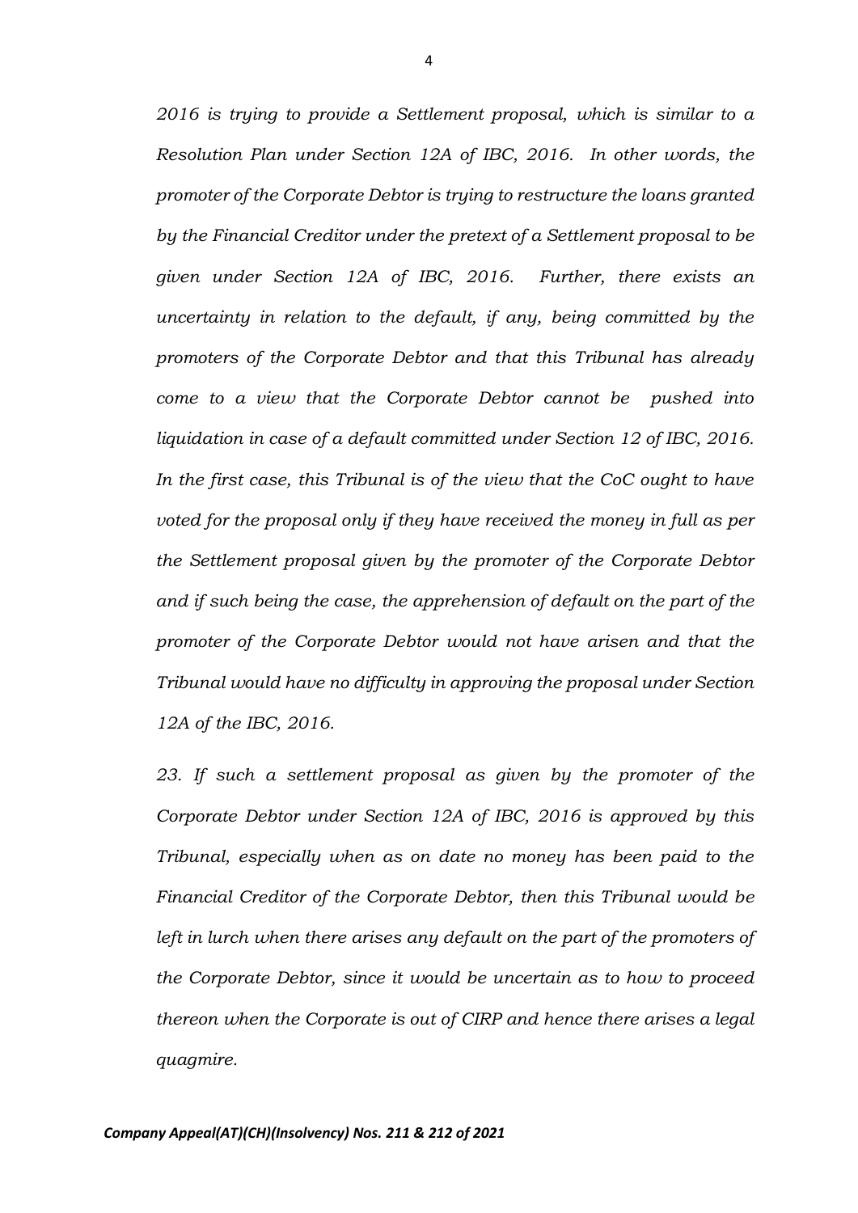*2016 is trying to provide a Settlement proposal, which is similar to a Resolution Plan under Section 12A of IBC, 2016. In other words, the promoter of the Corporate Debtor is trying to restructure the loans granted by the Financial Creditor under the pretext of a Settlement proposal to be given under Section 12A of IBC, 2016. Further, there exists an uncertainty in relation to the default, if any, being committed by the promoters of the Corporate Debtor and that this Tribunal has already come to a view that the Corporate Debtor cannot be pushed into liquidation in case of a default committed under Section 12 of IBC, 2016. In the first case, this Tribunal is of the view that the CoC ought to have voted for the proposal only if they have received the money in full as per the Settlement proposal given by the promoter of the Corporate Debtor and if such being the case, the apprehension of default on the part of the promoter of the Corporate Debtor would not have arisen and that the Tribunal would have no difficulty in approving the proposal under Section 12A of the IBC, 2016.*

*23. If such a settlement proposal as given by the promoter of the Corporate Debtor under Section 12A of IBC, 2016 is approved by this Tribunal, especially when as on date no money has been paid to the Financial Creditor of the Corporate Debtor, then this Tribunal would be left in lurch when there arises any default on the part of the promoters of the Corporate Debtor, since it would be uncertain as to how to proceed thereon when the Corporate is out of CIRP and hence there arises a legal quagmire.*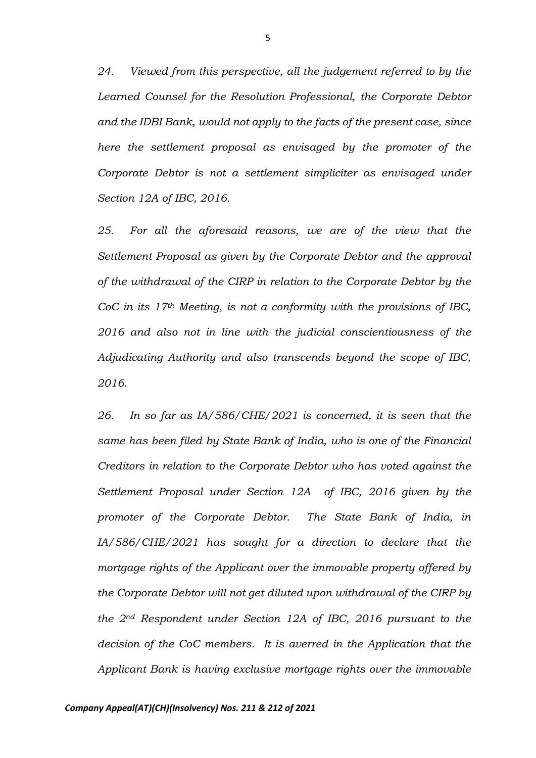*24. Viewed from this perspective, all the judgement referred to by the Learned Counsel for the Resolution Professional, the Corporate Debtor and the IDBI Bank, would not apply to the facts of the present case, since here the settlement proposal as envisaged by the promoter of the Corporate Debtor is not a settlement simpliciter as envisaged under Section 12A of IBC, 2016.*

*25. For all the aforesaid reasons, we are of the view that the Settlement Proposal as given by the Corporate Debtor and the approval of the withdrawal of the CIRP in relation to the Corporate Debtor by the CoC in its 17th Meeting, is not a conformity with the provisions of IBC, 2016 and also not in line with the judicial conscientiousness of the Adjudicating Authority and also transcends beyond the scope of IBC, 2016.*

*26. In so far as IA/586/CHE/2021 is concerned, it is seen that the same has been filed by State Bank of India, who is one of the Financial Creditors in relation to the Corporate Debtor who has voted against the Settlement Proposal under Section 12A of IBC, 2016 given by the promoter of the Corporate Debtor. The State Bank of India, in IA/586/CHE/2021 has sought for a direction to declare that the mortgage rights of the Applicant over the immovable property offered by the Corporate Debtor will not get diluted upon withdrawal of the CIRP by the 2nd Respondent under Section 12A of IBC, 2016 pursuant to the decision of the CoC members. It is averred in the Application that the Applicant Bank is having exclusive mortgage rights over the immovable*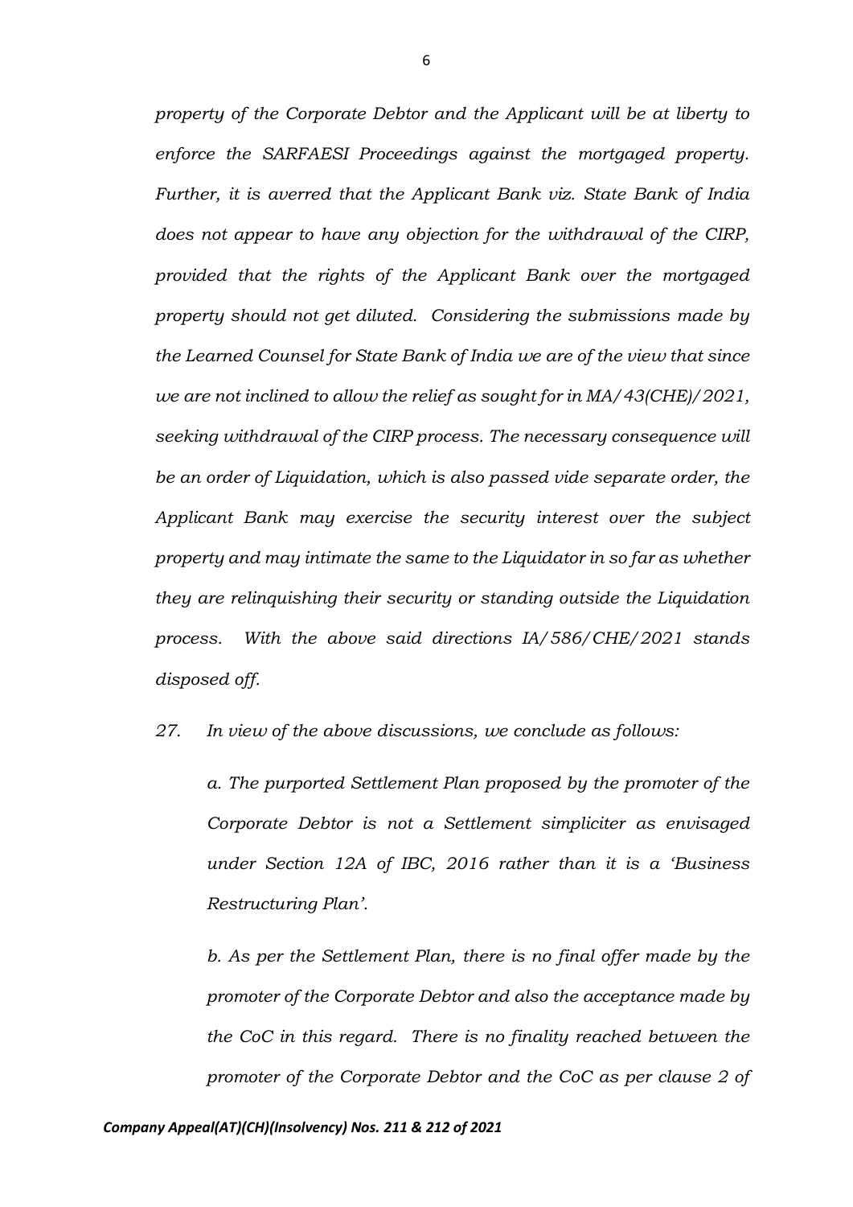*property of the Corporate Debtor and the Applicant will be at liberty to enforce the SARFAESI Proceedings against the mortgaged property. Further, it is averred that the Applicant Bank viz. State Bank of India does not appear to have any objection for the withdrawal of the CIRP, provided that the rights of the Applicant Bank over the mortgaged property should not get diluted. Considering the submissions made by the Learned Counsel for State Bank of India we are of the view that since we are not inclined to allow the relief as sought for in MA/43(CHE)/2021, seeking withdrawal of the CIRP process. The necessary consequence will be an order of Liquidation, which is also passed vide separate order, the Applicant Bank may exercise the security interest over the subject property and may intimate the same to the Liquidator in so far as whether they are relinquishing their security or standing outside the Liquidation process. With the above said directions IA/586/CHE/2021 stands disposed off.*

*27. In view of the above discussions, we conclude as follows:*

*a. The purported Settlement Plan proposed by the promoter of the Corporate Debtor is not a Settlement simpliciter as envisaged under Section 12A of IBC, 2016 rather than it is a 'Business Restructuring Plan'.*

*b. As per the Settlement Plan, there is no final offer made by the promoter of the Corporate Debtor and also the acceptance made by the CoC in this regard. There is no finality reached between the promoter of the Corporate Debtor and the CoC as per clause 2 of*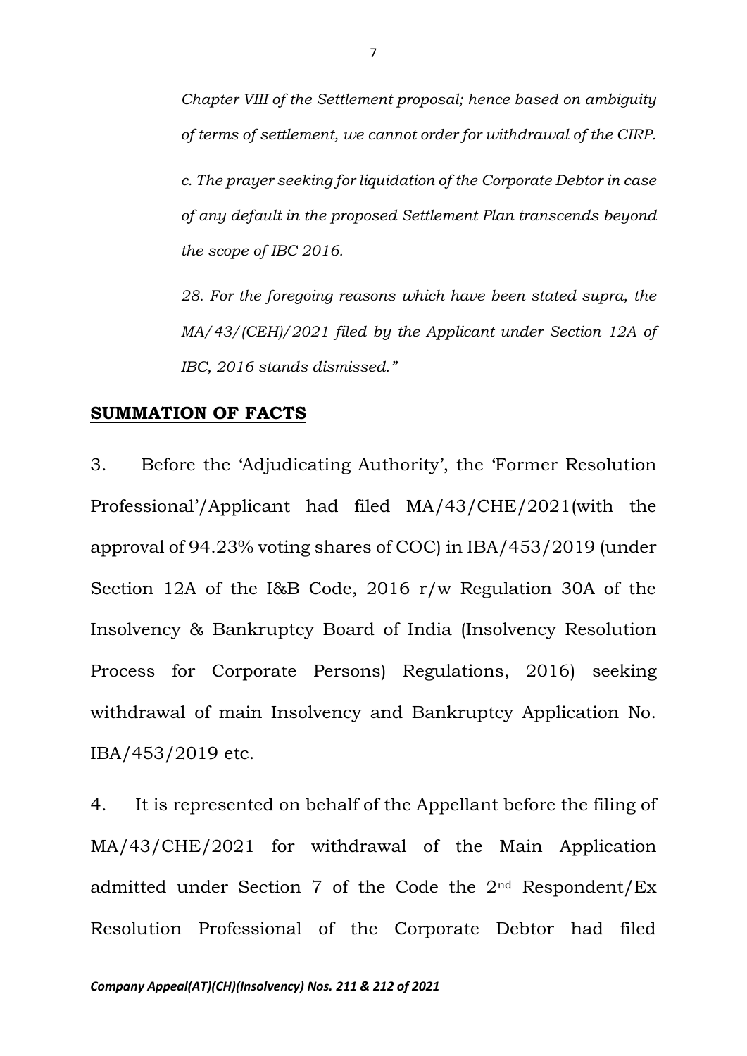*Chapter VIII of the Settlement proposal; hence based on ambiguity of terms of settlement, we cannot order for withdrawal of the CIRP.*

*c. The prayer seeking for liquidation of the Corporate Debtor in case of any default in the proposed Settlement Plan transcends beyond the scope of IBC 2016.*

*28. For the foregoing reasons which have been stated supra, the MA/43/(CEH)/2021 filed by the Applicant under Section 12A of IBC, 2016 stands dismissed."*

## **SUMMATION OF FACTS**

3. Before the 'Adjudicating Authority', the 'Former Resolution Professional'/Applicant had filed MA/43/CHE/2021(with the approval of 94.23% voting shares of COC) in IBA/453/2019 (under Section 12A of the I&B Code, 2016 r/w Regulation 30A of the Insolvency & Bankruptcy Board of India (Insolvency Resolution Process for Corporate Persons) Regulations, 2016) seeking withdrawal of main Insolvency and Bankruptcy Application No. IBA/453/2019 etc.

4. It is represented on behalf of the Appellant before the filing of MA/43/CHE/2021 for withdrawal of the Main Application admitted under Section 7 of the Code the 2nd Respondent/Ex Resolution Professional of the Corporate Debtor had filed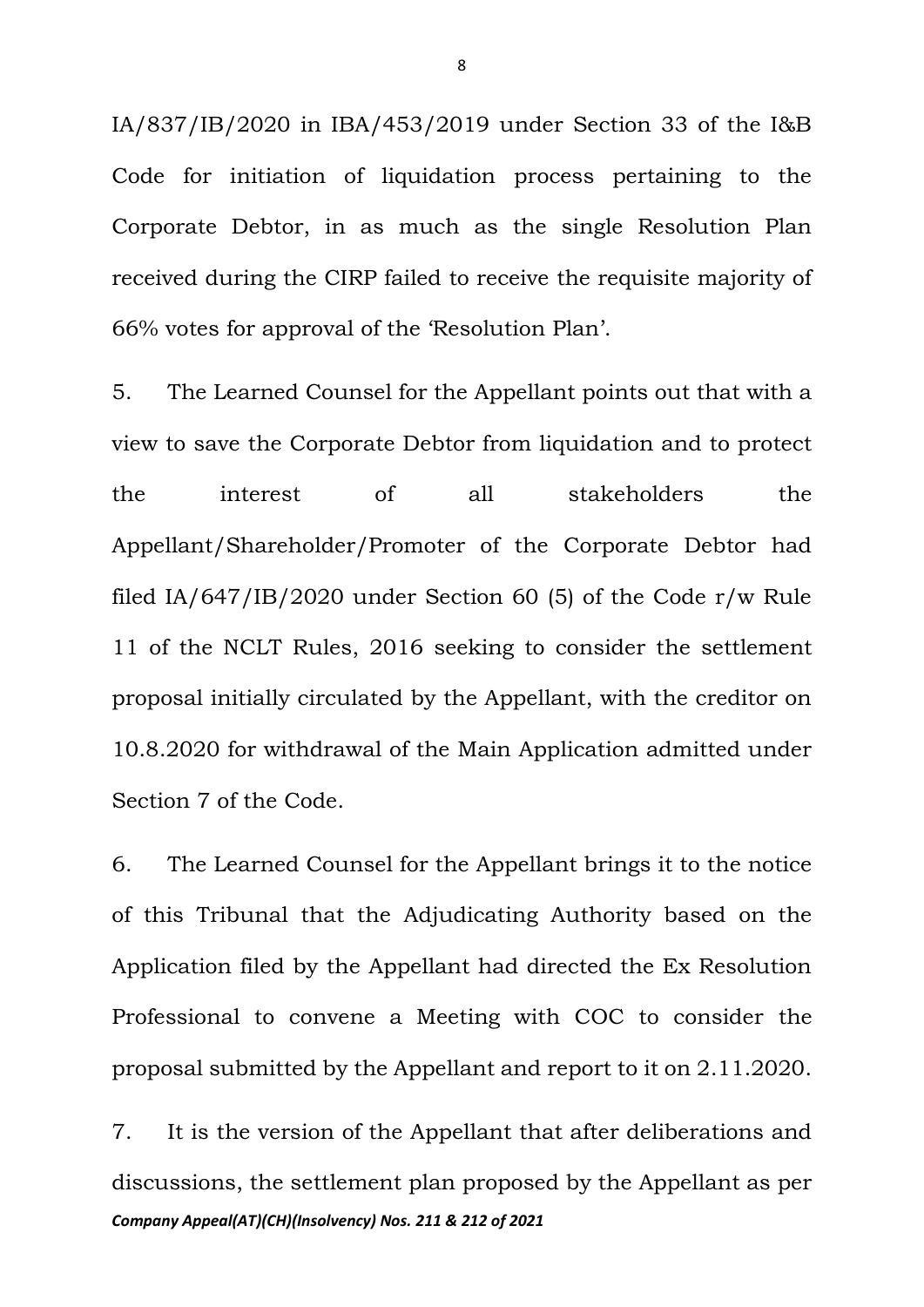IA/837/IB/2020 in IBA/453/2019 under Section 33 of the I&B Code for initiation of liquidation process pertaining to the Corporate Debtor, in as much as the single Resolution Plan received during the CIRP failed to receive the requisite majority of 66% votes for approval of the 'Resolution Plan'.

5. The Learned Counsel for the Appellant points out that with a view to save the Corporate Debtor from liquidation and to protect the interest of all stakeholders the Appellant/Shareholder/Promoter of the Corporate Debtor had filed IA/647/IB/2020 under Section 60 (5) of the Code r/w Rule 11 of the NCLT Rules, 2016 seeking to consider the settlement proposal initially circulated by the Appellant, with the creditor on 10.8.2020 for withdrawal of the Main Application admitted under Section 7 of the Code.

6. The Learned Counsel for the Appellant brings it to the notice of this Tribunal that the Adjudicating Authority based on the Application filed by the Appellant had directed the Ex Resolution Professional to convene a Meeting with COC to consider the proposal submitted by the Appellant and report to it on 2.11.2020.

7. It is the version of the Appellant that after deliberations and discussions, the settlement plan proposed by the Appellant as per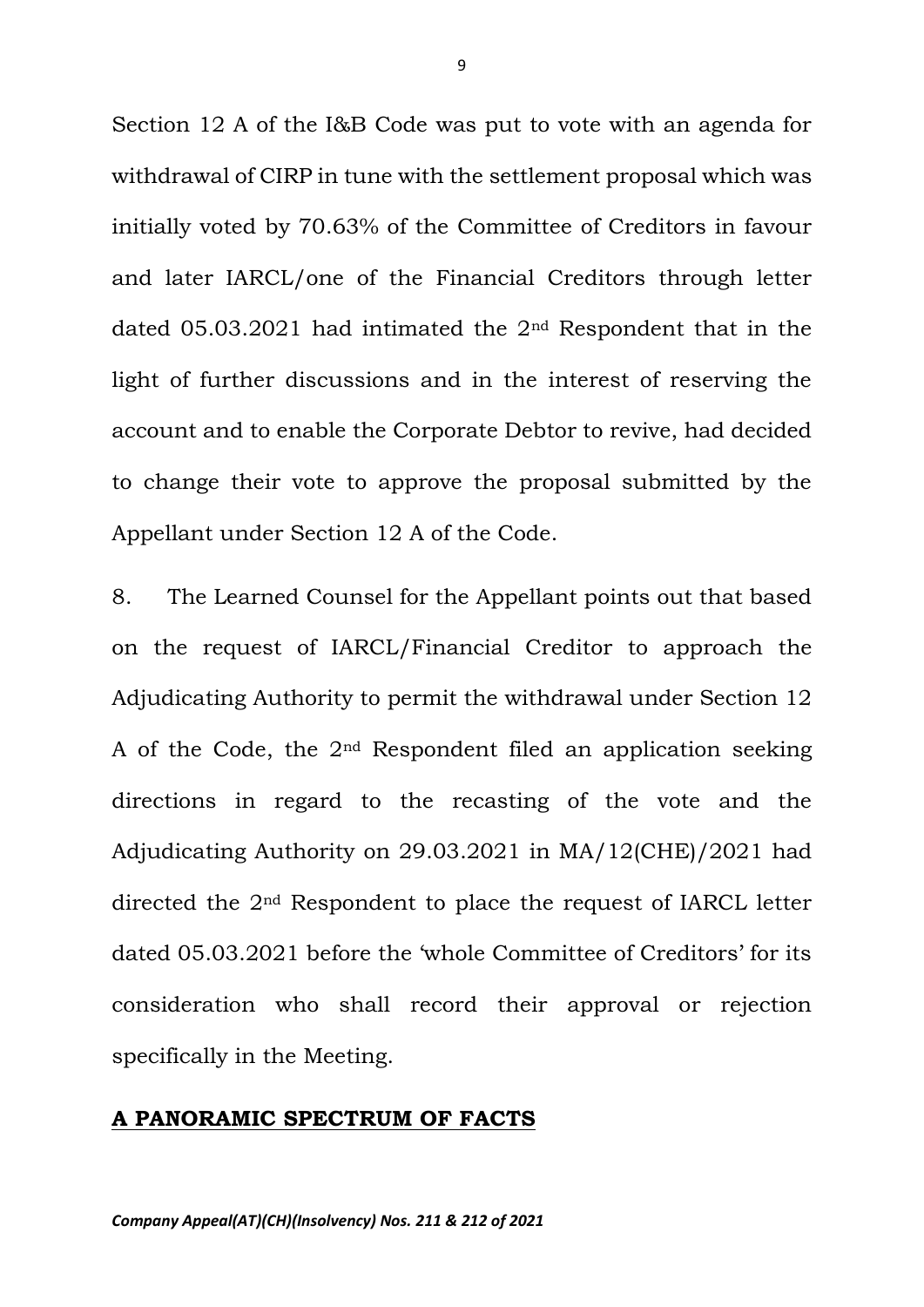Section 12 A of the I&B Code was put to vote with an agenda for withdrawal of CIRP in tune with the settlement proposal which was initially voted by 70.63% of the Committee of Creditors in favour and later IARCL/one of the Financial Creditors through letter dated 05.03.2021 had intimated the 2nd Respondent that in the light of further discussions and in the interest of reserving the account and to enable the Corporate Debtor to revive, had decided to change their vote to approve the proposal submitted by the Appellant under Section 12 A of the Code.

8. The Learned Counsel for the Appellant points out that based on the request of IARCL/Financial Creditor to approach the Adjudicating Authority to permit the withdrawal under Section 12 A of the Code, the 2nd Respondent filed an application seeking directions in regard to the recasting of the vote and the Adjudicating Authority on 29.03.2021 in MA/12(CHE)/2021 had directed the 2nd Respondent to place the request of IARCL letter dated 05.03.2021 before the 'whole Committee of Creditors' for its consideration who shall record their approval or rejection specifically in the Meeting.

**A PANORAMIC SPECTRUM OF FACTS**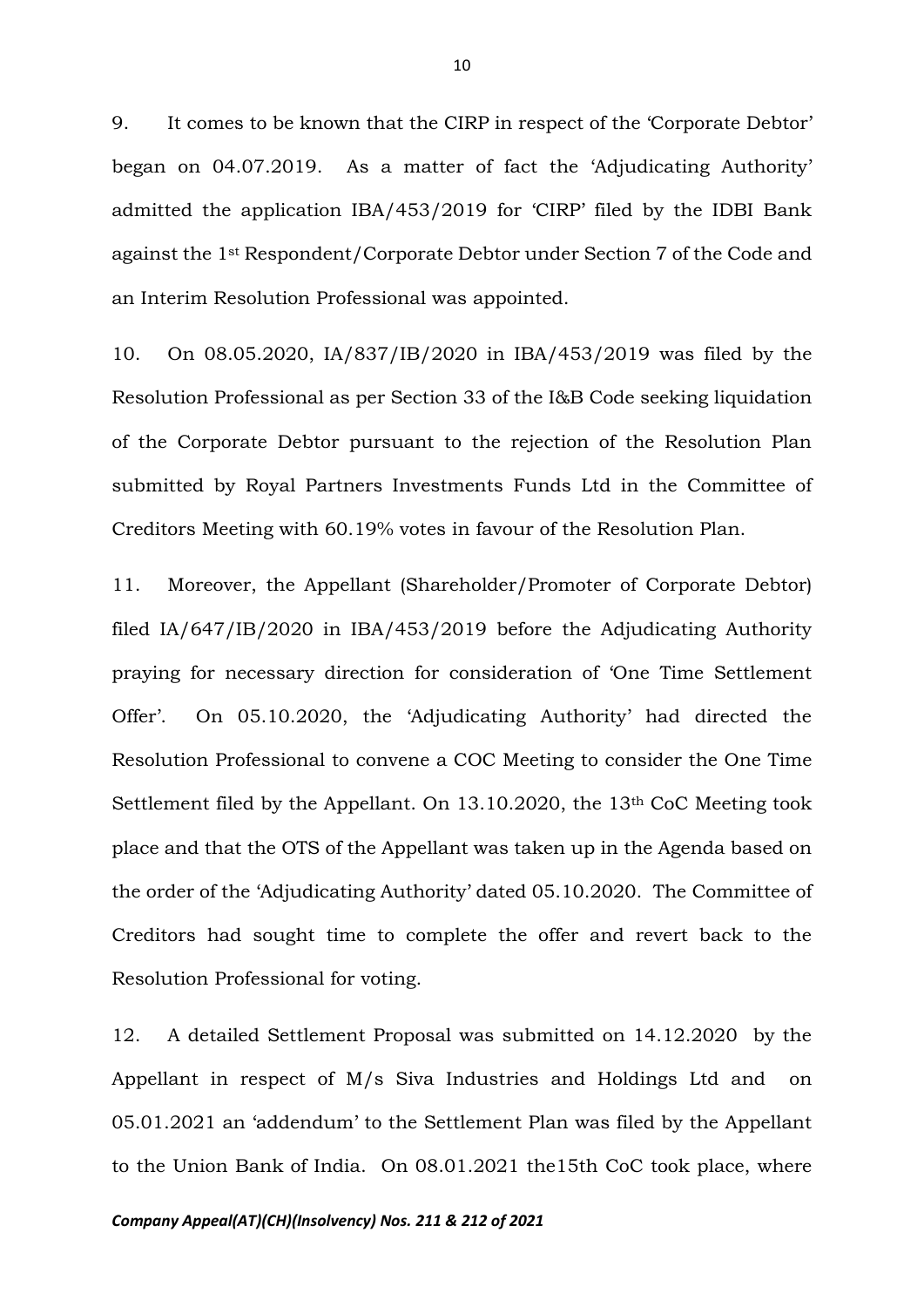9. It comes to be known that the CIRP in respect of the 'Corporate Debtor' began on 04.07.2019. As a matter of fact the 'Adjudicating Authority' admitted the application IBA/453/2019 for 'CIRP' filed by the IDBI Bank against the 1st Respondent/Corporate Debtor under Section 7 of the Code and an Interim Resolution Professional was appointed.

10. On 08.05.2020, IA/837/IB/2020 in IBA/453/2019 was filed by the Resolution Professional as per Section 33 of the I&B Code seeking liquidation of the Corporate Debtor pursuant to the rejection of the Resolution Plan submitted by Royal Partners Investments Funds Ltd in the Committee of Creditors Meeting with 60.19% votes in favour of the Resolution Plan.

11. Moreover, the Appellant (Shareholder/Promoter of Corporate Debtor) filed IA/647/IB/2020 in IBA/453/2019 before the Adjudicating Authority praying for necessary direction for consideration of 'One Time Settlement Offer'. On 05.10.2020, the 'Adjudicating Authority' had directed the Resolution Professional to convene a COC Meeting to consider the One Time Settlement filed by the Appellant. On 13.10.2020, the 13th CoC Meeting took place and that the OTS of the Appellant was taken up in the Agenda based on the order of the 'Adjudicating Authority' dated 05.10.2020. The Committee of Creditors had sought time to complete the offer and revert back to the Resolution Professional for voting.

12. A detailed Settlement Proposal was submitted on 14.12.2020 by the Appellant in respect of M/s Siva Industries and Holdings Ltd and on 05.01.2021 an 'addendum' to the Settlement Plan was filed by the Appellant to the Union Bank of India. On 08.01.2021 the15th CoC took place, where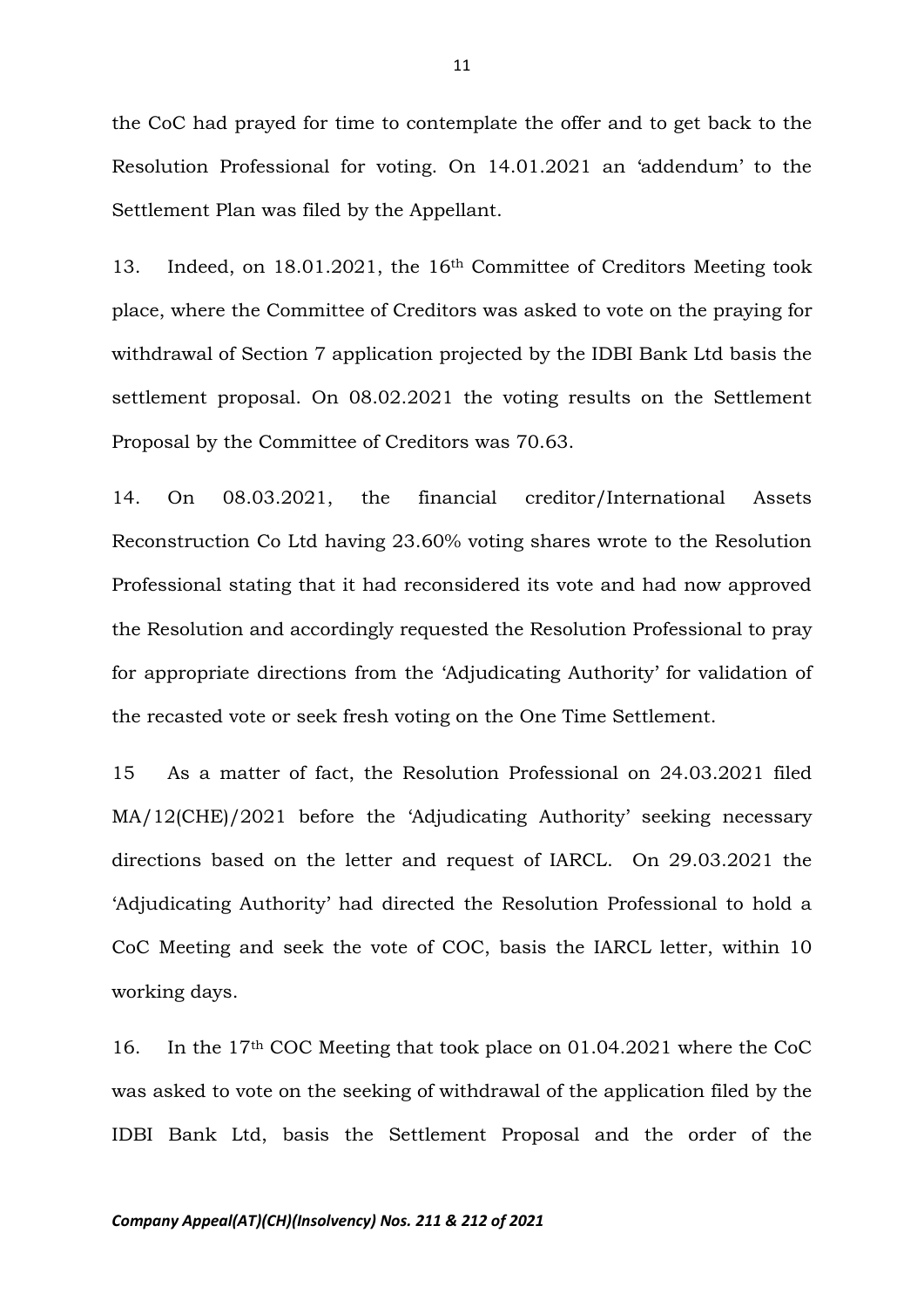the CoC had prayed for time to contemplate the offer and to get back to the Resolution Professional for voting. On 14.01.2021 an 'addendum' to the Settlement Plan was filed by the Appellant.

13. Indeed, on 18.01.2021, the 16th Committee of Creditors Meeting took place, where the Committee of Creditors was asked to vote on the praying for withdrawal of Section 7 application projected by the IDBI Bank Ltd basis the settlement proposal. On 08.02.2021 the voting results on the Settlement Proposal by the Committee of Creditors was 70.63.

14. On 08.03.2021, the financial creditor/International Assets Reconstruction Co Ltd having 23.60% voting shares wrote to the Resolution Professional stating that it had reconsidered its vote and had now approved the Resolution and accordingly requested the Resolution Professional to pray for appropriate directions from the 'Adjudicating Authority' for validation of the recasted vote or seek fresh voting on the One Time Settlement.

15 As a matter of fact, the Resolution Professional on 24.03.2021 filed MA/12(CHE)/2021 before the 'Adjudicating Authority' seeking necessary directions based on the letter and request of IARCL. On 29.03.2021 the 'Adjudicating Authority' had directed the Resolution Professional to hold a CoC Meeting and seek the vote of COC, basis the IARCL letter, within 10 working days.

16. In the 17th COC Meeting that took place on 01.04.2021 where the CoC was asked to vote on the seeking of withdrawal of the application filed by the IDBI Bank Ltd, basis the Settlement Proposal and the order of the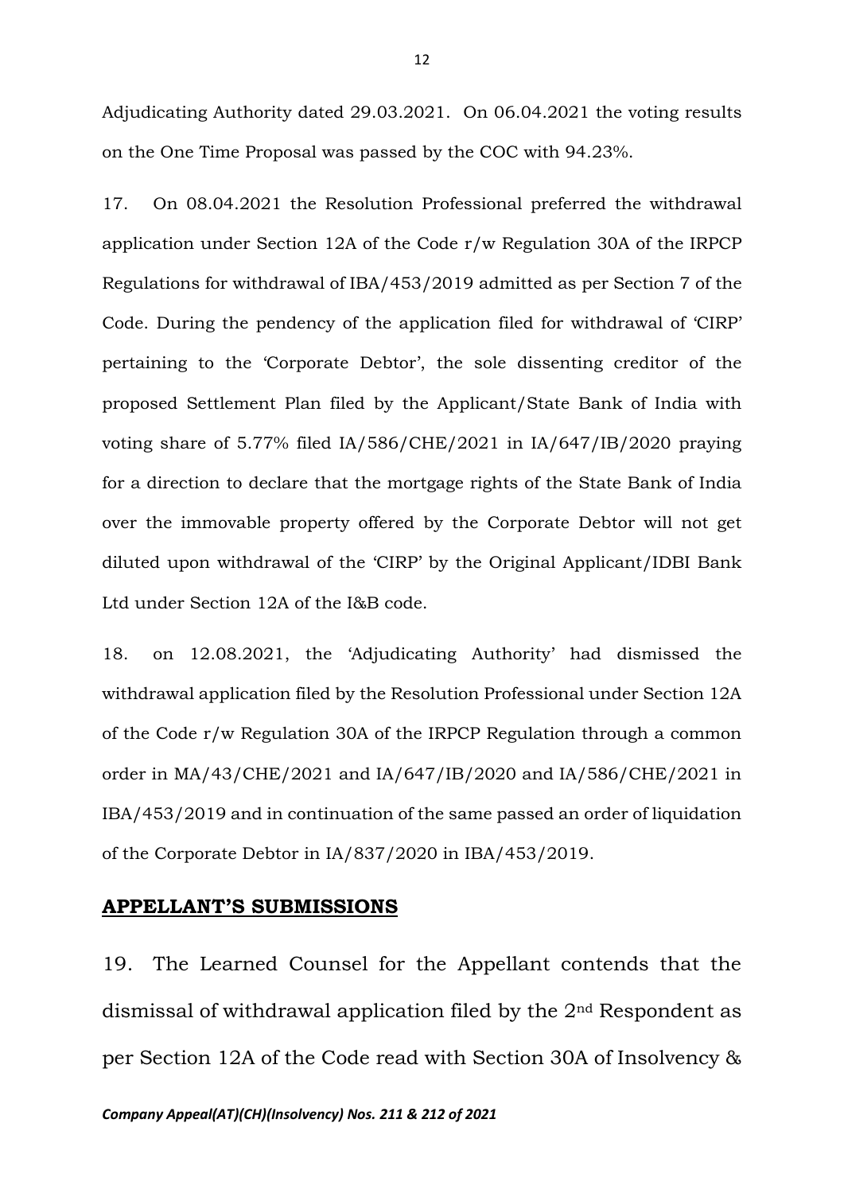Adjudicating Authority dated 29.03.2021. On 06.04.2021 the voting results on the One Time Proposal was passed by the COC with 94.23%.

17. On 08.04.2021 the Resolution Professional preferred the withdrawal application under Section 12A of the Code r/w Regulation 30A of the IRPCP Regulations for withdrawal of IBA/453/2019 admitted as per Section 7 of the Code. During the pendency of the application filed for withdrawal of 'CIRP' pertaining to the 'Corporate Debtor', the sole dissenting creditor of the proposed Settlement Plan filed by the Applicant/State Bank of India with voting share of 5.77% filed IA/586/CHE/2021 in IA/647/IB/2020 praying for a direction to declare that the mortgage rights of the State Bank of India over the immovable property offered by the Corporate Debtor will not get diluted upon withdrawal of the 'CIRP' by the Original Applicant/IDBI Bank Ltd under Section 12A of the I&B code.

18. on 12.08.2021, the 'Adjudicating Authority' had dismissed the withdrawal application filed by the Resolution Professional under Section 12A of the Code r/w Regulation 30A of the IRPCP Regulation through a common order in MA/43/CHE/2021 and IA/647/IB/2020 and IA/586/CHE/2021 in IBA/453/2019 and in continuation of the same passed an order of liquidation of the Corporate Debtor in IA/837/2020 in IBA/453/2019.

## APPELLANT'S SUBMISSIONS

19. The Learned Counsel for the Appellant contends that the dismissal of withdrawal application filed by the 2nd Respondent as per Section 12A of the Code read with Section 30A of Insolvency &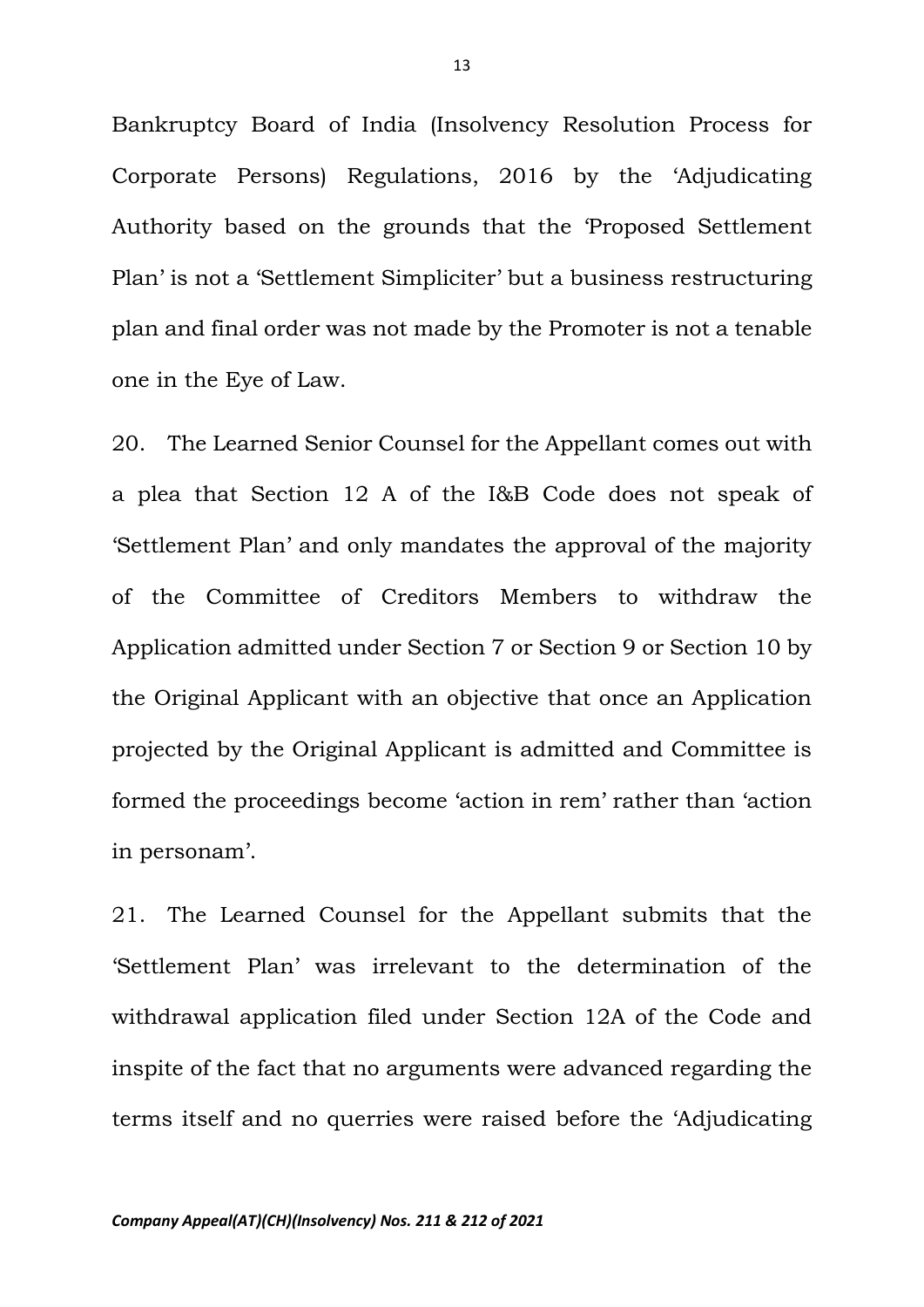Bankruptcy Board of India (Insolvency Resolution Process for Corporate Persons) Regulations, 2016 by the 'Adjudicating Authority based on the grounds that the 'Proposed Settlement Plan' is not a 'Settlement Simpliciter' but a business restructuring plan and final order was not made by the Promoter is not a tenable one in the Eye of Law.

20. The Learned Senior Counsel for the Appellant comes out with a plea that Section 12 A of the I&B Code does not speak of 'Settlement Plan' and only mandates the approval of the majority of the Committee of Creditors Members to withdraw the Application admitted under Section 7 or Section 9 or Section 10 by the Original Applicant with an objective that once an Application projected by the Original Applicant is admitted and Committee is formed the proceedings become 'action in rem' rather than 'action in personam'.

21. The Learned Counsel for the Appellant submits that the 'Settlement Plan' was irrelevant to the determination of the withdrawal application filed under Section 12A of the Code and inspite of the fact that no arguments were advanced regarding the terms itself and no querries were raised before the 'Adjudicating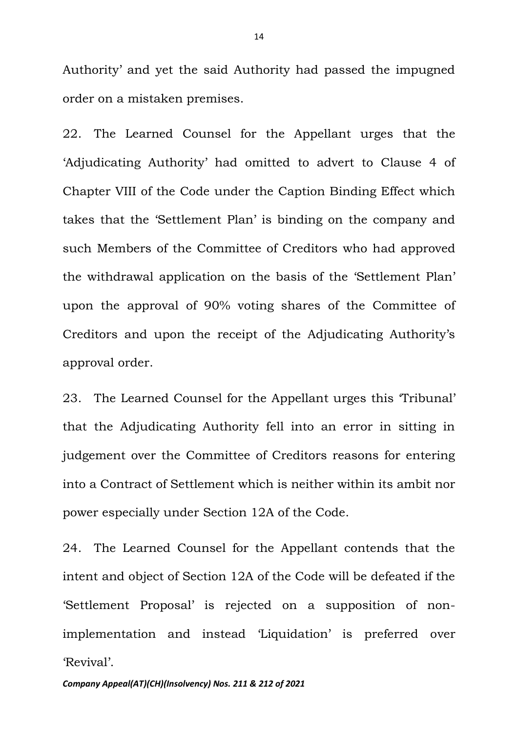Authority' and yet the said Authority had passed the impugned order on a mistaken premises.

22. The Learned Counsel for the Appellant urges that the 'Adjudicating Authority' had omitted to advert to Clause 4 of Chapter VIII of the Code under the Caption Binding Effect which takes that the 'Settlement Plan' is binding on the company and such Members of the Committee of Creditors who had approved the withdrawal application on the basis of the 'Settlement Plan' upon the approval of 90% voting shares of the Committee of Creditors and upon the receipt of the Adjudicating Authority's approval order.

23. The Learned Counsel for the Appellant urges this 'Tribunal' that the Adjudicating Authority fell into an error in sitting in judgement over the Committee of Creditors reasons for entering into a Contract of Settlement which is neither within its ambit nor power especially under Section 12A of the Code.

24. The Learned Counsel for the Appellant contends that the intent and object of Section 12A of the Code will be defeated if the 'Settlement Proposal' is rejected on a supposition of non-implementation and instead 'Liquidation' is preferred over 'Revival'.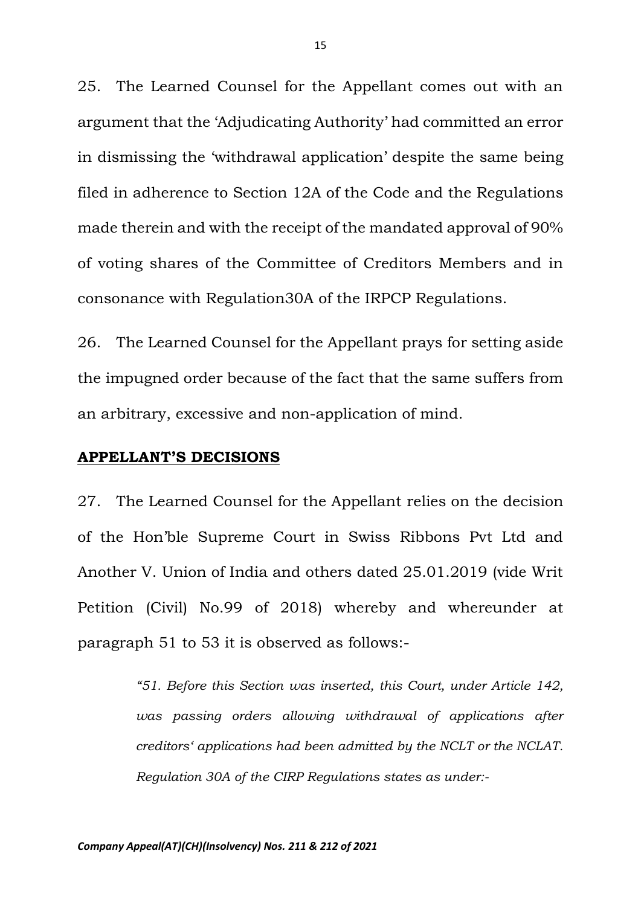25. The Learned Counsel for the Appellant comes out with an argument that the 'Adjudicating Authority' had committed an error in dismissing the 'withdrawal application' despite the same being filed in adherence to Section 12A of the Code and the Regulations made therein and with the receipt of the mandated approval of 90% of voting shares of the Committee of Creditors Members and in consonance with Regulation30A of the IRPCP Regulations.

26. The Learned Counsel for the Appellant prays for setting aside the impugned order because of the fact that the same suffers from an arbitrary, excessive and non-application of mind.

**APPELLANT'S DECISIONS**

27. The Learned Counsel for the Appellant relies on the decision of the Hon'ble Supreme Court in Swiss Ribbons Pvt Ltd and Another V. Union of India and others dated 25.01.2019 (vide Writ Petition (Civil) No.99 of 2018) whereby and whereunder at paragraph 51 to 53 it is observed as follows:-

> *"51. Before this Section was inserted, this Court, under Article 142, was passing orders allowing withdrawal of applications after creditors' applications had been admitted by the NCLT or the NCLAT. Regulation 30A of the CIRP Regulations states as under:-*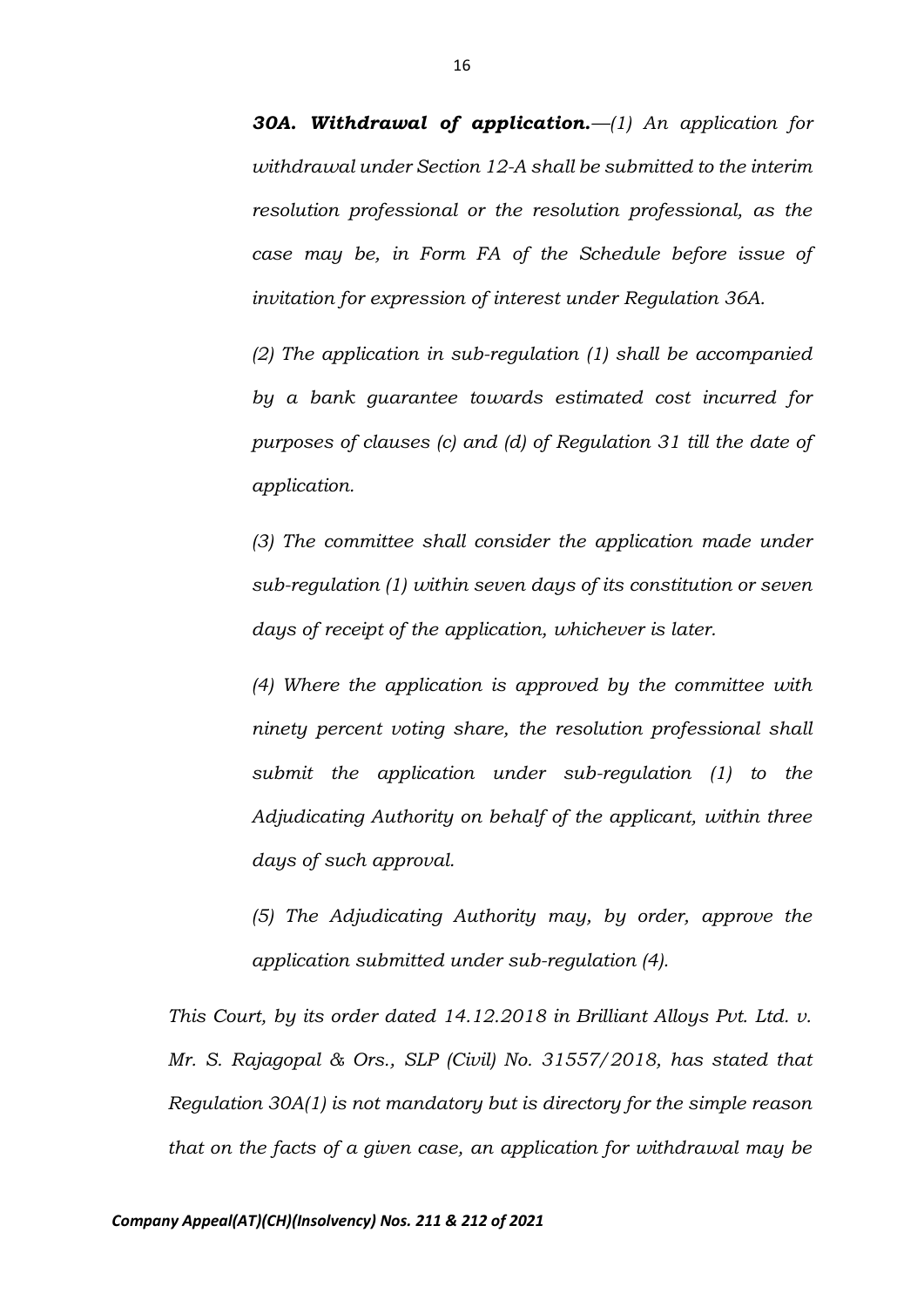***30A. Withdrawal of application.****—(1) An application for withdrawal under Section 12-A shall be submitted to the interim resolution professional or the resolution professional, as the case may be, in Form FA of the Schedule before issue of invitation for expression of interest under Regulation 36A.*

*(2) The application in sub-regulation (1) shall be accompanied by a bank guarantee towards estimated cost incurred for purposes of clauses (c) and (d) of Regulation 31 till the date of application.*

*(3) The committee shall consider the application made under sub-regulation (1) within seven days of its constitution or seven days of receipt of the application, whichever is later.*

*(4) Where the application is approved by the committee with ninety percent voting share, the resolution professional shall submit the application under sub-regulation (1) to the Adjudicating Authority on behalf of the applicant, within three days of such approval.*

*(5) The Adjudicating Authority may, by order, approve the application submitted under sub-regulation (4).*

*This Court, by its order dated 14.12.2018 in Brilliant Alloys Pvt. Ltd. v. Mr. S. Rajagopal & Ors., SLP (Civil) No. 31557/2018, has stated that Regulation 30A(1) is not mandatory but is directory for the simple reason that on the facts of a given case, an application for withdrawal may be*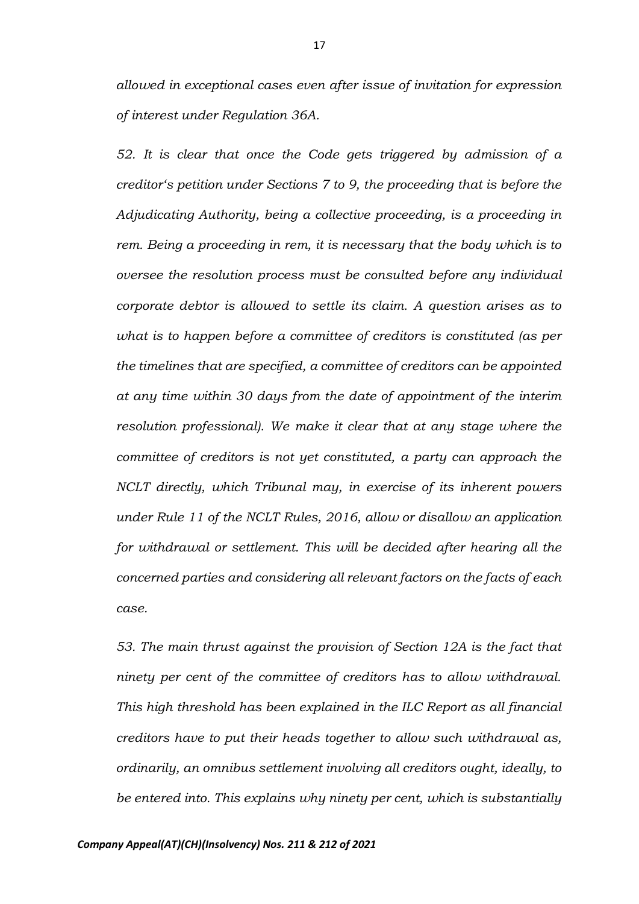*allowed in exceptional cases even after issue of invitation for expression of interest under Regulation 36A.*

*52. It is clear that once the Code gets triggered by admission of a creditor's petition under Sections 7 to 9, the proceeding that is before the Adjudicating Authority, being a collective proceeding, is a proceeding in rem. Being a proceeding in rem, it is necessary that the body which is to oversee the resolution process must be consulted before any individual corporate debtor is allowed to settle its claim. A question arises as to what is to happen before a committee of creditors is constituted (as per the timelines that are specified, a committee of creditors can be appointed at any time within 30 days from the date of appointment of the interim resolution professional). We make it clear that at any stage where the committee of creditors is not yet constituted, a party can approach the NCLT directly, which Tribunal may, in exercise of its inherent powers under Rule 11 of the NCLT Rules, 2016, allow or disallow an application for withdrawal or settlement. This will be decided after hearing all the concerned parties and considering all relevant factors on the facts of each case.*

*53. The main thrust against the provision of Section 12A is the fact that ninety per cent of the committee of creditors has to allow withdrawal. This high threshold has been explained in the ILC Report as all financial creditors have to put their heads together to allow such withdrawal as, ordinarily, an omnibus settlement involving all creditors ought, ideally, to be entered into. This explains why ninety per cent, which is substantially*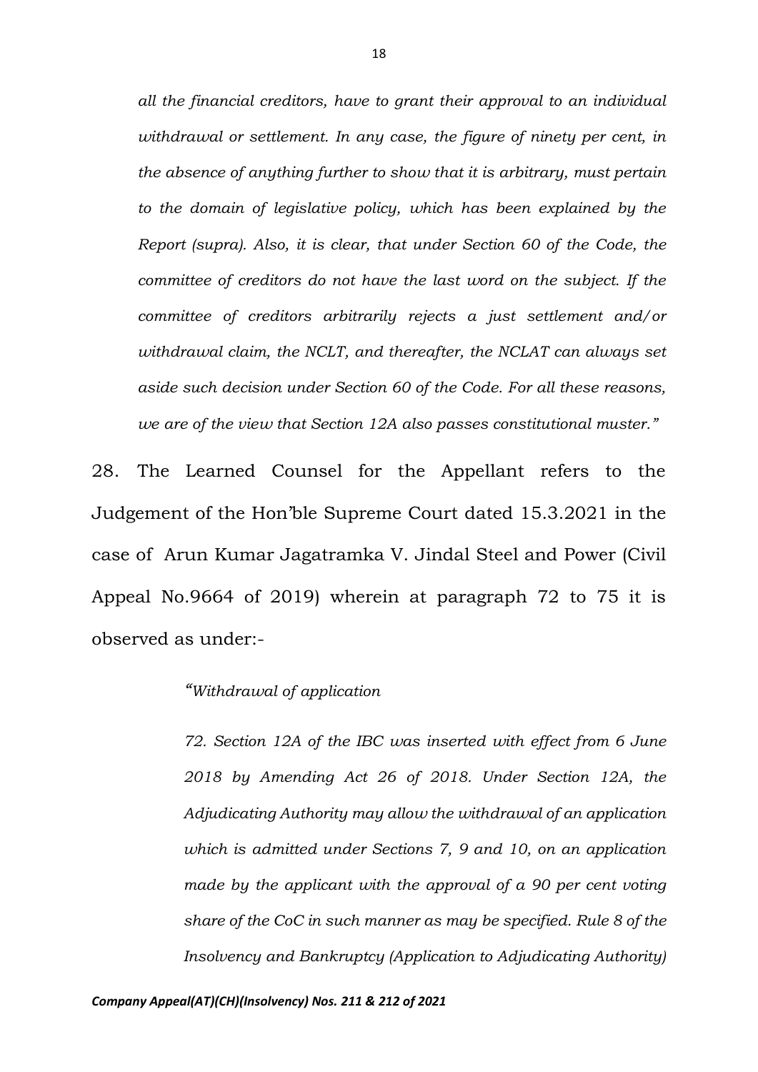*all the financial creditors, have to grant their approval to an individual withdrawal or settlement. In any case, the figure of ninety per cent, in the absence of anything further to show that it is arbitrary, must pertain to the domain of legislative policy, which has been explained by the Report (supra). Also, it is clear, that under Section 60 of the Code, the committee of creditors do not have the last word on the subject. If the committee of creditors arbitrarily rejects a just settlement and/or withdrawal claim, the NCLT, and thereafter, the NCLAT can always set aside such decision under Section 60 of the Code. For all these reasons, we are of the view that Section 12A also passes constitutional muster."*

28. The Learned Counsel for the Appellant refers to the Judgement of the Hon'ble Supreme Court dated 15.3.2021 in the case of Arun Kumar Jagatramka V. Jindal Steel and Power (Civil Appeal No.9664 of 2019) wherein at paragraph 72 to 75 it is observed as under:-

> *"Withdrawal of application*
>
> *72. Section 12A of the IBC was inserted with effect from 6 June 2018 by Amending Act 26 of 2018. Under Section 12A, the Adjudicating Authority may allow the withdrawal of an application which is admitted under Sections 7, 9 and 10, on an application made by the applicant with the approval of a 90 per cent voting share of the CoC in such manner as may be specified. Rule 8 of the Insolvency and Bankruptcy (Application to Adjudicating Authority)*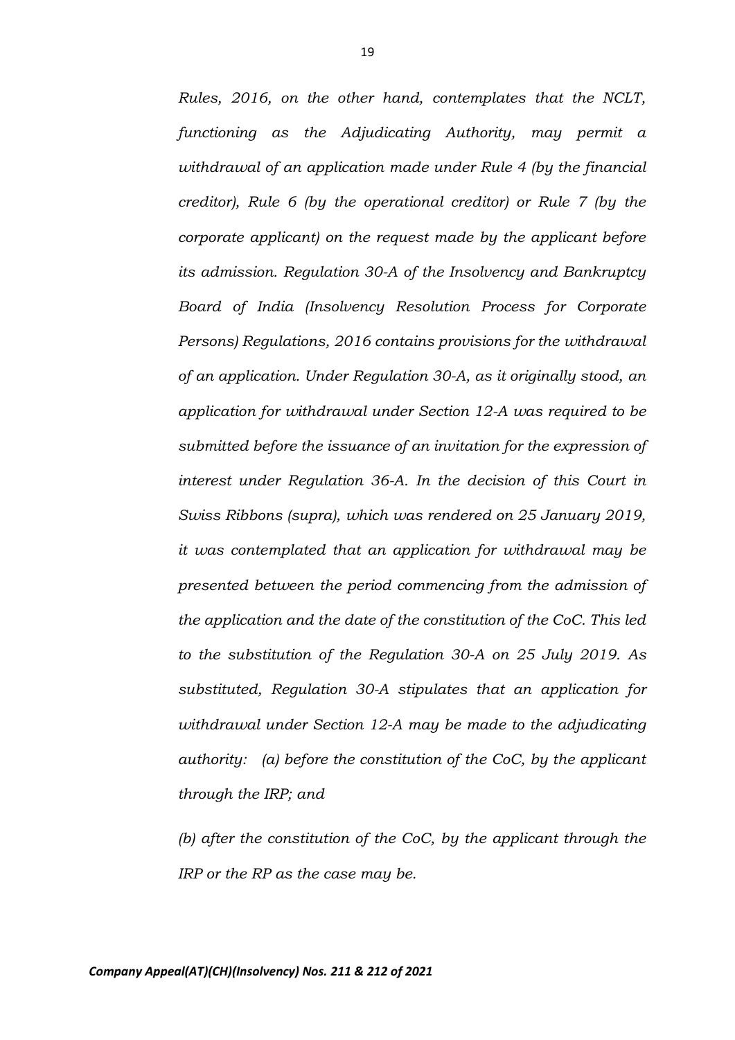*Rules, 2016, on the other hand, contemplates that the NCLT, functioning as the Adjudicating Authority, may permit a withdrawal of an application made under Rule 4 (by the financial creditor), Rule 6 (by the operational creditor) or Rule 7 (by the corporate applicant) on the request made by the applicant before its admission. Regulation 30-A of the Insolvency and Bankruptcy Board of India (Insolvency Resolution Process for Corporate Persons) Regulations, 2016 contains provisions for the withdrawal of an application. Under Regulation 30-A, as it originally stood, an application for withdrawal under Section 12-A was required to be submitted before the issuance of an invitation for the expression of interest under Regulation 36-A. In the decision of this Court in Swiss Ribbons (supra), which was rendered on 25 January 2019, it was contemplated that an application for withdrawal may be presented between the period commencing from the admission of the application and the date of the constitution of the CoC. This led to the substitution of the Regulation 30-A on 25 July 2019. As substituted, Regulation 30-A stipulates that an application for withdrawal under Section 12-A may be made to the adjudicating authority: (a) before the constitution of the CoC, by the applicant through the IRP; and*

*(b) after the constitution of the CoC, by the applicant through the IRP or the RP as the case may be.*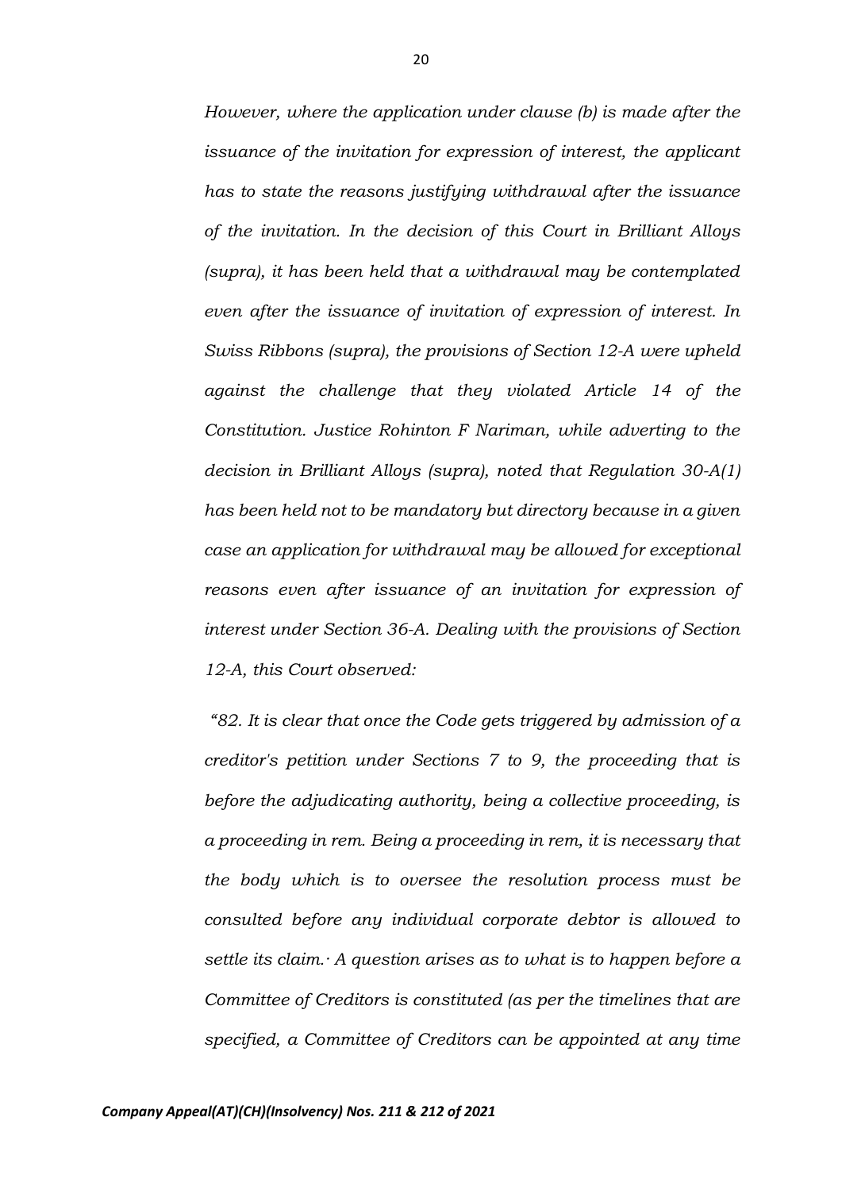*However, where the application under clause (b) is made after the issuance of the invitation for expression of interest, the applicant has to state the reasons justifying withdrawal after the issuance of the invitation. In the decision of this Court in Brilliant Alloys (supra), it has been held that a withdrawal may be contemplated even after the issuance of invitation of expression of interest. In Swiss Ribbons (supra), the provisions of Section 12-A were upheld against the challenge that they violated Article 14 of the Constitution. Justice Rohinton F Nariman, while adverting to the decision in Brilliant Alloys (supra), noted that Regulation 30-A(1) has been held not to be mandatory but directory because in a given case an application for withdrawal may be allowed for exceptional reasons even after issuance of an invitation for expression of interest under Section 36-A. Dealing with the provisions of Section 12-A, this Court observed:*

*"82. It is clear that once the Code gets triggered by admission of a creditor's petition under Sections 7 to 9, the proceeding that is before the adjudicating authority, being a collective proceeding, is a proceeding in rem. Being a proceeding in rem, it is necessary that the body which is to oversee the resolution process must be consulted before any individual corporate debtor is allowed to settle its claim.· A question arises as to what is to happen before a Committee of Creditors is constituted (as per the timelines that are specified, a Committee of Creditors can be appointed at any time*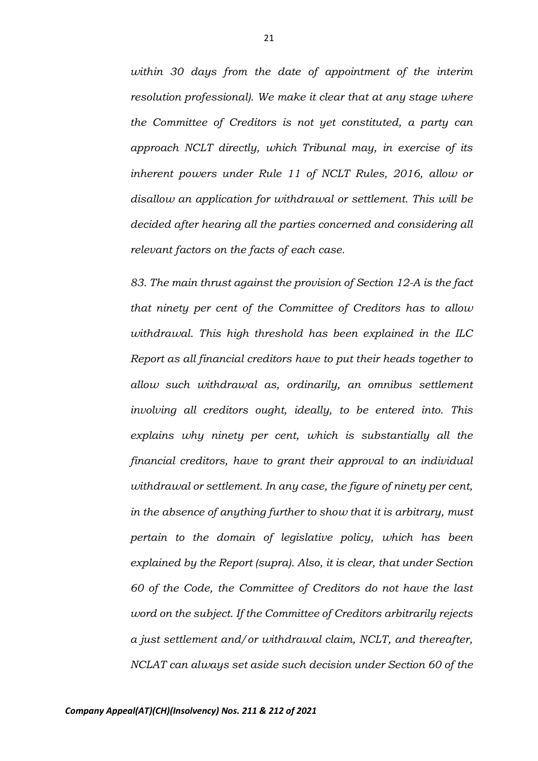*within 30 days from the date of appointment of the interim resolution professional). We make it clear that at any stage where the Committee of Creditors is not yet constituted, a party can approach NCLT directly, which Tribunal may, in exercise of its inherent powers under Rule 11 of NCLT Rules, 2016, allow or disallow an application for withdrawal or settlement. This will be decided after hearing all the parties concerned and considering all relevant factors on the facts of each case.*

*83. The main thrust against the provision of Section 12-A is the fact that ninety per cent of the Committee of Creditors has to allow withdrawal. This high threshold has been explained in the ILC Report as all financial creditors have to put their heads together to allow such withdrawal as, ordinarily, an omnibus settlement involving all creditors ought, ideally, to be entered into. This explains why ninety per cent, which is substantially all the financial creditors, have to grant their approval to an individual withdrawal or settlement. In any case, the figure of ninety per cent, in the absence of anything further to show that it is arbitrary, must pertain to the domain of legislative policy, which has been explained by the Report (supra). Also, it is clear, that under Section 60 of the Code, the Committee of Creditors do not have the last word on the subject. If the Committee of Creditors arbitrarily rejects a just settlement and/or withdrawal claim, NCLT, and thereafter, NCLAT can always set aside such decision under Section 60 of the*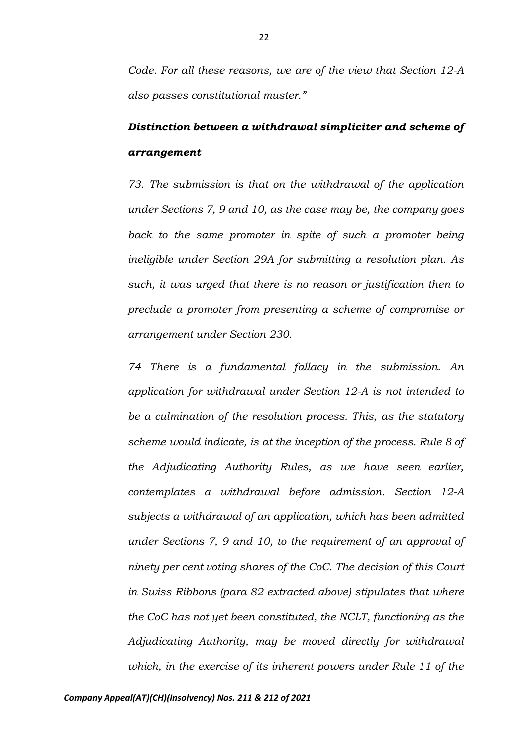*Code. For all these reasons, we are of the view that Section 12-A also passes constitutional muster."*

### ***Distinction between a withdrawal simpliciter and scheme of arrangement***

*73. The submission is that on the withdrawal of the application under Sections 7, 9 and 10, as the case may be, the company goes back to the same promoter in spite of such a promoter being ineligible under Section 29A for submitting a resolution plan. As such, it was urged that there is no reason or justification then to preclude a promoter from presenting a scheme of compromise or arrangement under Section 230.*

*74 There is a fundamental fallacy in the submission. An application for withdrawal under Section 12-A is not intended to be a culmination of the resolution process. This, as the statutory scheme would indicate, is at the inception of the process. Rule 8 of the Adjudicating Authority Rules, as we have seen earlier, contemplates a withdrawal before admission. Section 12-A subjects a withdrawal of an application, which has been admitted under Sections 7, 9 and 10, to the requirement of an approval of ninety per cent voting shares of the CoC. The decision of this Court in Swiss Ribbons (para 82 extracted above) stipulates that where the CoC has not yet been constituted, the NCLT, functioning as the Adjudicating Authority, may be moved directly for withdrawal which, in the exercise of its inherent powers under Rule 11 of the*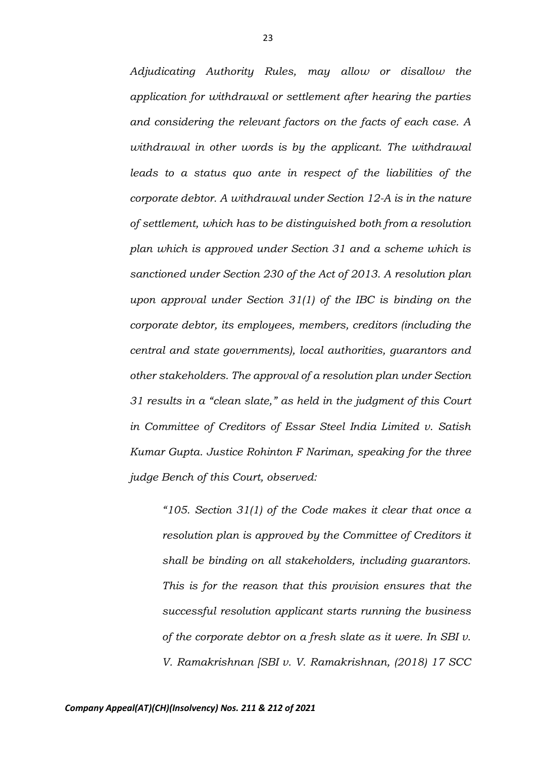*Adjudicating Authority Rules, may allow or disallow the application for withdrawal or settlement after hearing the parties and considering the relevant factors on the facts of each case. A withdrawal in other words is by the applicant. The withdrawal leads to a status quo ante in respect of the liabilities of the corporate debtor. A withdrawal under Section 12-A is in the nature of settlement, which has to be distinguished both from a resolution plan which is approved under Section 31 and a scheme which is sanctioned under Section 230 of the Act of 2013. A resolution plan upon approval under Section 31(1) of the IBC is binding on the corporate debtor, its employees, members, creditors (including the central and state governments), local authorities, guarantors and other stakeholders. The approval of a resolution plan under Section 31 results in a "clean slate," as held in the judgment of this Court in Committee of Creditors of Essar Steel India Limited v. Satish Kumar Gupta. Justice Rohinton F Nariman, speaking for the three judge Bench of this Court, observed:*

> *"105. Section 31(1) of the Code makes it clear that once a resolution plan is approved by the Committee of Creditors it shall be binding on all stakeholders, including guarantors. This is for the reason that this provision ensures that the successful resolution applicant starts running the business of the corporate debtor on a fresh slate as it were. In SBI v. V. Ramakrishnan [SBI v. V. Ramakrishnan, (2018) 17 SCC*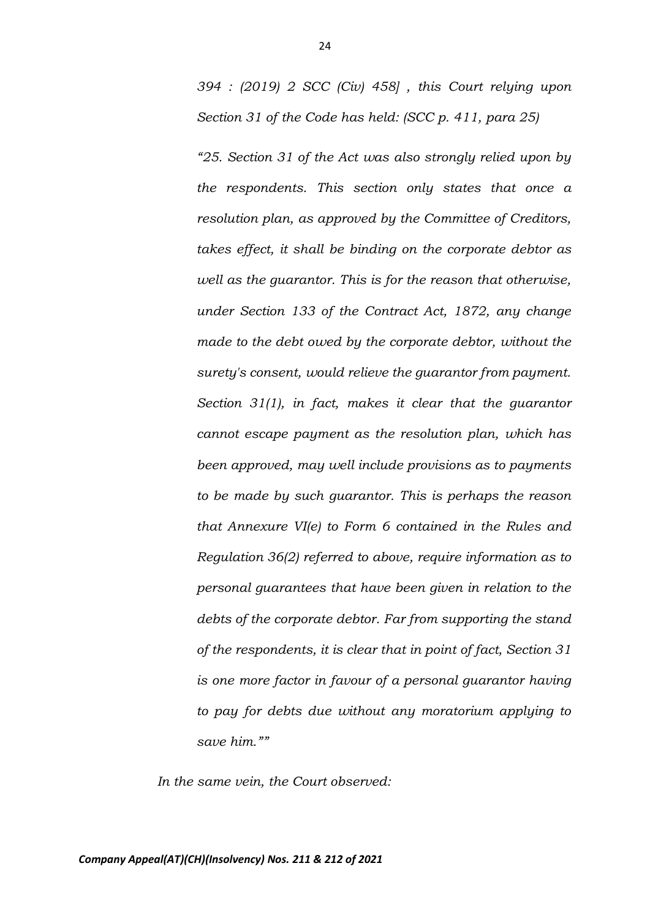*394 : (2019) 2 SCC (Civ) 458] , this Court relying upon Section 31 of the Code has held: (SCC p. 411, para 25)*

*"25. Section 31 of the Act was also strongly relied upon by the respondents. This section only states that once a resolution plan, as approved by the Committee of Creditors, takes effect, it shall be binding on the corporate debtor as well as the guarantor. This is for the reason that otherwise, under Section 133 of the Contract Act, 1872, any change made to the debt owed by the corporate debtor, without the surety's consent, would relieve the guarantor from payment. Section 31(1), in fact, makes it clear that the guarantor cannot escape payment as the resolution plan, which has been approved, may well include provisions as to payments to be made by such guarantor. This is perhaps the reason that Annexure VI(e) to Form 6 contained in the Rules and Regulation 36(2) referred to above, require information as to personal guarantees that have been given in relation to the debts of the corporate debtor. Far from supporting the stand of the respondents, it is clear that in point of fact, Section 31 is one more factor in favour of a personal guarantor having to pay for debts due without any moratorium applying to save him.""*

*In the same vein, the Court observed:*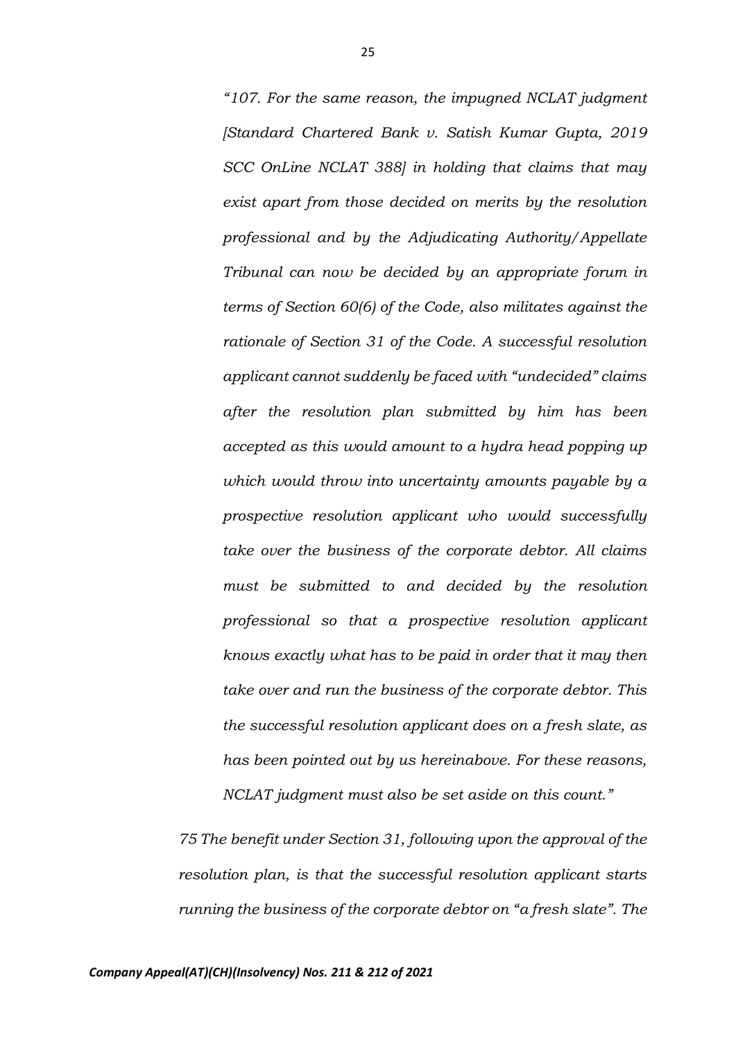*"107. For the same reason, the impugned NCLAT judgment [Standard Chartered Bank v. Satish Kumar Gupta, 2019 SCC OnLine NCLAT 388] in holding that claims that may exist apart from those decided on merits by the resolution professional and by the Adjudicating Authority/Appellate Tribunal can now be decided by an appropriate forum in terms of Section 60(6) of the Code, also militates against the rationale of Section 31 of the Code. A successful resolution applicant cannot suddenly be faced with "undecided" claims after the resolution plan submitted by him has been accepted as this would amount to a hydra head popping up which would throw into uncertainty amounts payable by a prospective resolution applicant who would successfully take over the business of the corporate debtor. All claims must be submitted to and decided by the resolution professional so that a prospective resolution applicant knows exactly what has to be paid in order that it may then take over and run the business of the corporate debtor. This the successful resolution applicant does on a fresh slate, as has been pointed out by us hereinabove. For these reasons, NCLAT judgment must also be set aside on this count."*

*75 The benefit under Section 31, following upon the approval of the resolution plan, is that the successful resolution applicant starts running the business of the corporate debtor on "a fresh slate". The*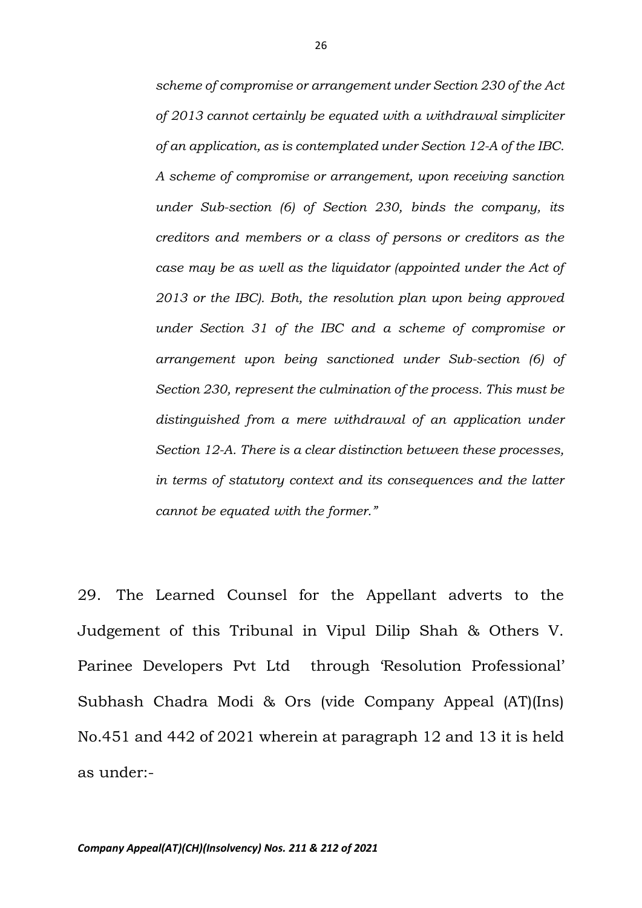*scheme of compromise or arrangement under Section 230 of the Act of 2013 cannot certainly be equated with a withdrawal simpliciter of an application, as is contemplated under Section 12-A of the IBC. A scheme of compromise or arrangement, upon receiving sanction under Sub-section (6) of Section 230, binds the company, its creditors and members or a class of persons or creditors as the case may be as well as the liquidator (appointed under the Act of 2013 or the IBC). Both, the resolution plan upon being approved under Section 31 of the IBC and a scheme of compromise or arrangement upon being sanctioned under Sub-section (6) of Section 230, represent the culmination of the process. This must be distinguished from a mere withdrawal of an application under Section 12-A. There is a clear distinction between these processes, in terms of statutory context and its consequences and the latter cannot be equated with the former."*

29. The Learned Counsel for the Appellant adverts to the Judgement of this Tribunal in Vipul Dilip Shah & Others V. Parinee Developers Pvt Ltd through 'Resolution Professional' Subhash Chadra Modi & Ors (vide Company Appeal (AT)(Ins) No.451 and 442 of 2021 wherein at paragraph 12 and 13 it is held as under:-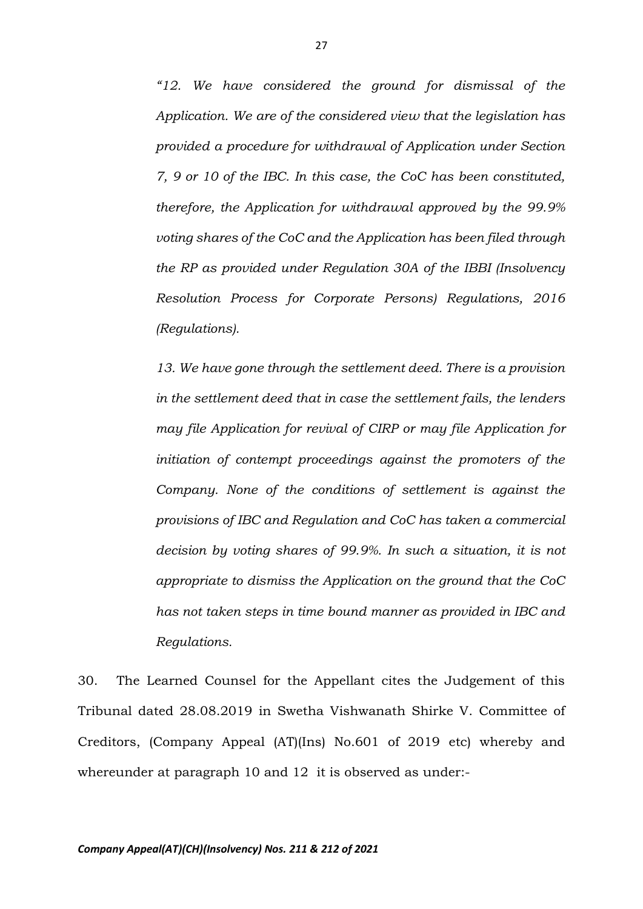*"12. We have considered the ground for dismissal of the Application. We are of the considered view that the legislation has provided a procedure for withdrawal of Application under Section 7, 9 or 10 of the IBC. In this case, the CoC has been constituted, therefore, the Application for withdrawal approved by the 99.9% voting shares of the CoC and the Application has been filed through the RP as provided under Regulation 30A of the IBBI (Insolvency Resolution Process for Corporate Persons) Regulations, 2016 (Regulations).*

*13. We have gone through the settlement deed. There is a provision in the settlement deed that in case the settlement fails, the lenders may file Application for revival of CIRP or may file Application for initiation of contempt proceedings against the promoters of the Company. None of the conditions of settlement is against the provisions of IBC and Regulation and CoC has taken a commercial decision by voting shares of 99.9%. In such a situation, it is not appropriate to dismiss the Application on the ground that the CoC has not taken steps in time bound manner as provided in IBC and Regulations.*

30. The Learned Counsel for the Appellant cites the Judgement of this Tribunal dated 28.08.2019 in Swetha Vishwanath Shirke V. Committee of Creditors, (Company Appeal (AT)(Ins) No.601 of 2019 etc) whereby and whereunder at paragraph 10 and 12 it is observed as under:-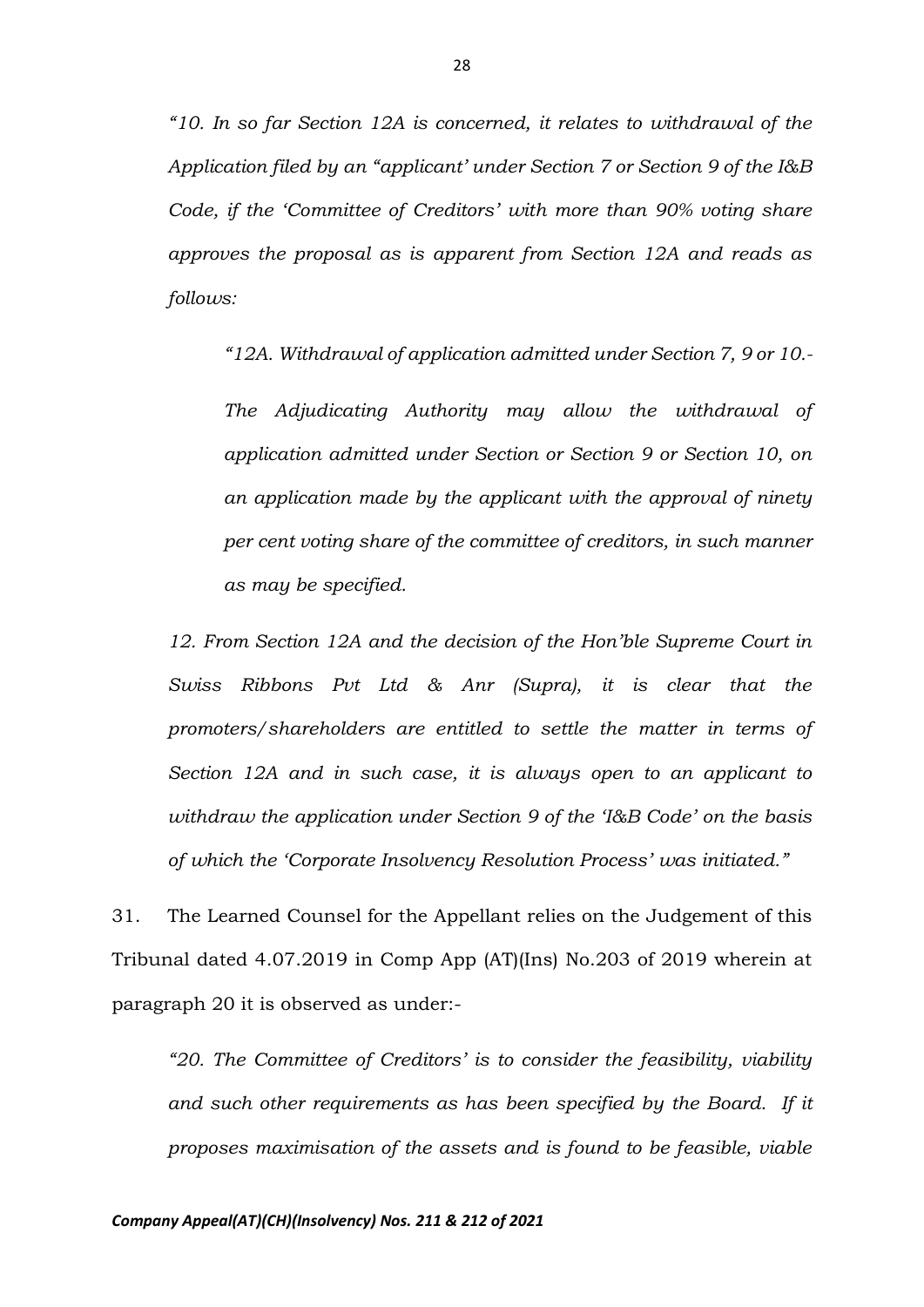*"10. In so far Section 12A is concerned, it relates to withdrawal of the Application filed by an "applicant' under Section 7 or Section 9 of the I&B Code, if the 'Committee of Creditors' with more than 90% voting share approves the proposal as is apparent from Section 12A and reads as follows:*

> *"12A. Withdrawal of application admitted under Section 7, 9 or 10.-*
>
> *The Adjudicating Authority may allow the withdrawal of application admitted under Section or Section 9 or Section 10, on an application made by the applicant with the approval of ninety per cent voting share of the committee of creditors, in such manner as may be specified.*

*12. From Section 12A and the decision of the Hon'ble Supreme Court in Swiss Ribbons Pvt Ltd & Anr (Supra), it is clear that the promoters/shareholders are entitled to settle the matter in terms of Section 12A and in such case, it is always open to an applicant to withdraw the application under Section 9 of the 'I&B Code' on the basis of which the 'Corporate Insolvency Resolution Process' was initiated."*

31. The Learned Counsel for the Appellant relies on the Judgement of this Tribunal dated 4.07.2019 in Comp App (AT)(Ins) No.203 of 2019 wherein at paragraph 20 it is observed as under:-

> *"20. The Committee of Creditors' is to consider the feasibility, viability and such other requirements as has been specified by the Board. If it proposes maximisation of the assets and is found to be feasible, viable*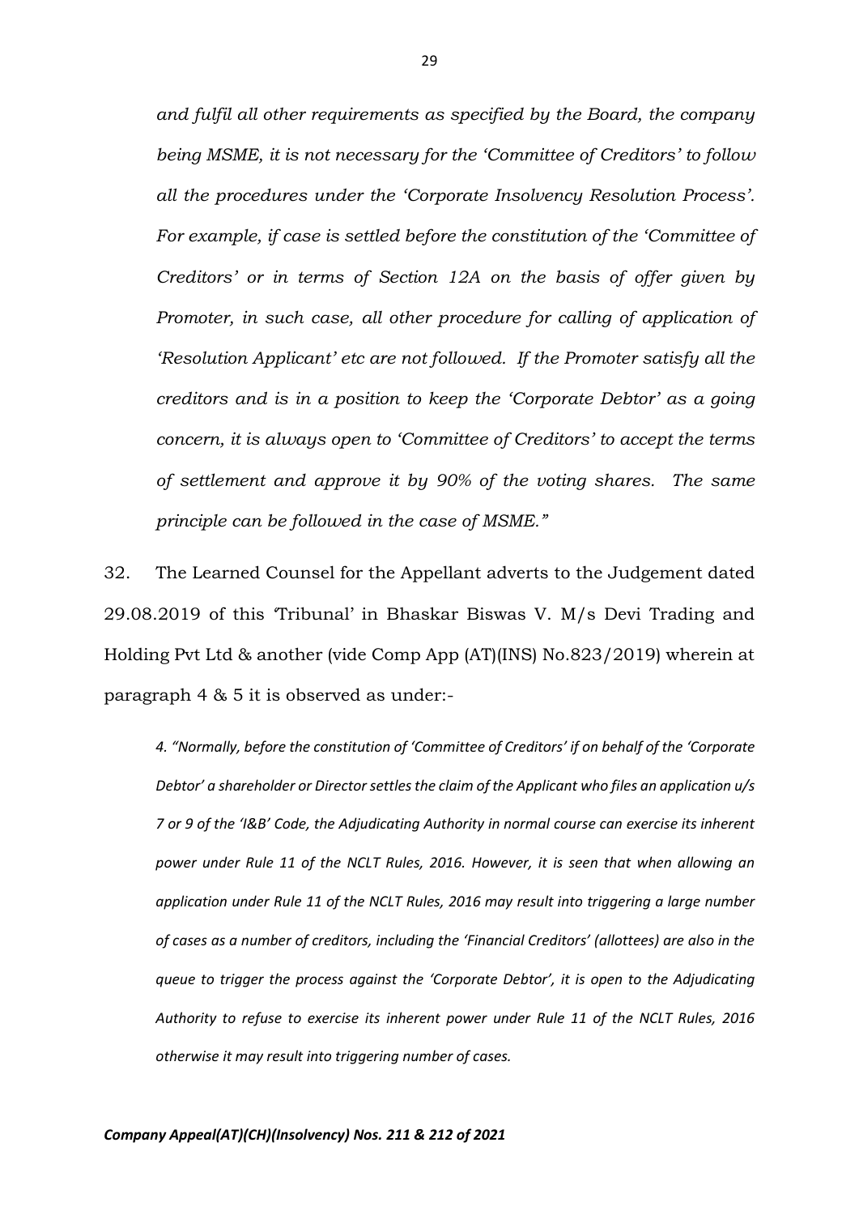*and fulfil all other requirements as specified by the Board, the company being MSME, it is not necessary for the 'Committee of Creditors' to follow all the procedures under the 'Corporate Insolvency Resolution Process'. For example, if case is settled before the constitution of the 'Committee of Creditors' or in terms of Section 12A on the basis of offer given by Promoter, in such case, all other procedure for calling of application of 'Resolution Applicant' etc are not followed. If the Promoter satisfy all the creditors and is in a position to keep the 'Corporate Debtor' as a going concern, it is always open to 'Committee of Creditors' to accept the terms of settlement and approve it by 90% of the voting shares. The same principle can be followed in the case of MSME."*

32. The Learned Counsel for the Appellant adverts to the Judgement dated 29.08.2019 of this 'Tribunal' in Bhaskar Biswas V. M/s Devi Trading and Holding Pvt Ltd & another (vide Comp App (AT)(INS) No.823/2019) wherein at paragraph 4 & 5 it is observed as under:-

*4. "Normally, before the constitution of 'Committee of Creditors' if on behalf of the 'Corporate Debtor' a shareholder or Director settles the claim of the Applicant who files an application u/s 7 or 9 of the 'I&B' Code, the Adjudicating Authority in normal course can exercise its inherent power under Rule 11 of the NCLT Rules, 2016. However, it is seen that when allowing an application under Rule 11 of the NCLT Rules, 2016 may result into triggering a large number of cases as a number of creditors, including the 'Financial Creditors' (allottees) are also in the queue to trigger the process against the 'Corporate Debtor', it is open to the Adjudicating Authority to refuse to exercise its inherent power under Rule 11 of the NCLT Rules, 2016 otherwise it may result into triggering number of cases.*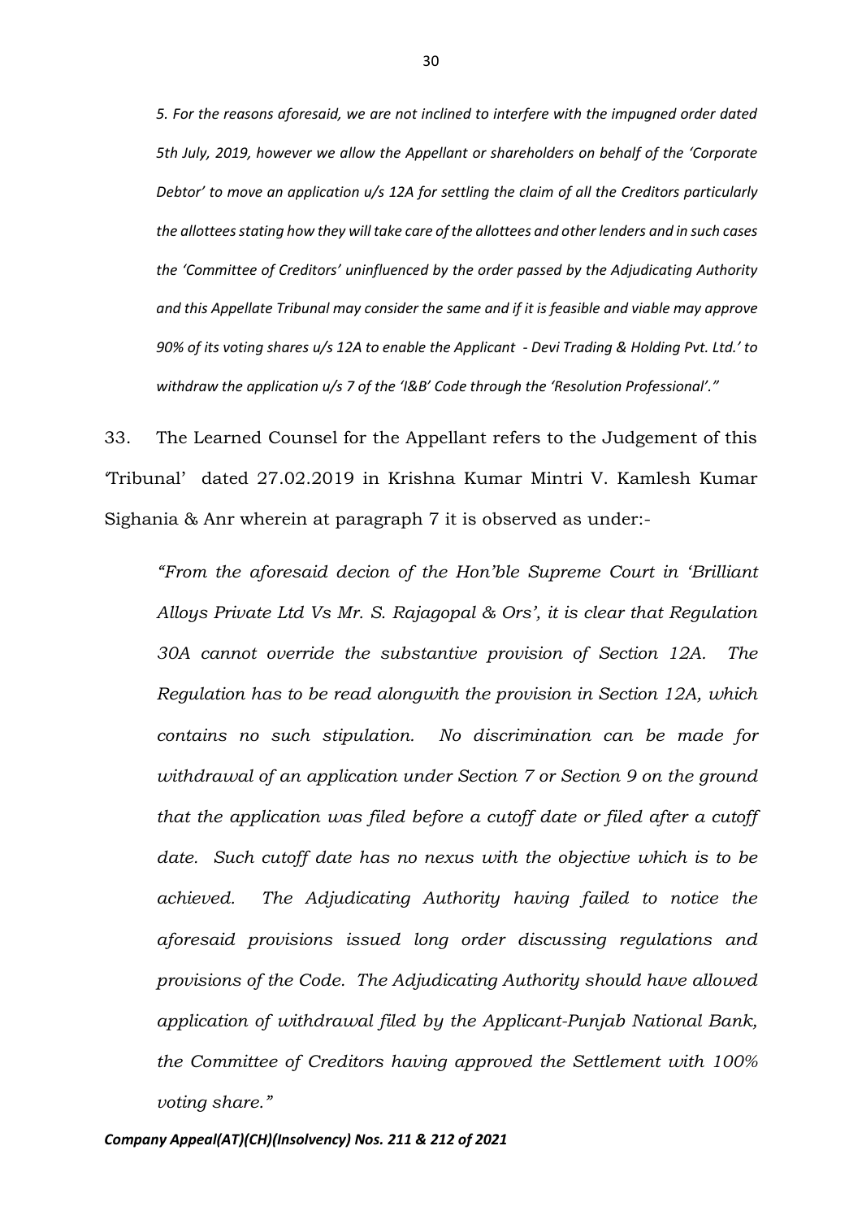*5. For the reasons aforesaid, we are not inclined to interfere with the impugned order dated 5th July, 2019, however we allow the Appellant or shareholders on behalf of the 'Corporate Debtor' to move an application u/s 12A for settling the claim of all the Creditors particularly the allottees stating how they will take care of the allottees and other lenders and in such cases the 'Committee of Creditors' uninfluenced by the order passed by the Adjudicating Authority and this Appellate Tribunal may consider the same and if it is feasible and viable may approve 90% of its voting shares u/s 12A to enable the Applicant - Devi Trading & Holding Pvt. Ltd.' to withdraw the application u/s 7 of the 'I&B' Code through the 'Resolution Professional'."*

33. The Learned Counsel for the Appellant refers to the Judgement of this 'Tribunal' dated 27.02.2019 in Krishna Kumar Mintri V. Kamlesh Kumar Sighania & Anr wherein at paragraph 7 it is observed as under:-

*"From the aforesaid decion of the Hon'ble Supreme Court in 'Brilliant Alloys Private Ltd Vs Mr. S. Rajagopal & Ors', it is clear that Regulation 30A cannot override the substantive provision of Section 12A. The Regulation has to be read alongwith the provision in Section 12A, which contains no such stipulation. No discrimination can be made for withdrawal of an application under Section 7 or Section 9 on the ground that the application was filed before a cutoff date or filed after a cutoff date. Such cutoff date has no nexus with the objective which is to be achieved. The Adjudicating Authority having failed to notice the aforesaid provisions issued long order discussing regulations and provisions of the Code. The Adjudicating Authority should have allowed application of withdrawal filed by the Applicant-Punjab National Bank, the Committee of Creditors having approved the Settlement with 100% voting share."*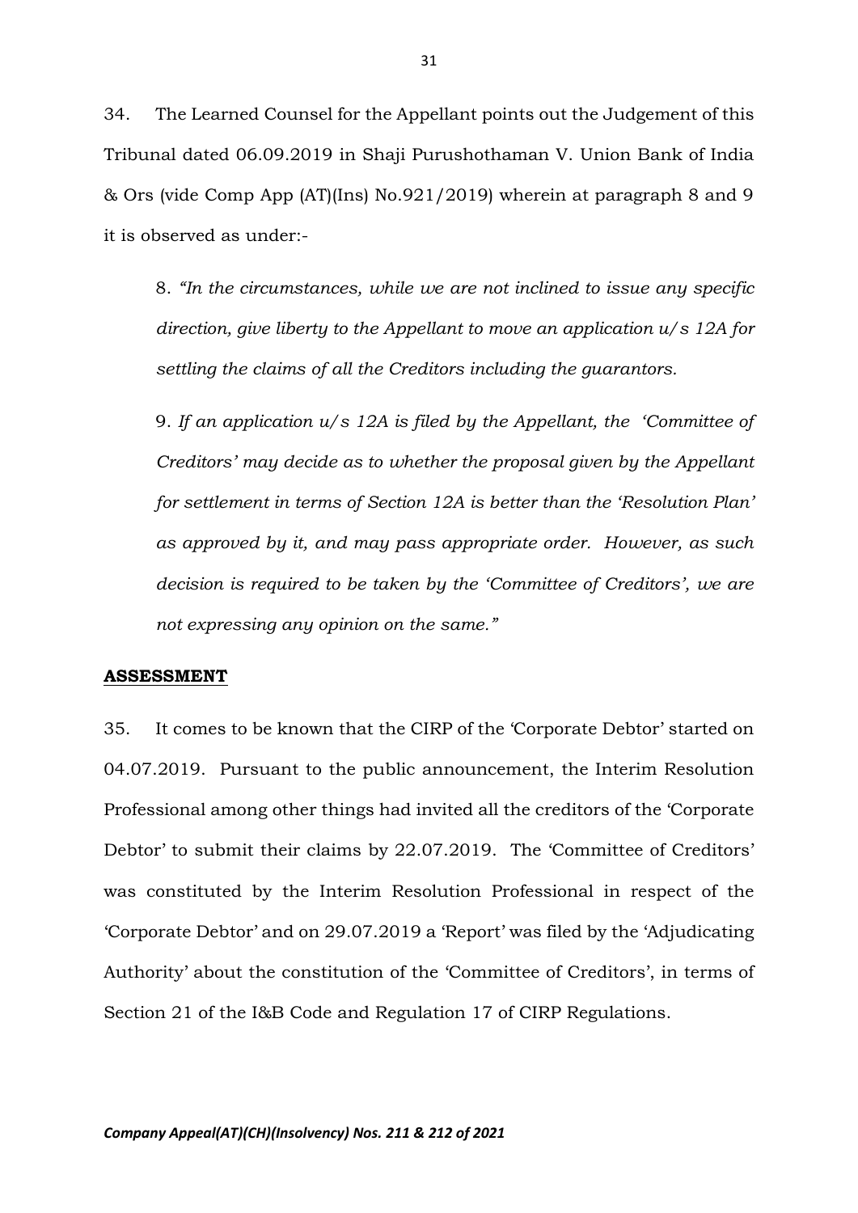34. The Learned Counsel for the Appellant points out the Judgement of this Tribunal dated 06.09.2019 in Shaji Purushothaman V. Union Bank of India & Ors (vide Comp App (AT)(Ins) No.921/2019) wherein at paragraph 8 and 9 it is observed as under:-

> 8. *"In the circumstances, while we are not inclined to issue any specific direction, give liberty to the Appellant to move an application u/s 12A for settling the claims of all the Creditors including the guarantors.*
>
> 9. *If an application u/s 12A is filed by the Appellant, the 'Committee of Creditors' may decide as to whether the proposal given by the Appellant for settlement in terms of Section 12A is better than the 'Resolution Plan' as approved by it, and may pass appropriate order. However, as such decision is required to be taken by the 'Committee of Creditors', we are not expressing any opinion on the same."*

**ASSESSMENT**

35. It comes to be known that the CIRP of the 'Corporate Debtor' started on 04.07.2019. Pursuant to the public announcement, the Interim Resolution Professional among other things had invited all the creditors of the 'Corporate Debtor' to submit their claims by 22.07.2019. The 'Committee of Creditors' was constituted by the Interim Resolution Professional in respect of the 'Corporate Debtor' and on 29.07.2019 a 'Report' was filed by the 'Adjudicating Authority' about the constitution of the 'Committee of Creditors', in terms of Section 21 of the I&B Code and Regulation 17 of CIRP Regulations.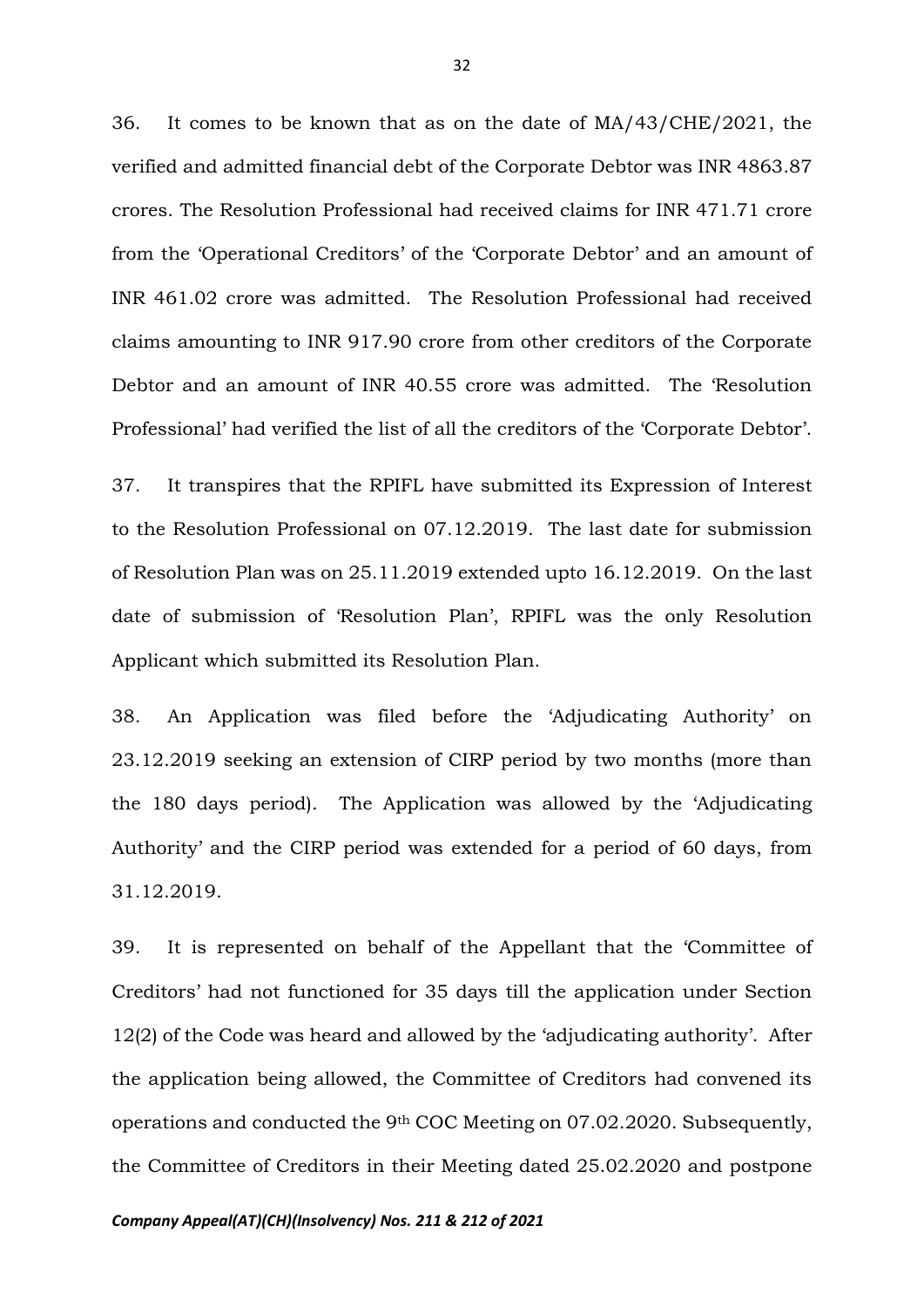36. It comes to be known that as on the date of MA/43/CHE/2021, the verified and admitted financial debt of the Corporate Debtor was INR 4863.87 crores. The Resolution Professional had received claims for INR 471.71 crore from the 'Operational Creditors' of the 'Corporate Debtor' and an amount of INR 461.02 crore was admitted. The Resolution Professional had received claims amounting to INR 917.90 crore from other creditors of the Corporate Debtor and an amount of INR 40.55 crore was admitted. The 'Resolution Professional' had verified the list of all the creditors of the 'Corporate Debtor'.

37. It transpires that the RPIFL have submitted its Expression of Interest to the Resolution Professional on 07.12.2019. The last date for submission of Resolution Plan was on 25.11.2019 extended upto 16.12.2019. On the last date of submission of 'Resolution Plan', RPIFL was the only Resolution Applicant which submitted its Resolution Plan.

38. An Application was filed before the 'Adjudicating Authority' on 23.12.2019 seeking an extension of CIRP period by two months (more than the 180 days period). The Application was allowed by the 'Adjudicating Authority' and the CIRP period was extended for a period of 60 days, from 31.12.2019.

39. It is represented on behalf of the Appellant that the 'Committee of Creditors' had not functioned for 35 days till the application under Section 12(2) of the Code was heard and allowed by the 'adjudicating authority'. After the application being allowed, the Committee of Creditors had convened its operations and conducted the 9th COC Meeting on 07.02.2020. Subsequently, the Committee of Creditors in their Meeting dated 25.02.2020 and postpone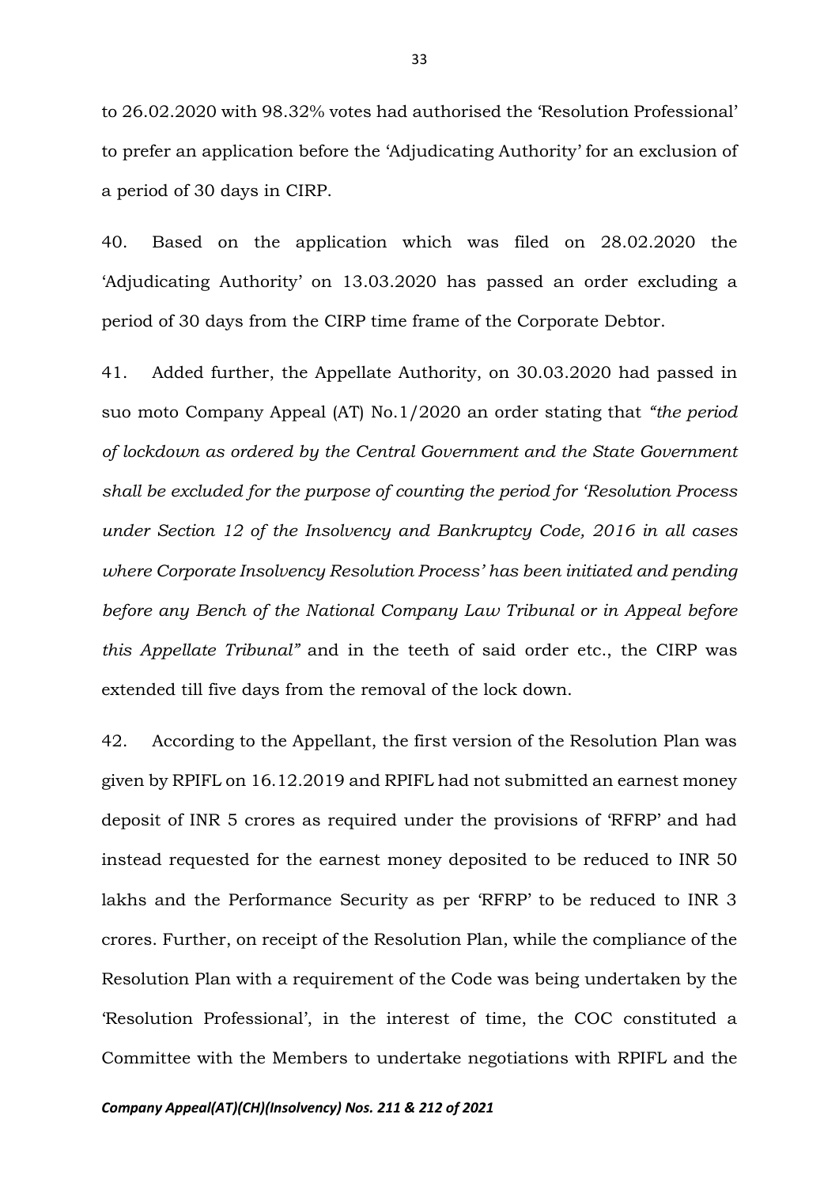to 26.02.2020 with 98.32% votes had authorised the 'Resolution Professional' to prefer an application before the 'Adjudicating Authority' for an exclusion of a period of 30 days in CIRP.

40. Based on the application which was filed on 28.02.2020 the 'Adjudicating Authority' on 13.03.2020 has passed an order excluding a period of 30 days from the CIRP time frame of the Corporate Debtor.

41. Added further, the Appellate Authority, on 30.03.2020 had passed in suo moto Company Appeal (AT) No.1/2020 an order stating that *"the period of lockdown as ordered by the Central Government and the State Government shall be excluded for the purpose of counting the period for 'Resolution Process under Section 12 of the Insolvency and Bankruptcy Code, 2016 in all cases where Corporate Insolvency Resolution Process' has been initiated and pending before any Bench of the National Company Law Tribunal or in Appeal before this Appellate Tribunal"* and in the teeth of said order etc., the CIRP was extended till five days from the removal of the lock down.

42. According to the Appellant, the first version of the Resolution Plan was given by RPIFL on 16.12.2019 and RPIFL had not submitted an earnest money deposit of INR 5 crores as required under the provisions of 'RFRP' and had instead requested for the earnest money deposited to be reduced to INR 50 lakhs and the Performance Security as per 'RFRP' to be reduced to INR 3 crores. Further, on receipt of the Resolution Plan, while the compliance of the Resolution Plan with a requirement of the Code was being undertaken by the 'Resolution Professional', in the interest of time, the COC constituted a Committee with the Members to undertake negotiations with RPIFL and the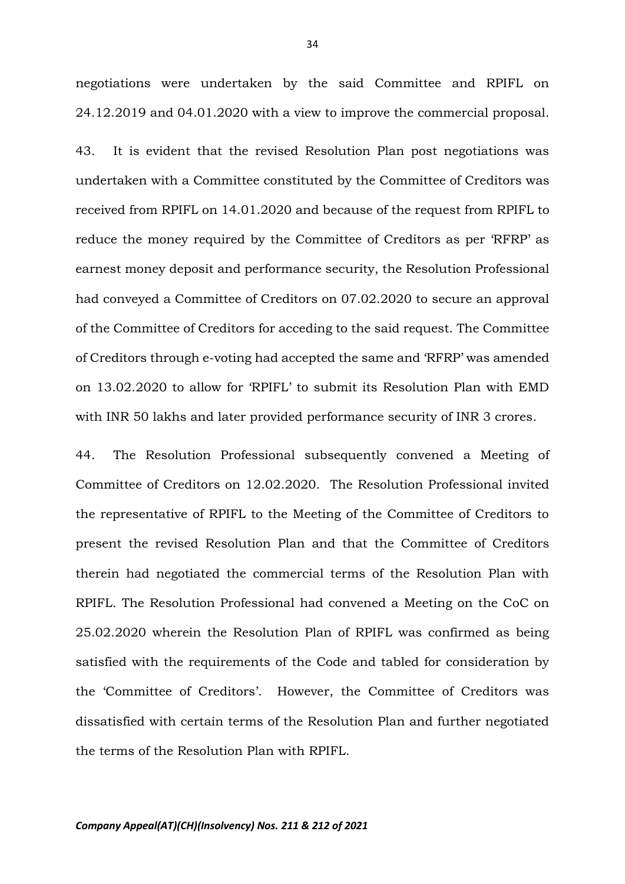negotiations were undertaken by the said Committee and RPIFL on 24.12.2019 and 04.01.2020 with a view to improve the commercial proposal.

43. It is evident that the revised Resolution Plan post negotiations was undertaken with a Committee constituted by the Committee of Creditors was received from RPIFL on 14.01.2020 and because of the request from RPIFL to reduce the money required by the Committee of Creditors as per 'RFRP' as earnest money deposit and performance security, the Resolution Professional had conveyed a Committee of Creditors on 07.02.2020 to secure an approval of the Committee of Creditors for acceding to the said request. The Committee of Creditors through e-voting had accepted the same and 'RFRP' was amended on 13.02.2020 to allow for 'RPIFL' to submit its Resolution Plan with EMD with INR 50 lakhs and later provided performance security of INR 3 crores.

44. The Resolution Professional subsequently convened a Meeting of Committee of Creditors on 12.02.2020. The Resolution Professional invited the representative of RPIFL to the Meeting of the Committee of Creditors to present the revised Resolution Plan and that the Committee of Creditors therein had negotiated the commercial terms of the Resolution Plan with RPIFL. The Resolution Professional had convened a Meeting on the CoC on 25.02.2020 wherein the Resolution Plan of RPIFL was confirmed as being satisfied with the requirements of the Code and tabled for consideration by the 'Committee of Creditors'. However, the Committee of Creditors was dissatisfied with certain terms of the Resolution Plan and further negotiated the terms of the Resolution Plan with RPIFL.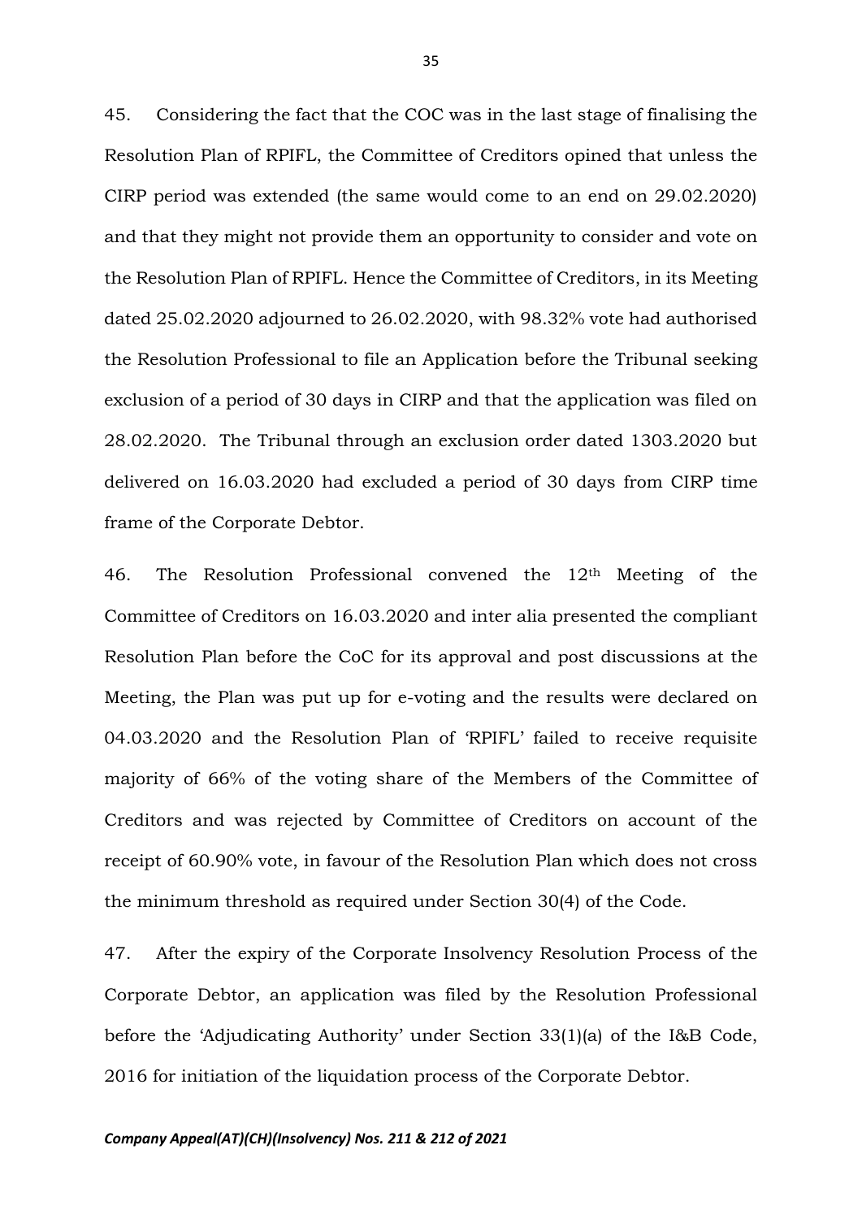45. Considering the fact that the COC was in the last stage of finalising the Resolution Plan of RPIFL, the Committee of Creditors opined that unless the CIRP period was extended (the same would come to an end on 29.02.2020) and that they might not provide them an opportunity to consider and vote on the Resolution Plan of RPIFL. Hence the Committee of Creditors, in its Meeting dated 25.02.2020 adjourned to 26.02.2020, with 98.32% vote had authorised the Resolution Professional to file an Application before the Tribunal seeking exclusion of a period of 30 days in CIRP and that the application was filed on 28.02.2020. The Tribunal through an exclusion order dated 1303.2020 but delivered on 16.03.2020 had excluded a period of 30 days from CIRP time frame of the Corporate Debtor.

46. The Resolution Professional convened the 12th Meeting of the Committee of Creditors on 16.03.2020 and inter alia presented the compliant Resolution Plan before the CoC for its approval and post discussions at the Meeting, the Plan was put up for e-voting and the results were declared on 04.03.2020 and the Resolution Plan of 'RPIFL' failed to receive requisite majority of 66% of the voting share of the Members of the Committee of Creditors and was rejected by Committee of Creditors on account of the receipt of 60.90% vote, in favour of the Resolution Plan which does not cross the minimum threshold as required under Section 30(4) of the Code.

47. After the expiry of the Corporate Insolvency Resolution Process of the Corporate Debtor, an application was filed by the Resolution Professional before the 'Adjudicating Authority' under Section 33(1)(a) of the I&B Code, 2016 for initiation of the liquidation process of the Corporate Debtor.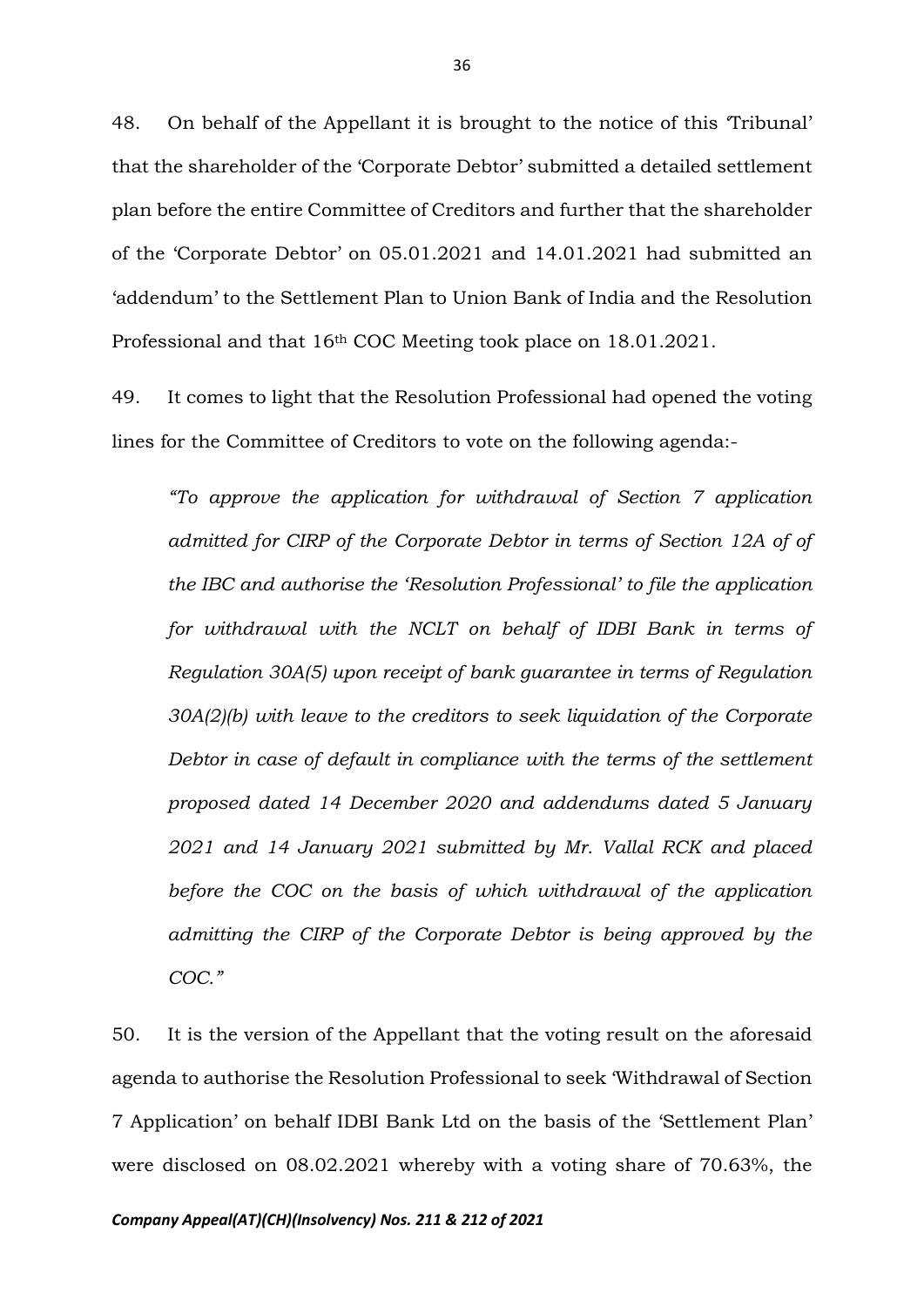48. On behalf of the Appellant it is brought to the notice of this 'Tribunal' that the shareholder of the 'Corporate Debtor' submitted a detailed settlement plan before the entire Committee of Creditors and further that the shareholder of the 'Corporate Debtor' on 05.01.2021 and 14.01.2021 had submitted an 'addendum' to the Settlement Plan to Union Bank of India and the Resolution Professional and that 16th COC Meeting took place on 18.01.2021.

49. It comes to light that the Resolution Professional had opened the voting lines for the Committee of Creditors to vote on the following agenda:-

> *"To approve the application for withdrawal of Section 7 application admitted for CIRP of the Corporate Debtor in terms of Section 12A of of the IBC and authorise the 'Resolution Professional' to file the application for withdrawal with the NCLT on behalf of IDBI Bank in terms of Regulation 30A(5) upon receipt of bank guarantee in terms of Regulation 30A(2)(b) with leave to the creditors to seek liquidation of the Corporate Debtor in case of default in compliance with the terms of the settlement proposed dated 14 December 2020 and addendums dated 5 January 2021 and 14 January 2021 submitted by Mr. Vallal RCK and placed before the COC on the basis of which withdrawal of the application admitting the CIRP of the Corporate Debtor is being approved by the COC."*

50. It is the version of the Appellant that the voting result on the aforesaid agenda to authorise the Resolution Professional to seek 'Withdrawal of Section 7 Application' on behalf IDBI Bank Ltd on the basis of the 'Settlement Plan' were disclosed on 08.02.2021 whereby with a voting share of 70.63%, the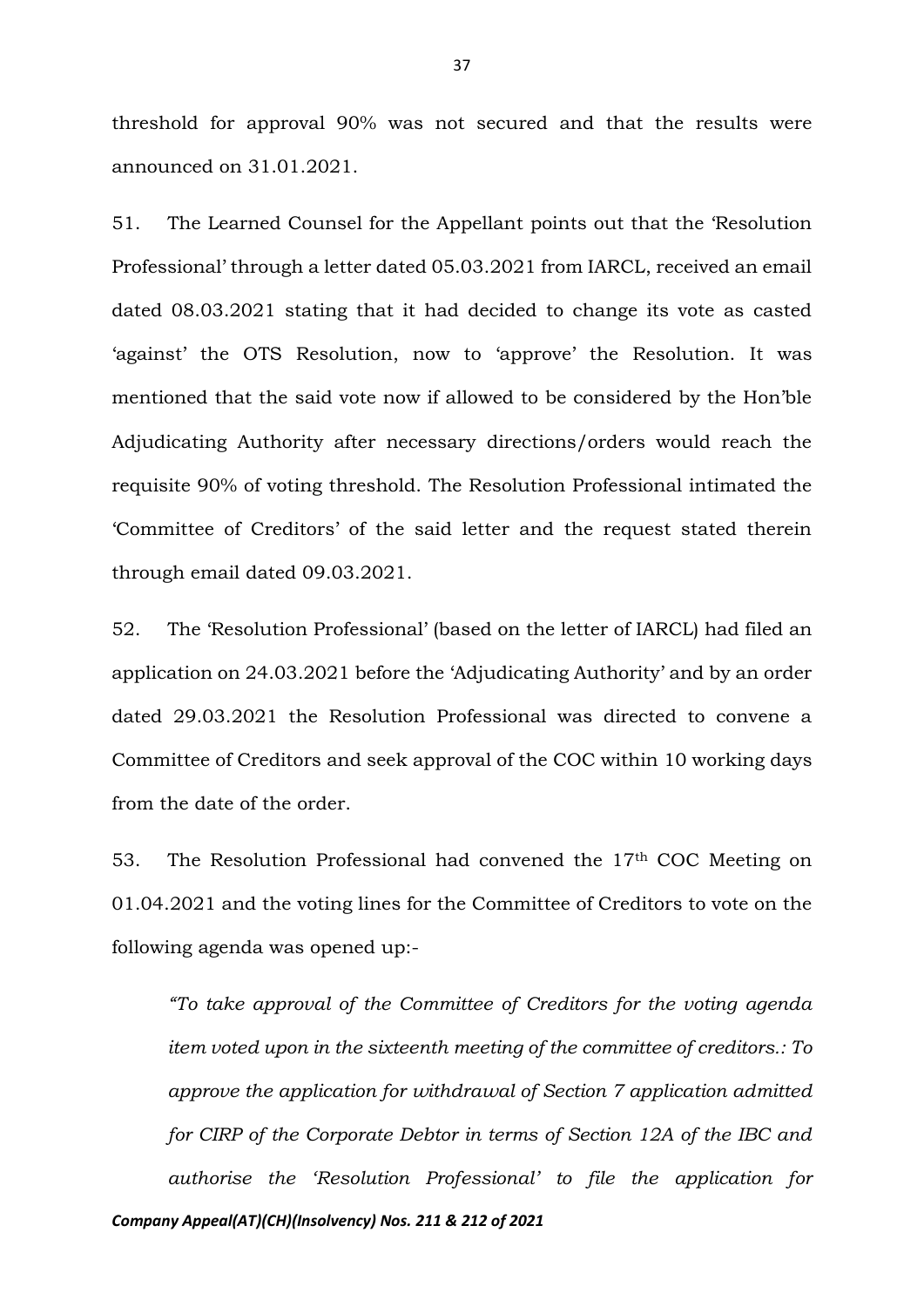threshold for approval 90% was not secured and that the results were announced on 31.01.2021.

51. The Learned Counsel for the Appellant points out that the 'Resolution Professional' through a letter dated 05.03.2021 from IARCL, received an email dated 08.03.2021 stating that it had decided to change its vote as casted 'against' the OTS Resolution, now to 'approve' the Resolution. It was mentioned that the said vote now if allowed to be considered by the Hon'ble Adjudicating Authority after necessary directions/orders would reach the requisite 90% of voting threshold. The Resolution Professional intimated the 'Committee of Creditors' of the said letter and the request stated therein through email dated 09.03.2021.

52. The 'Resolution Professional' (based on the letter of IARCL) had filed an application on 24.03.2021 before the 'Adjudicating Authority' and by an order dated 29.03.2021 the Resolution Professional was directed to convene a Committee of Creditors and seek approval of the COC within 10 working days from the date of the order.

53. The Resolution Professional had convened the 17th COC Meeting on 01.04.2021 and the voting lines for the Committee of Creditors to vote on the following agenda was opened up:-

> *"To take approval of the Committee of Creditors for the voting agenda item voted upon in the sixteenth meeting of the committee of creditors.: To approve the application for withdrawal of Section 7 application admitted for CIRP of the Corporate Debtor in terms of Section 12A of the IBC and authorise the 'Resolution Professional' to file the application for*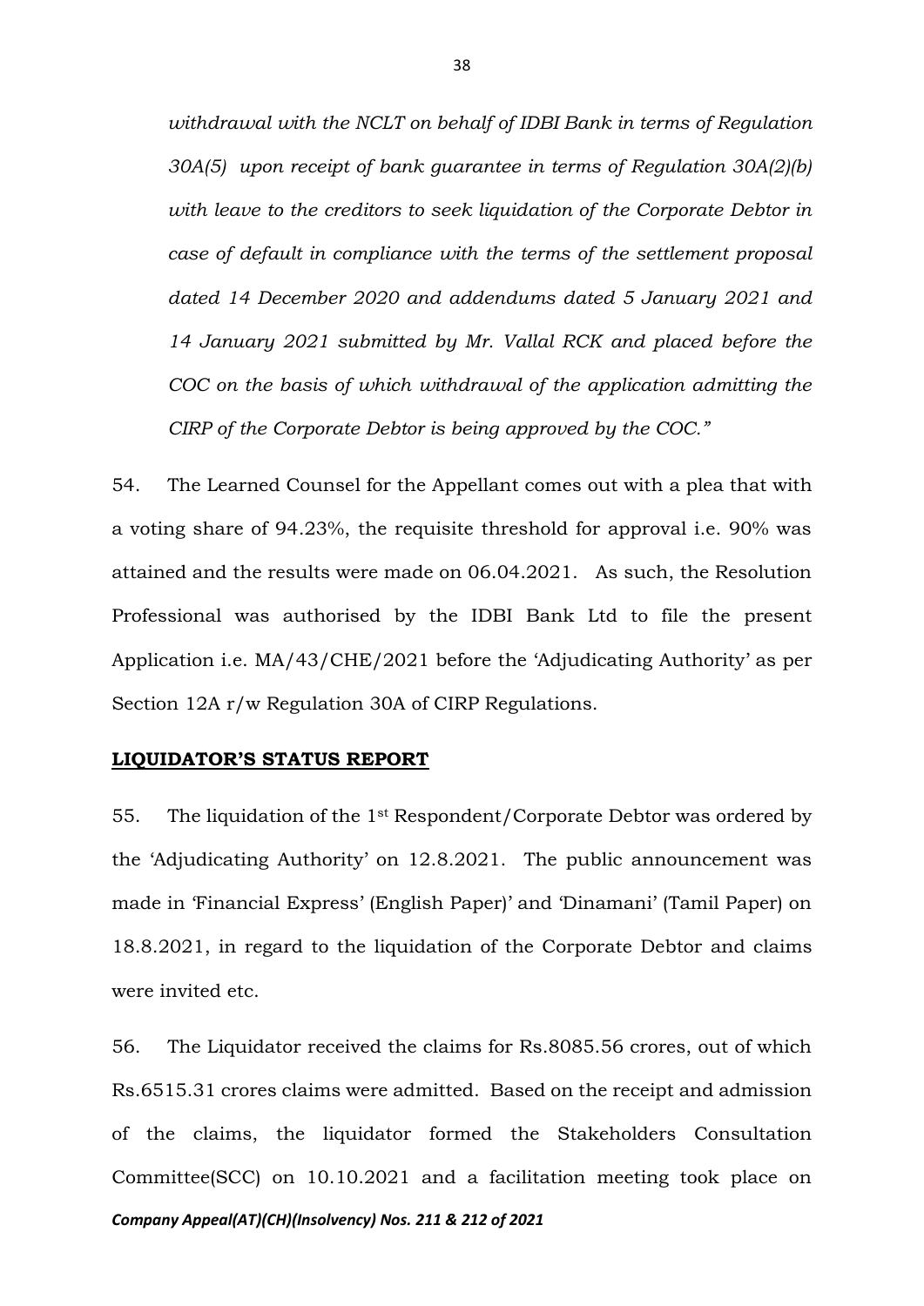*withdrawal with the NCLT on behalf of IDBI Bank in terms of Regulation 30A(5) upon receipt of bank guarantee in terms of Regulation 30A(2)(b) with leave to the creditors to seek liquidation of the Corporate Debtor in case of default in compliance with the terms of the settlement proposal dated 14 December 2020 and addendums dated 5 January 2021 and 14 January 2021 submitted by Mr. Vallal RCK and placed before the COC on the basis of which withdrawal of the application admitting the CIRP of the Corporate Debtor is being approved by the COC."*

54. The Learned Counsel for the Appellant comes out with a plea that with a voting share of 94.23%, the requisite threshold for approval i.e. 90% was attained and the results were made on 06.04.2021. As such, the Resolution Professional was authorised by the IDBI Bank Ltd to file the present Application i.e. MA/43/CHE/2021 before the 'Adjudicating Authority' as per Section 12A r/w Regulation 30A of CIRP Regulations.

**LIQUIDATOR'S STATUS REPORT**

55. The liquidation of the 1st Respondent/Corporate Debtor was ordered by the 'Adjudicating Authority' on 12.8.2021. The public announcement was made in 'Financial Express' (English Paper)' and 'Dinamani' (Tamil Paper) on 18.8.2021, in regard to the liquidation of the Corporate Debtor and claims were invited etc.

56. The Liquidator received the claims for Rs.8085.56 crores, out of which Rs.6515.31 crores claims were admitted. Based on the receipt and admission of the claims, the liquidator formed the Stakeholders Consultation Committee(SCC) on 10.10.2021 and a facilitation meeting took place on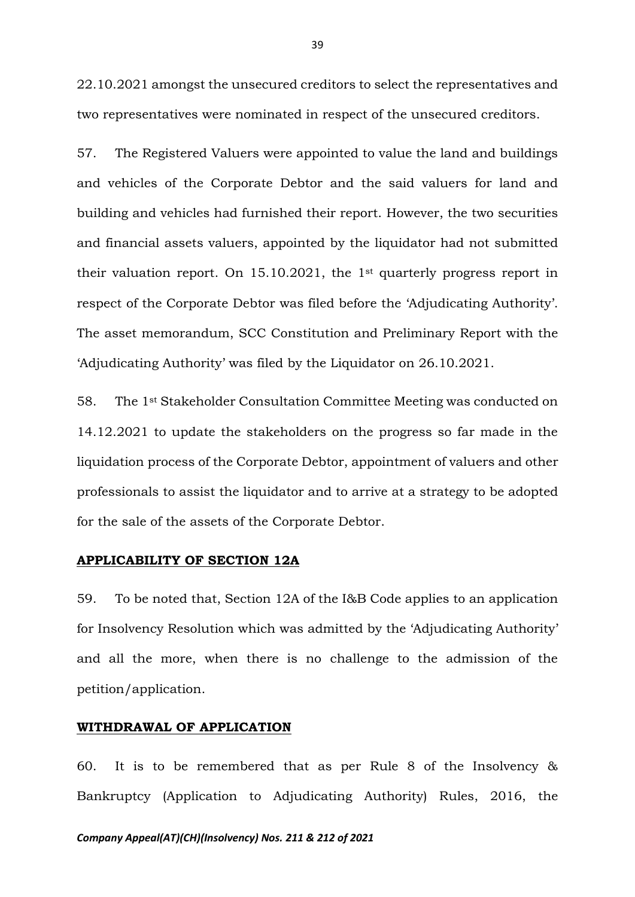22.10.2021 amongst the unsecured creditors to select the representatives and two representatives were nominated in respect of the unsecured creditors.

57. The Registered Valuers were appointed to value the land and buildings and vehicles of the Corporate Debtor and the said valuers for land and building and vehicles had furnished their report. However, the two securities and financial assets valuers, appointed by the liquidator had not submitted their valuation report. On 15.10.2021, the 1st quarterly progress report in respect of the Corporate Debtor was filed before the 'Adjudicating Authority'. The asset memorandum, SCC Constitution and Preliminary Report with the 'Adjudicating Authority' was filed by the Liquidator on 26.10.2021.

58. The 1st Stakeholder Consultation Committee Meeting was conducted on 14.12.2021 to update the stakeholders on the progress so far made in the liquidation process of the Corporate Debtor, appointment of valuers and other professionals to assist the liquidator and to arrive at a strategy to be adopted for the sale of the assets of the Corporate Debtor.

**APPLICABILITY OF SECTION 12A**

59. To be noted that, Section 12A of the I&B Code applies to an application for Insolvency Resolution which was admitted by the 'Adjudicating Authority' and all the more, when there is no challenge to the admission of the petition/application.

**WITHDRAWAL OF APPLICATION**

60. It is to be remembered that as per Rule 8 of the Insolvency & Bankruptcy (Application to Adjudicating Authority) Rules, 2016, the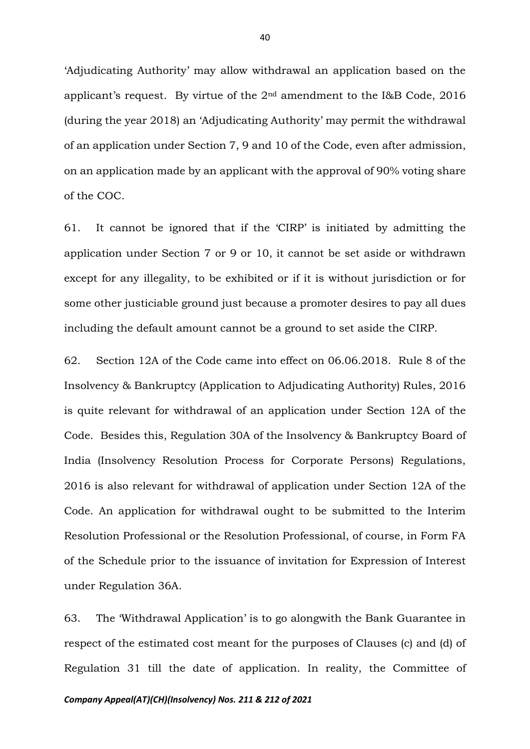'Adjudicating Authority' may allow withdrawal an application based on the applicant's request. By virtue of the 2nd amendment to the I&B Code, 2016 (during the year 2018) an 'Adjudicating Authority' may permit the withdrawal of an application under Section 7, 9 and 10 of the Code, even after admission, on an application made by an applicant with the approval of 90% voting share of the COC.

61. It cannot be ignored that if the 'CIRP' is initiated by admitting the application under Section 7 or 9 or 10, it cannot be set aside or withdrawn except for any illegality, to be exhibited or if it is without jurisdiction or for some other justiciable ground just because a promoter desires to pay all dues including the default amount cannot be a ground to set aside the CIRP.

62. Section 12A of the Code came into effect on 06.06.2018. Rule 8 of the Insolvency & Bankruptcy (Application to Adjudicating Authority) Rules, 2016 is quite relevant for withdrawal of an application under Section 12A of the Code. Besides this, Regulation 30A of the Insolvency & Bankruptcy Board of India (Insolvency Resolution Process for Corporate Persons) Regulations, 2016 is also relevant for withdrawal of application under Section 12A of the Code. An application for withdrawal ought to be submitted to the Interim Resolution Professional or the Resolution Professional, of course, in Form FA of the Schedule prior to the issuance of invitation for Expression of Interest under Regulation 36A.

63. The 'Withdrawal Application' is to go alongwith the Bank Guarantee in respect of the estimated cost meant for the purposes of Clauses (c) and (d) of Regulation 31 till the date of application. In reality, the Committee of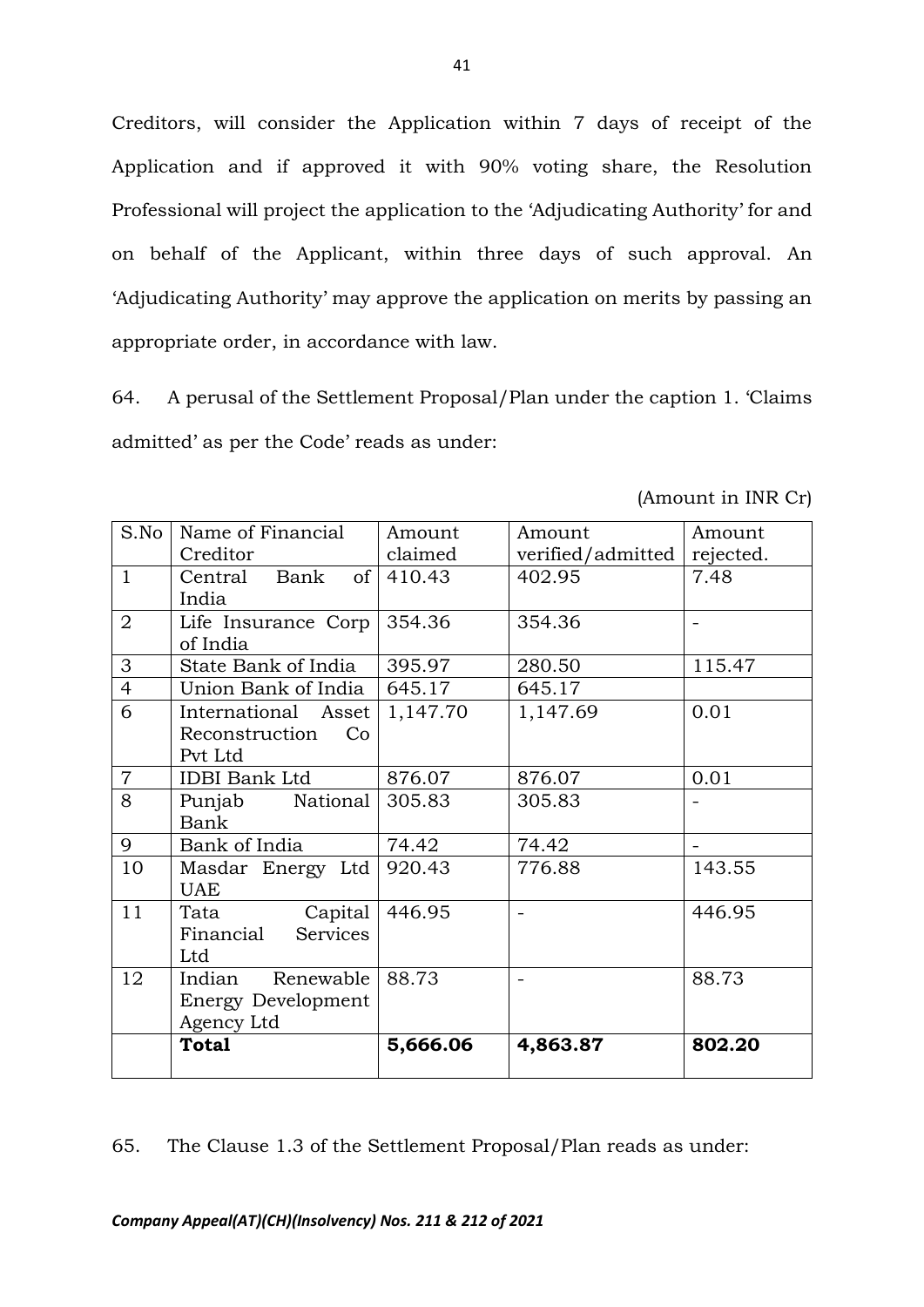Creditors, will consider the Application within 7 days of receipt of the Application and if approved it with 90% voting share, the Resolution Professional will project the application to the 'Adjudicating Authority' for and on behalf of the Applicant, within three days of such approval. An 'Adjudicating Authority' may approve the application on merits by passing an appropriate order, in accordance with law.

64. A perusal of the Settlement Proposal/Plan under the caption 1. 'Claims admitted' as per the Code' reads as under:

(Amount in INR Cr)

| S.No | Name of Financial Creditor | Amount claimed | Amount verified/admitted | Amount rejected. |
|---|---|---|---|---|
| 1 | Central Bank of India | 410.43 | 402.95 | 7.48 |
| 2 | Life Insurance Corp of India | 354.36 | 354.36 | - |
| 3 | State Bank of India | 395.97 | 280.50 | 115.47 |
| 4 | Union Bank of India | 645.17 | 645.17 | |
| 6 | International Asset Reconstruction Co Pvt Ltd | 1,147.70 | 1,147.69 | 0.01 |
| 7 | IDBI Bank Ltd | 876.07 | 876.07 | 0.01 |
| 8 | Punjab National Bank | 305.83 | 305.83 | - |
| 9 | Bank of India | 74.42 | 74.42 | - |
| 10 | Masdar Energy Ltd UAE | 920.43 | 776.88 | 143.55 |
| 11 | Tata Capital Financial Services Ltd | 446.95 | - | 446.95 |
| 12 | Indian Renewable Energy Development Agency Ltd | 88.73 | - | 88.73 |
| | **Total** | **5,666.06** | **4,863.87** | **802.20** |

65. The Clause 1.3 of the Settlement Proposal/Plan reads as under: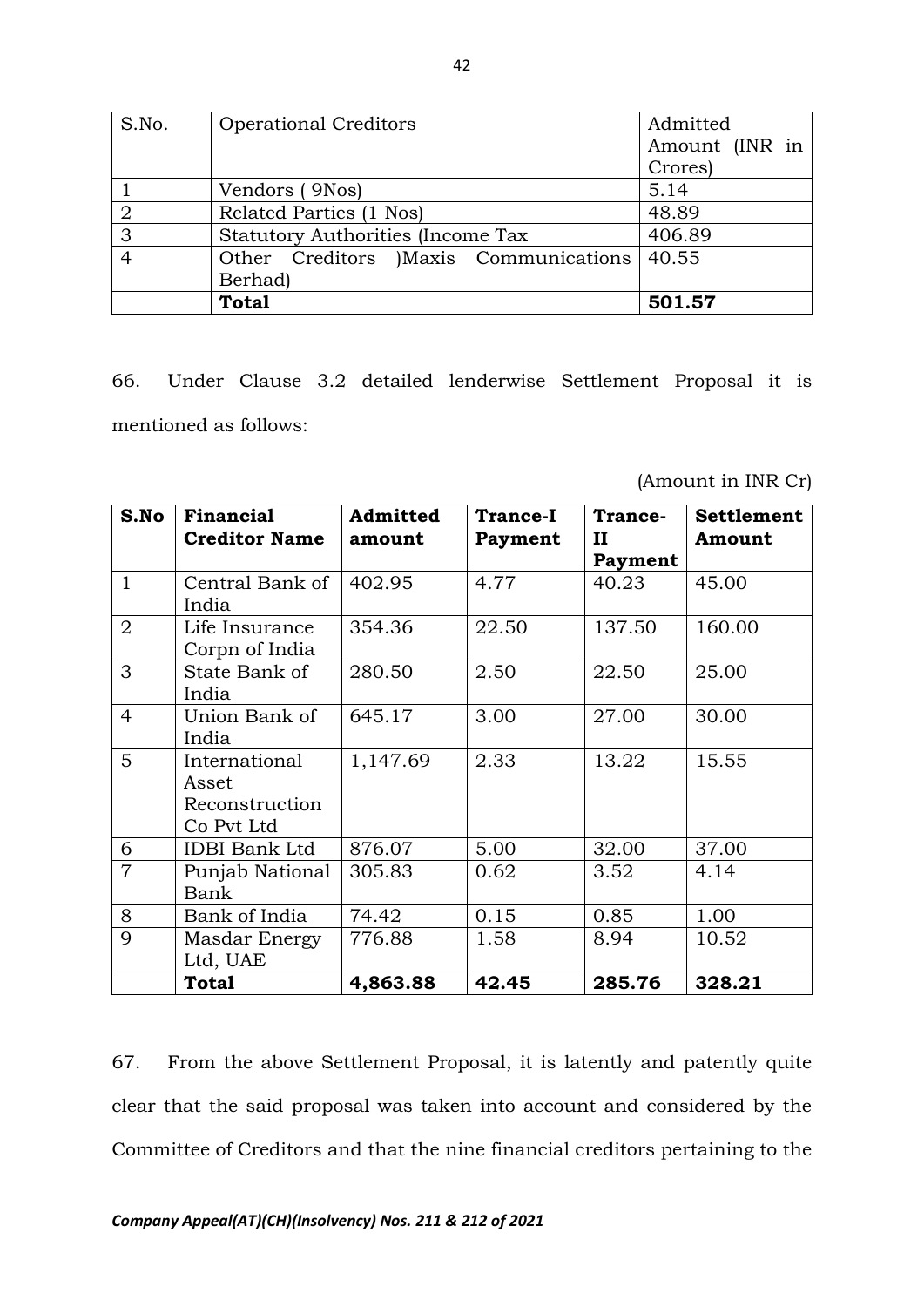| S.No. | Operational Creditors | Admitted Amount (INR in Crores) |
|---|---|---|
| 1 | Vendors ( 9Nos) | 5.14 |
| 2 | Related Parties (1 Nos) | 48.89 |
| 3 | Statutory Authorities (Income Tax | 406.89 |
| 4 | Other Creditors )Maxis Communications Berhad) | 40.55 |
| | **Total** | **501.57** |

66. Under Clause 3.2 detailed lenderwise Settlement Proposal it is mentioned as follows:

(Amount in INR Cr)

| S.No | Financial Creditor Name | Admitted amount | Trance-I Payment | Trance-II Payment | Settlement Amount |
|---|---|---|---|---|---|
| 1 | Central Bank of India | 402.95 | 4.77 | 40.23 | 45.00 |
| 2 | Life Insurance Corpn of India | 354.36 | 22.50 | 137.50 | 160.00 |
| 3 | State Bank of India | 280.50 | 2.50 | 22.50 | 25.00 |
| 4 | Union Bank of India | 645.17 | 3.00 | 27.00 | 30.00 |
| 5 | International Asset Reconstruction Co Pvt Ltd | 1,147.69 | 2.33 | 13.22 | 15.55 |
| 6 | IDBI Bank Ltd | 876.07 | 5.00 | 32.00 | 37.00 |
| 7 | Punjab National Bank | 305.83 | 0.62 | 3.52 | 4.14 |
| 8 | Bank of India | 74.42 | 0.15 | 0.85 | 1.00 |
| 9 | Masdar Energy Ltd, UAE | 776.88 | 1.58 | 8.94 | 10.52 |
| | **Total** | **4,863.88** | **42.45** | **285.76** | **328.21** |

67. From the above Settlement Proposal, it is latently and patently quite clear that the said proposal was taken into account and considered by the Committee of Creditors and that the nine financial creditors pertaining to the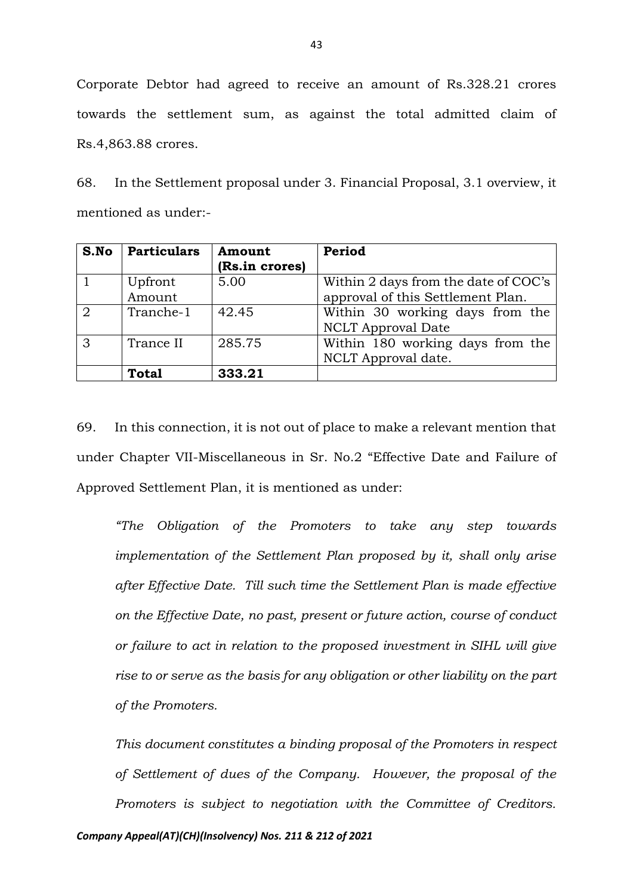Corporate Debtor had agreed to receive an amount of Rs.328.21 crores towards the settlement sum, as against the total admitted claim of Rs.4,863.88 crores.

68. In the Settlement proposal under 3. Financial Proposal, 3.1 overview, it mentioned as under:-

| S.No | Particulars | Amount (Rs.in crores) | Period |
|---|---|---|---|
| 1 | Upfront Amount | 5.00 | Within 2 days from the date of COC's approval of this Settlement Plan. |
| 2 | Tranche-1 | 42.45 | Within 30 working days from the NCLT Approval Date |
| 3 | Trance II | 285.75 | Within 180 working days from the NCLT Approval date. |
| | **Total** | **333.21** | |

69. In this connection, it is not out of place to make a relevant mention that under Chapter VII-Miscellaneous in Sr. No.2 "Effective Date and Failure of Approved Settlement Plan, it is mentioned as under:

> *"The Obligation of the Promoters to take any step towards implementation of the Settlement Plan proposed by it, shall only arise after Effective Date. Till such time the Settlement Plan is made effective on the Effective Date, no past, present or future action, course of conduct or failure to act in relation to the proposed investment in SIHL will give rise to or serve as the basis for any obligation or other liability on the part of the Promoters.*
>
> *This document constitutes a binding proposal of the Promoters in respect of Settlement of dues of the Company. However, the proposal of the Promoters is subject to negotiation with the Committee of Creditors.*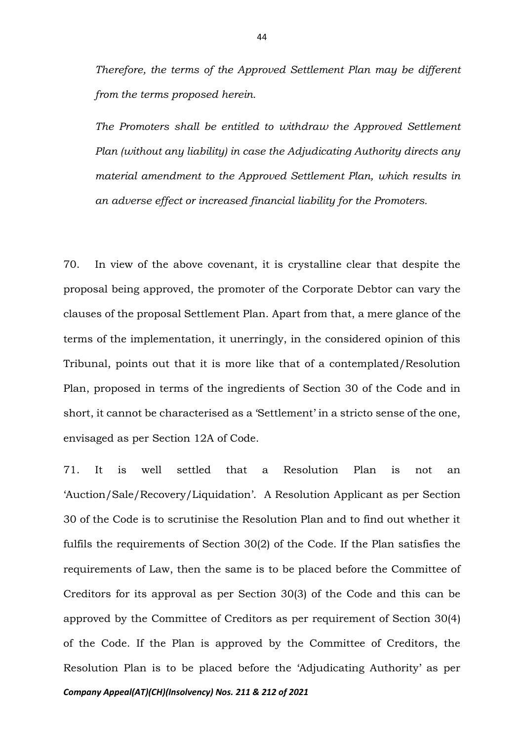*Therefore, the terms of the Approved Settlement Plan may be different from the terms proposed herein.*

*The Promoters shall be entitled to withdraw the Approved Settlement Plan (without any liability) in case the Adjudicating Authority directs any material amendment to the Approved Settlement Plan, which results in an adverse effect or increased financial liability for the Promoters.*

70. In view of the above covenant, it is crystalline clear that despite the proposal being approved, the promoter of the Corporate Debtor can vary the clauses of the proposal Settlement Plan. Apart from that, a mere glance of the terms of the implementation, it unerringly, in the considered opinion of this Tribunal, points out that it is more like that of a contemplated/Resolution Plan, proposed in terms of the ingredients of Section 30 of the Code and in short, it cannot be characterised as a 'Settlement' in a stricto sense of the one, envisaged as per Section 12A of Code.

71. It is well settled that a Resolution Plan is not an 'Auction/Sale/Recovery/Liquidation'. A Resolution Applicant as per Section 30 of the Code is to scrutinise the Resolution Plan and to find out whether it fulfils the requirements of Section 30(2) of the Code. If the Plan satisfies the requirements of Law, then the same is to be placed before the Committee of Creditors for its approval as per Section 30(3) of the Code and this can be approved by the Committee of Creditors as per requirement of Section 30(4) of the Code. If the Plan is approved by the Committee of Creditors, the Resolution Plan is to be placed before the 'Adjudicating Authority' as per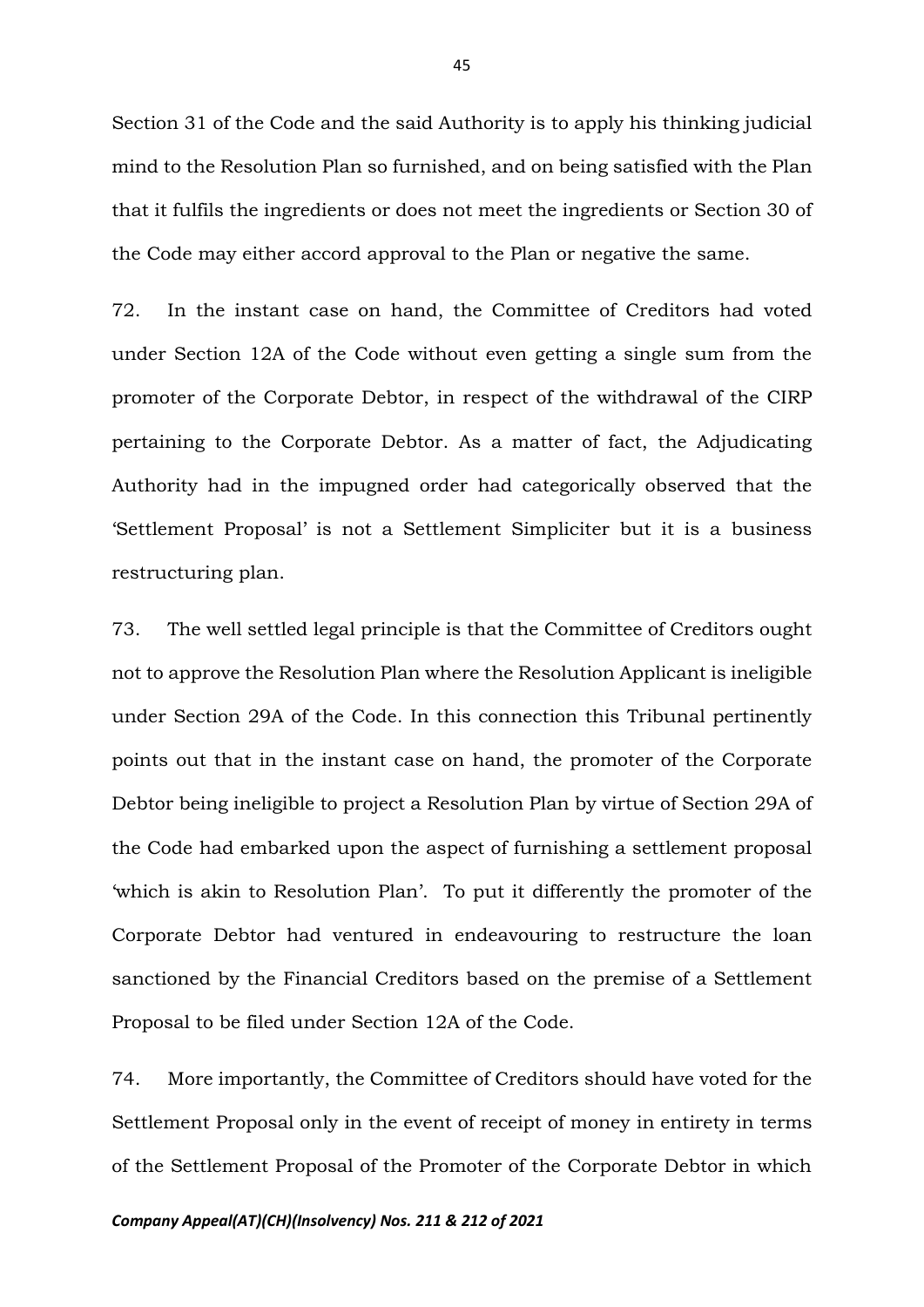Section 31 of the Code and the said Authority is to apply his thinking judicial mind to the Resolution Plan so furnished, and on being satisfied with the Plan that it fulfils the ingredients or does not meet the ingredients or Section 30 of the Code may either accord approval to the Plan or negative the same.

72. In the instant case on hand, the Committee of Creditors had voted under Section 12A of the Code without even getting a single sum from the promoter of the Corporate Debtor, in respect of the withdrawal of the CIRP pertaining to the Corporate Debtor. As a matter of fact, the Adjudicating Authority had in the impugned order had categorically observed that the 'Settlement Proposal' is not a Settlement Simpliciter but it is a business restructuring plan.

73. The well settled legal principle is that the Committee of Creditors ought not to approve the Resolution Plan where the Resolution Applicant is ineligible under Section 29A of the Code. In this connection this Tribunal pertinently points out that in the instant case on hand, the promoter of the Corporate Debtor being ineligible to project a Resolution Plan by virtue of Section 29A of the Code had embarked upon the aspect of furnishing a settlement proposal 'which is akin to Resolution Plan'. To put it differently the promoter of the Corporate Debtor had ventured in endeavouring to restructure the loan sanctioned by the Financial Creditors based on the premise of a Settlement Proposal to be filed under Section 12A of the Code.

74. More importantly, the Committee of Creditors should have voted for the Settlement Proposal only in the event of receipt of money in entirety in terms of the Settlement Proposal of the Promoter of the Corporate Debtor in which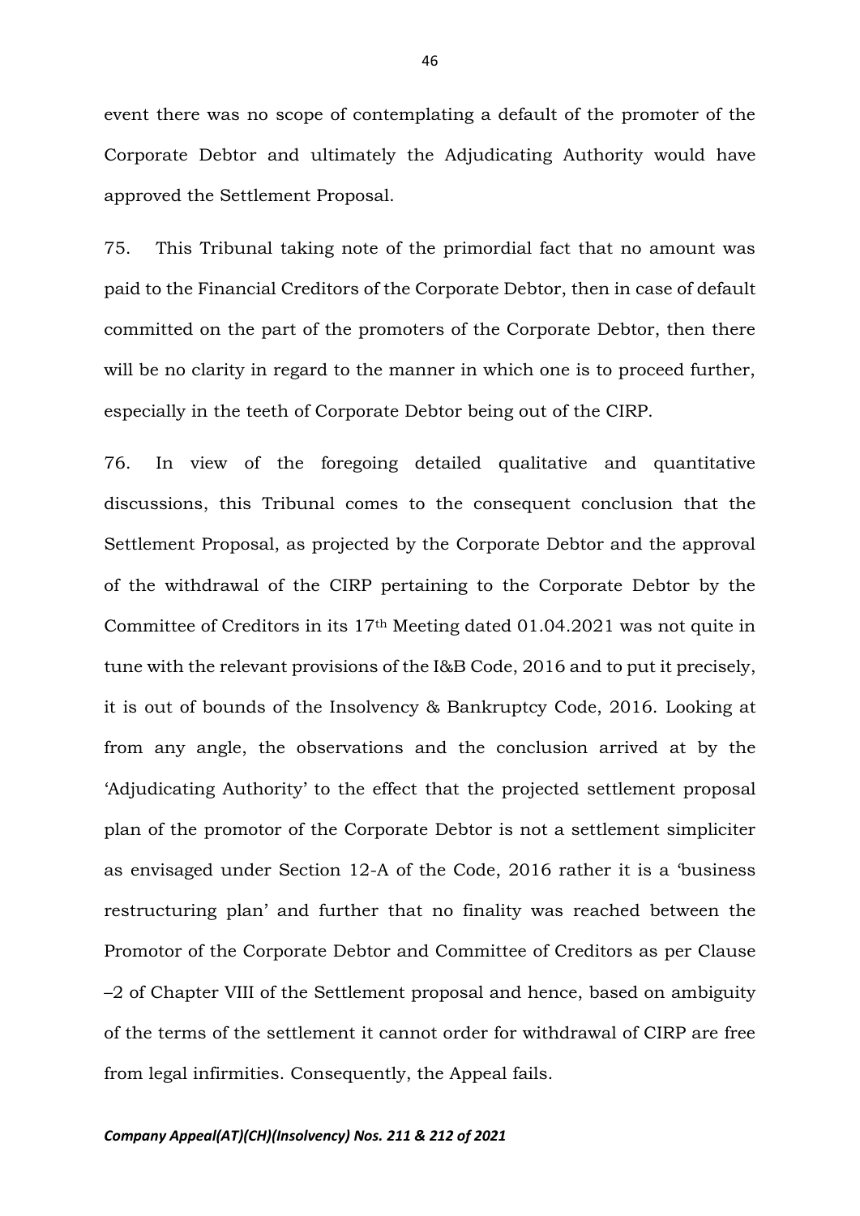event there was no scope of contemplating a default of the promoter of the Corporate Debtor and ultimately the Adjudicating Authority would have approved the Settlement Proposal.

75. This Tribunal taking note of the primordial fact that no amount was paid to the Financial Creditors of the Corporate Debtor, then in case of default committed on the part of the promoters of the Corporate Debtor, then there will be no clarity in regard to the manner in which one is to proceed further, especially in the teeth of Corporate Debtor being out of the CIRP.

76. In view of the foregoing detailed qualitative and quantitative discussions, this Tribunal comes to the consequent conclusion that the Settlement Proposal, as projected by the Corporate Debtor and the approval of the withdrawal of the CIRP pertaining to the Corporate Debtor by the Committee of Creditors in its 17th Meeting dated 01.04.2021 was not quite in tune with the relevant provisions of the I&B Code, 2016 and to put it precisely, it is out of bounds of the Insolvency & Bankruptcy Code, 2016. Looking at from any angle, the observations and the conclusion arrived at by the 'Adjudicating Authority' to the effect that the projected settlement proposal plan of the promotor of the Corporate Debtor is not a settlement simpliciter as envisaged under Section 12-A of the Code, 2016 rather it is a 'business restructuring plan' and further that no finality was reached between the Promotor of the Corporate Debtor and Committee of Creditors as per Clause –2 of Chapter VIII of the Settlement proposal and hence, based on ambiguity of the terms of the settlement it cannot order for withdrawal of CIRP are free from legal infirmities. Consequently, the Appeal fails.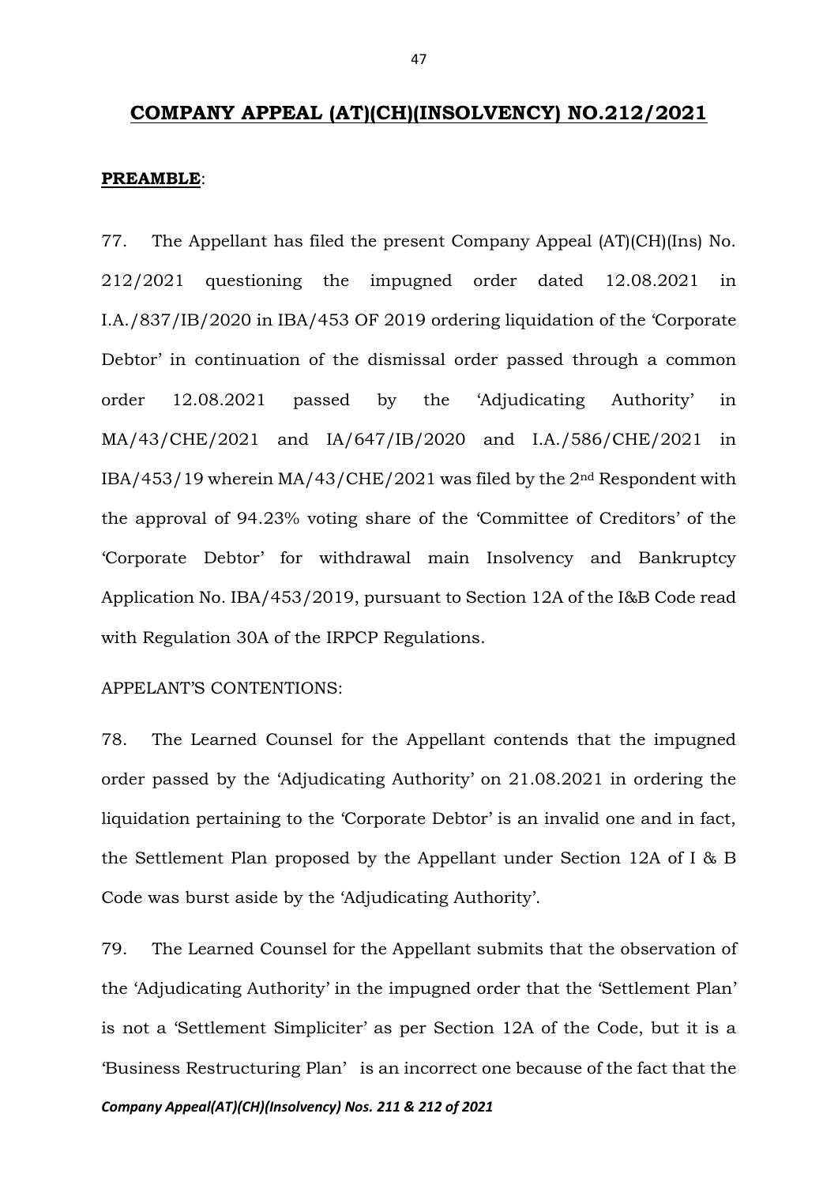## COMPANY APPEAL (AT)(CH)(INSOLVENCY) NO.212/2021

**PREAMBLE**:

77. The Appellant has filed the present Company Appeal (AT)(CH)(Ins) No. 212/2021 questioning the impugned order dated 12.08.2021 in I.A./837/IB/2020 in IBA/453 OF 2019 ordering liquidation of the 'Corporate Debtor' in continuation of the dismissal order passed through a common order 12.08.2021 passed by the 'Adjudicating Authority' in MA/43/CHE/2021 and IA/647/IB/2020 and I.A./586/CHE/2021 in IBA/453/19 wherein MA/43/CHE/2021 was filed by the 2nd Respondent with the approval of 94.23% voting share of the 'Committee of Creditors' of the 'Corporate Debtor' for withdrawal main Insolvency and Bankruptcy Application No. IBA/453/2019, pursuant to Section 12A of the I&B Code read with Regulation 30A of the IRPCP Regulations.

APPELANT'S CONTENTIONS:

78. The Learned Counsel for the Appellant contends that the impugned order passed by the 'Adjudicating Authority' on 21.08.2021 in ordering the liquidation pertaining to the 'Corporate Debtor' is an invalid one and in fact, the Settlement Plan proposed by the Appellant under Section 12A of I & B Code was burst aside by the 'Adjudicating Authority'.

79. The Learned Counsel for the Appellant submits that the observation of the 'Adjudicating Authority' in the impugned order that the 'Settlement Plan' is not a 'Settlement Simpliciter' as per Section 12A of the Code, but it is a 'Business Restructuring Plan' is an incorrect one because of the fact that the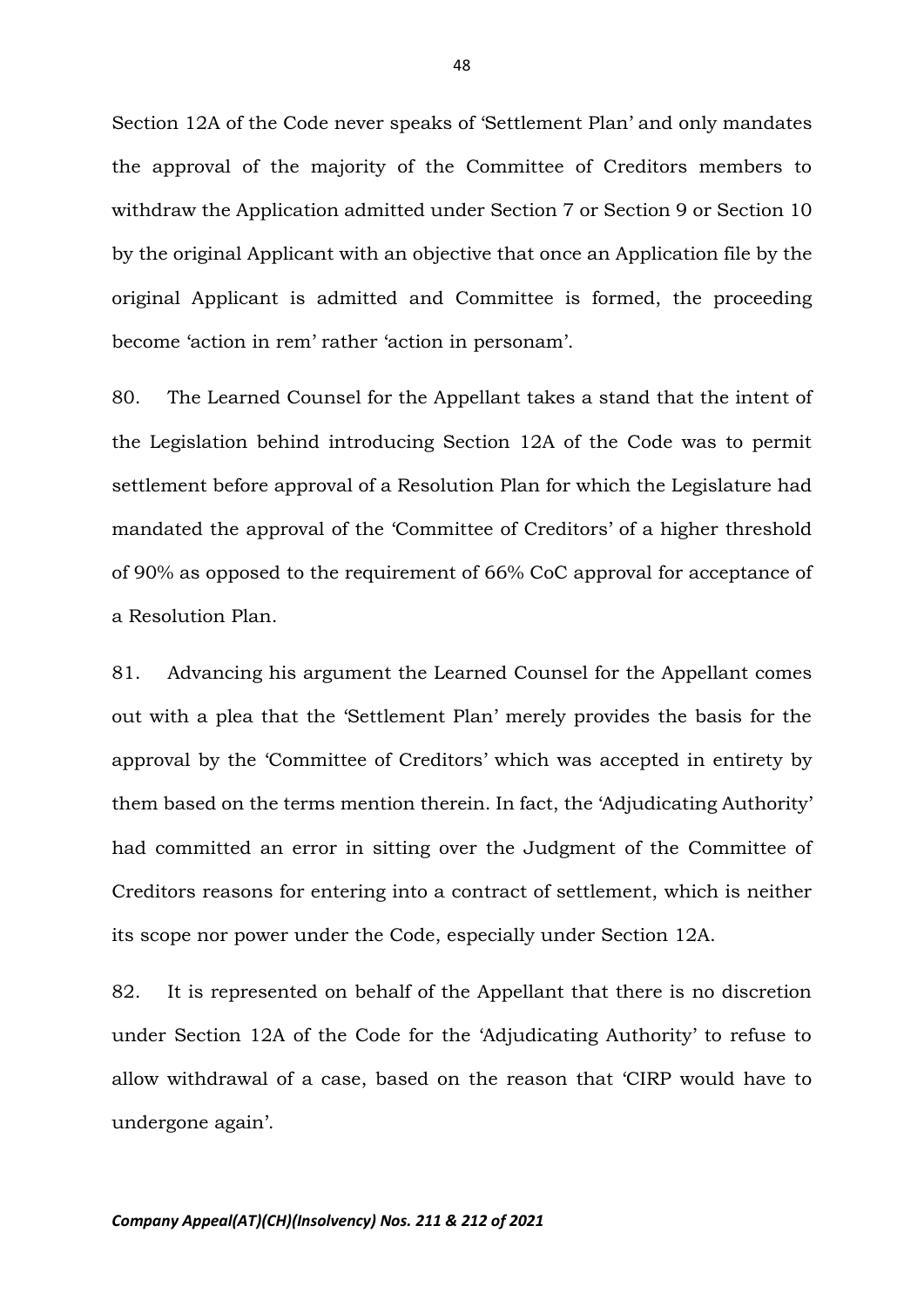Section 12A of the Code never speaks of 'Settlement Plan' and only mandates the approval of the majority of the Committee of Creditors members to withdraw the Application admitted under Section 7 or Section 9 or Section 10 by the original Applicant with an objective that once an Application file by the original Applicant is admitted and Committee is formed, the proceeding become 'action in rem' rather 'action in personam'.

80. The Learned Counsel for the Appellant takes a stand that the intent of the Legislation behind introducing Section 12A of the Code was to permit settlement before approval of a Resolution Plan for which the Legislature had mandated the approval of the 'Committee of Creditors' of a higher threshold of 90% as opposed to the requirement of 66% CoC approval for acceptance of a Resolution Plan.

81. Advancing his argument the Learned Counsel for the Appellant comes out with a plea that the 'Settlement Plan' merely provides the basis for the approval by the 'Committee of Creditors' which was accepted in entirety by them based on the terms mention therein. In fact, the 'Adjudicating Authority' had committed an error in sitting over the Judgment of the Committee of Creditors reasons for entering into a contract of settlement, which is neither its scope nor power under the Code, especially under Section 12A.

82. It is represented on behalf of the Appellant that there is no discretion under Section 12A of the Code for the 'Adjudicating Authority' to refuse to allow withdrawal of a case, based on the reason that 'CIRP would have to undergone again'.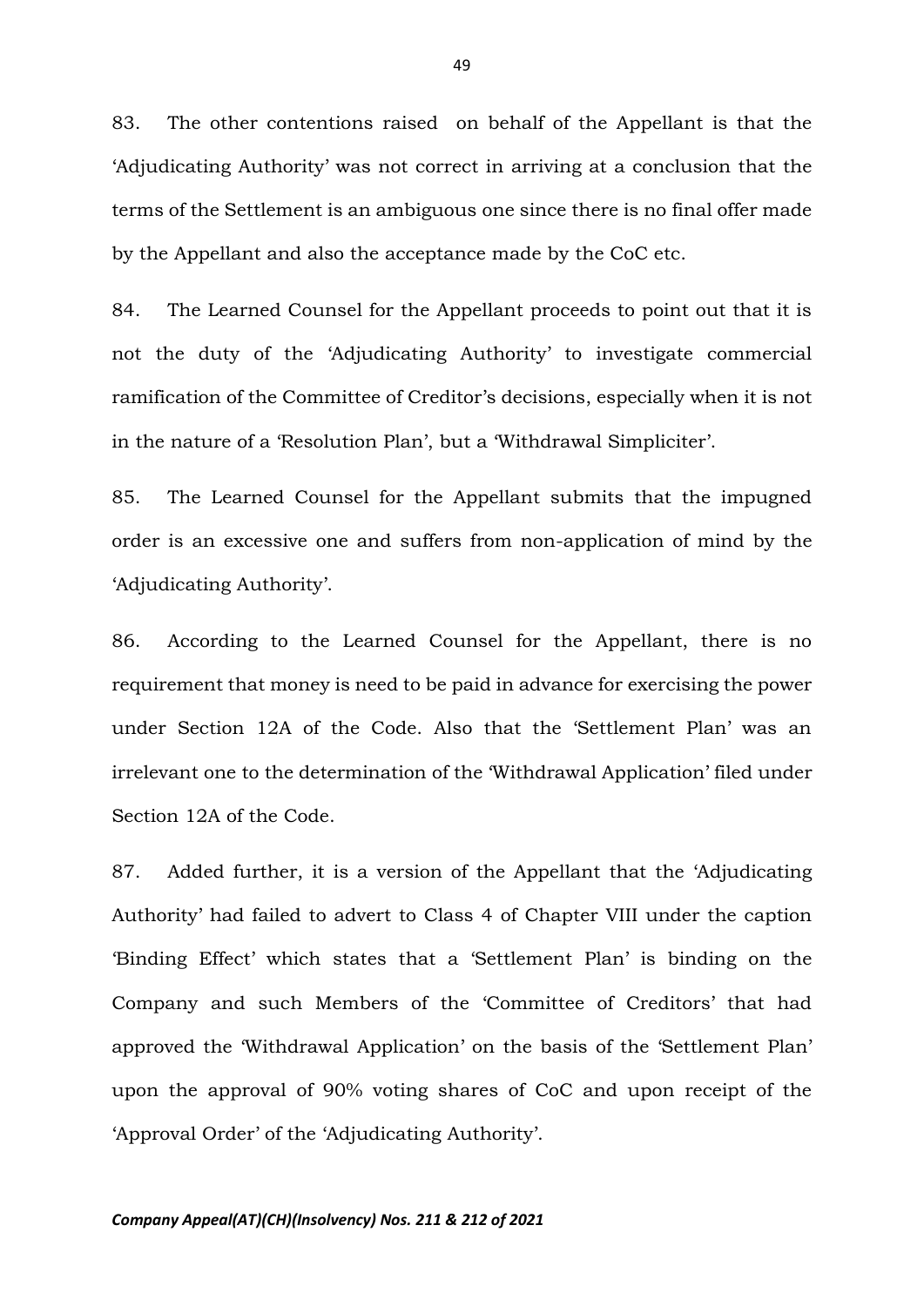83. The other contentions raised on behalf of the Appellant is that the 'Adjudicating Authority' was not correct in arriving at a conclusion that the terms of the Settlement is an ambiguous one since there is no final offer made by the Appellant and also the acceptance made by the CoC etc.

84. The Learned Counsel for the Appellant proceeds to point out that it is not the duty of the 'Adjudicating Authority' to investigate commercial ramification of the Committee of Creditor's decisions, especially when it is not in the nature of a 'Resolution Plan', but a 'Withdrawal Simpliciter'.

85. The Learned Counsel for the Appellant submits that the impugned order is an excessive one and suffers from non-application of mind by the 'Adjudicating Authority'.

86. According to the Learned Counsel for the Appellant, there is no requirement that money is need to be paid in advance for exercising the power under Section 12A of the Code. Also that the 'Settlement Plan' was an irrelevant one to the determination of the 'Withdrawal Application' filed under Section 12A of the Code.

87. Added further, it is a version of the Appellant that the 'Adjudicating Authority' had failed to advert to Class 4 of Chapter VIII under the caption 'Binding Effect' which states that a 'Settlement Plan' is binding on the Company and such Members of the 'Committee of Creditors' that had approved the 'Withdrawal Application' on the basis of the 'Settlement Plan' upon the approval of 90% voting shares of CoC and upon receipt of the 'Approval Order' of the 'Adjudicating Authority'.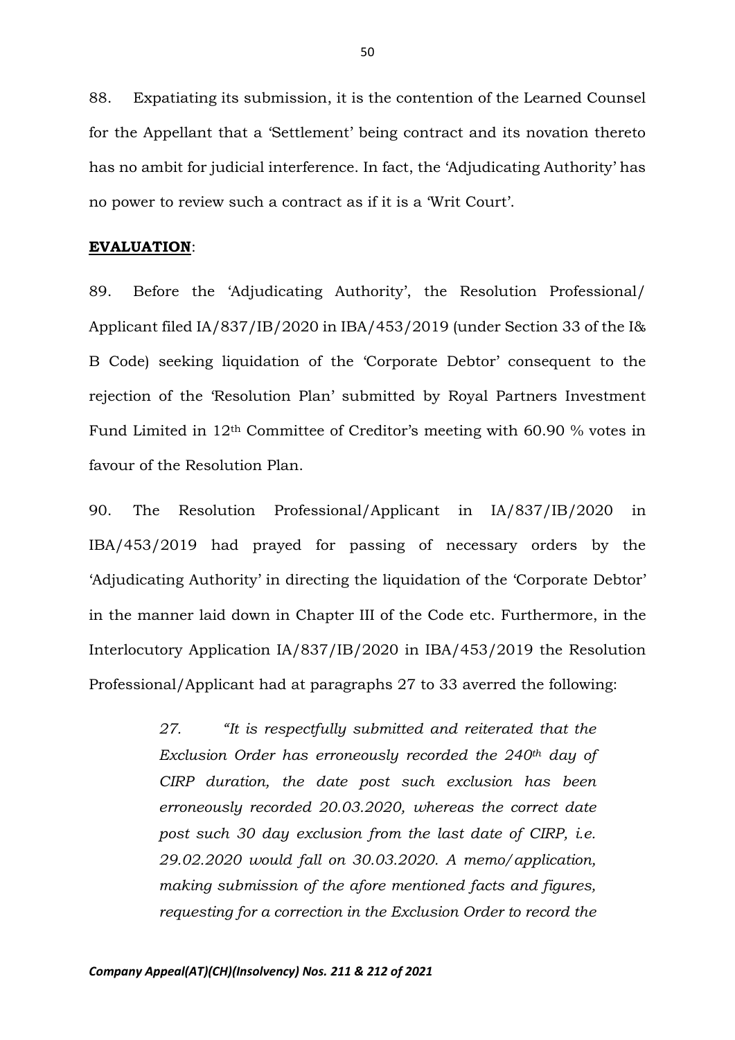88. Expatiating its submission, it is the contention of the Learned Counsel for the Appellant that a 'Settlement' being contract and its novation thereto has no ambit for judicial interference. In fact, the 'Adjudicating Authority' has no power to review such a contract as if it is a 'Writ Court'.

**EVALUATION**:

89. Before the 'Adjudicating Authority', the Resolution Professional/ Applicant filed IA/837/IB/2020 in IBA/453/2019 (under Section 33 of the I& B Code) seeking liquidation of the 'Corporate Debtor' consequent to the rejection of the 'Resolution Plan' submitted by Royal Partners Investment Fund Limited in 12th Committee of Creditor's meeting with 60.90 % votes in favour of the Resolution Plan.

90. The Resolution Professional/Applicant in IA/837/IB/2020 in IBA/453/2019 had prayed for passing of necessary orders by the 'Adjudicating Authority' in directing the liquidation of the 'Corporate Debtor' in the manner laid down in Chapter III of the Code etc. Furthermore, in the Interlocutory Application IA/837/IB/2020 in IBA/453/2019 the Resolution Professional/Applicant had at paragraphs 27 to 33 averred the following:

> *27. "It is respectfully submitted and reiterated that the Exclusion Order has erroneously recorded the 240th day of CIRP duration, the date post such exclusion has been erroneously recorded 20.03.2020, whereas the correct date post such 30 day exclusion from the last date of CIRP, i.e. 29.02.2020 would fall on 30.03.2020. A memo/application, making submission of the afore mentioned facts and figures, requesting for a correction in the Exclusion Order to record the*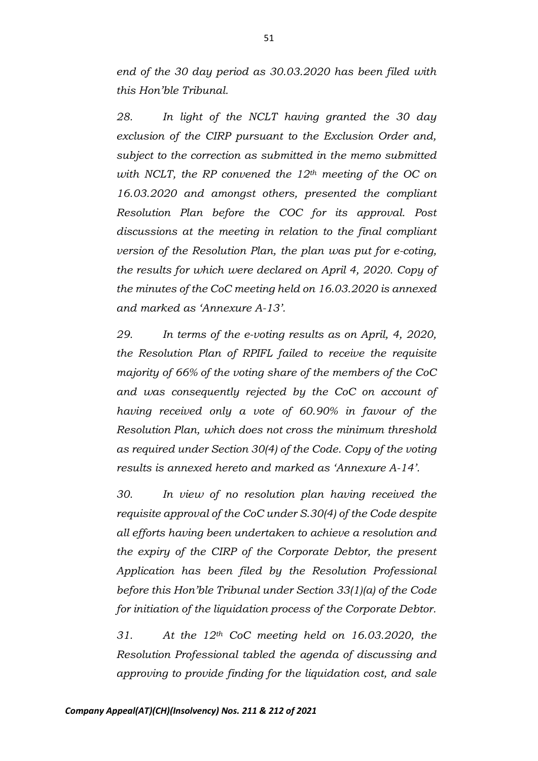*end of the 30 day period as 30.03.2020 has been filed with this Hon'ble Tribunal.*

*28. In light of the NCLT having granted the 30 day exclusion of the CIRP pursuant to the Exclusion Order and, subject to the correction as submitted in the memo submitted with NCLT, the RP convened the 12th meeting of the OC on 16.03.2020 and amongst others, presented the compliant Resolution Plan before the COC for its approval. Post discussions at the meeting in relation to the final compliant version of the Resolution Plan, the plan was put for e-coting, the results for which were declared on April 4, 2020. Copy of the minutes of the CoC meeting held on 16.03.2020 is annexed and marked as 'Annexure A-13'.*

*29. In terms of the e-voting results as on April, 4, 2020, the Resolution Plan of RPIFL failed to receive the requisite majority of 66% of the voting share of the members of the CoC and was consequently rejected by the CoC on account of having received only a vote of 60.90% in favour of the Resolution Plan, which does not cross the minimum threshold as required under Section 30(4) of the Code. Copy of the voting results is annexed hereto and marked as 'Annexure A-14'.*

*30. In view of no resolution plan having received the requisite approval of the CoC under S.30(4) of the Code despite all efforts having been undertaken to achieve a resolution and the expiry of the CIRP of the Corporate Debtor, the present Application has been filed by the Resolution Professional before this Hon'ble Tribunal under Section 33(1)(a) of the Code for initiation of the liquidation process of the Corporate Debtor.*

*31. At the 12th CoC meeting held on 16.03.2020, the Resolution Professional tabled the agenda of discussing and approving to provide finding for the liquidation cost, and sale*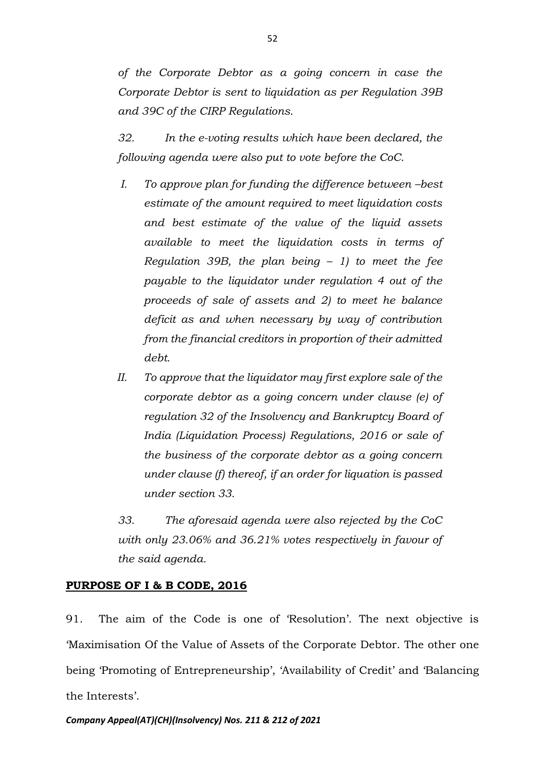*of the Corporate Debtor as a going concern in case the Corporate Debtor is sent to liquidation as per Regulation 39B and 39C of the CIRP Regulations.*

*32. In the e-voting results which have been declared, the following agenda were also put to vote before the CoC.*

*I. To approve plan for funding the difference between –best estimate of the amount required to meet liquidation costs and best estimate of the value of the liquid assets available to meet the liquidation costs in terms of Regulation 39B, the plan being – 1) to meet the fee payable to the liquidator under regulation 4 out of the proceeds of sale of assets and 2) to meet he balance deficit as and when necessary by way of contribution from the financial creditors in proportion of their admitted debt.*

*II. To approve that the liquidator may first explore sale of the corporate debtor as a going concern under clause (e) of regulation 32 of the Insolvency and Bankruptcy Board of India (Liquidation Process) Regulations, 2016 or sale of the business of the corporate debtor as a going concern under clause (f) thereof, if an order for liquation is passed under section 33.*

*33. The aforesaid agenda were also rejected by the CoC with only 23.06% and 36.21% votes respectively in favour of the said agenda.*

**PURPOSE OF I & B CODE, 2016**

91. The aim of the Code is one of 'Resolution'. The next objective is 'Maximisation Of the Value of Assets of the Corporate Debtor. The other one being 'Promoting of Entrepreneurship', 'Availability of Credit' and 'Balancing the Interests'.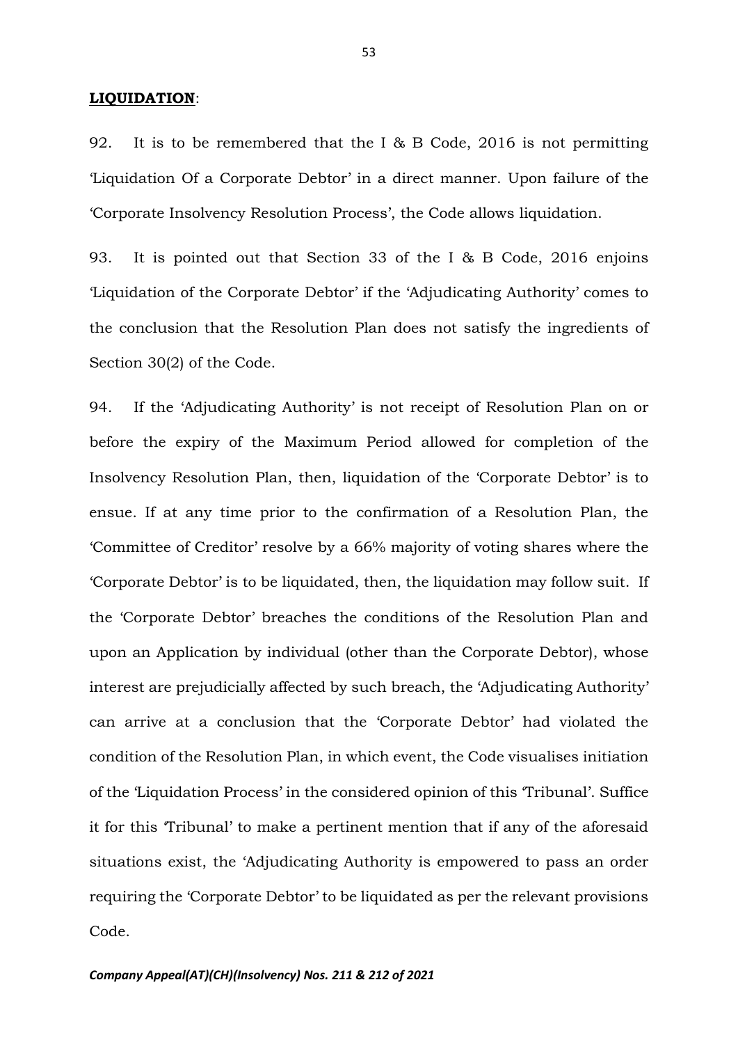**LIQUIDATION**:

92. It is to be remembered that the I & B Code, 2016 is not permitting 'Liquidation Of a Corporate Debtor' in a direct manner. Upon failure of the 'Corporate Insolvency Resolution Process', the Code allows liquidation.

93. It is pointed out that Section 33 of the I & B Code, 2016 enjoins 'Liquidation of the Corporate Debtor' if the 'Adjudicating Authority' comes to the conclusion that the Resolution Plan does not satisfy the ingredients of Section 30(2) of the Code.

94. If the 'Adjudicating Authority' is not receipt of Resolution Plan on or before the expiry of the Maximum Period allowed for completion of the Insolvency Resolution Plan, then, liquidation of the 'Corporate Debtor' is to ensue. If at any time prior to the confirmation of a Resolution Plan, the 'Committee of Creditor' resolve by a 66% majority of voting shares where the 'Corporate Debtor' is to be liquidated, then, the liquidation may follow suit. If the 'Corporate Debtor' breaches the conditions of the Resolution Plan and upon an Application by individual (other than the Corporate Debtor), whose interest are prejudicially affected by such breach, the 'Adjudicating Authority' can arrive at a conclusion that the 'Corporate Debtor' had violated the condition of the Resolution Plan, in which event, the Code visualises initiation of the 'Liquidation Process' in the considered opinion of this 'Tribunal'. Suffice it for this 'Tribunal' to make a pertinent mention that if any of the aforesaid situations exist, the 'Adjudicating Authority is empowered to pass an order requiring the 'Corporate Debtor' to be liquidated as per the relevant provisions Code.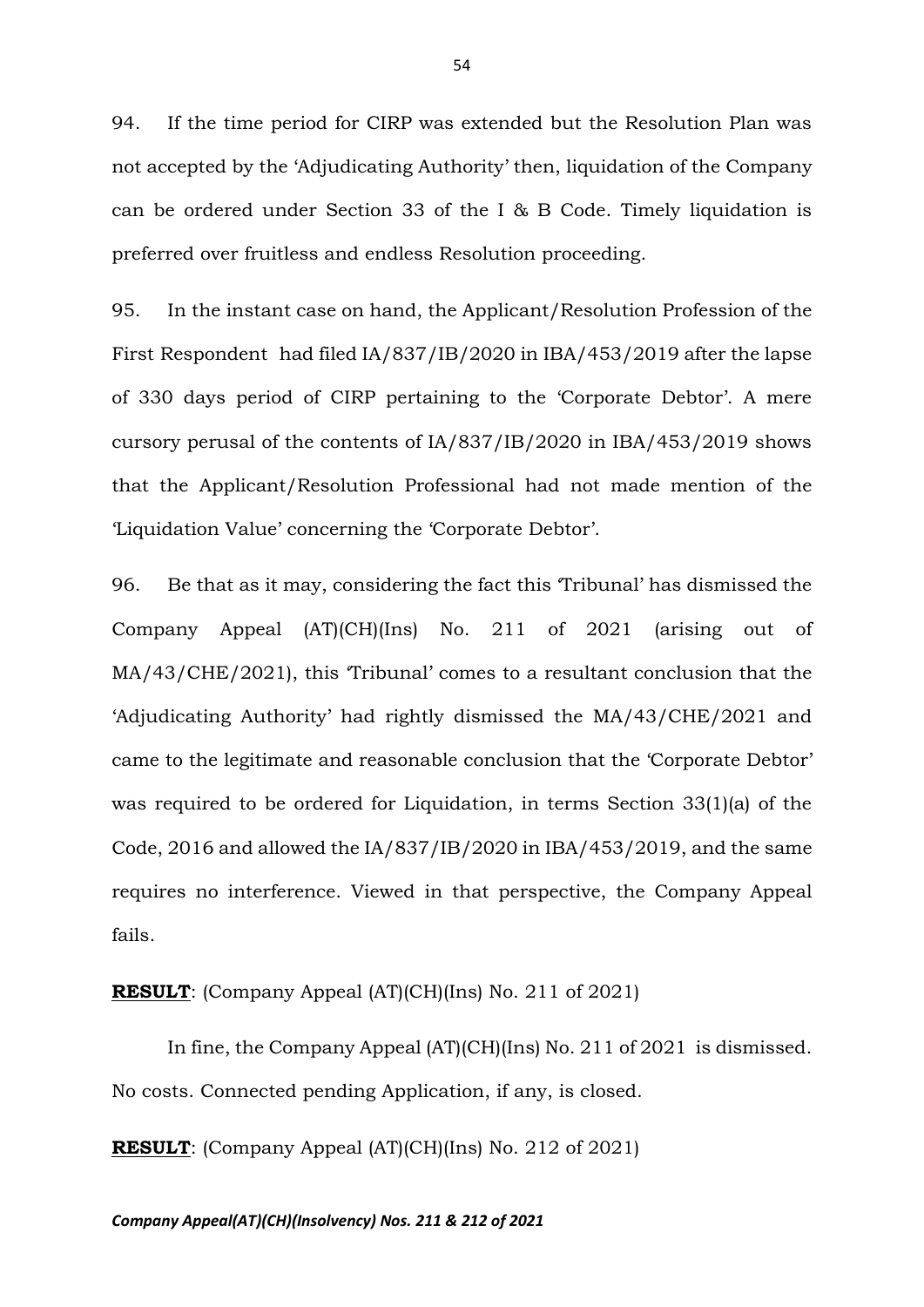94. If the time period for CIRP was extended but the Resolution Plan was not accepted by the 'Adjudicating Authority' then, liquidation of the Company can be ordered under Section 33 of the I & B Code. Timely liquidation is preferred over fruitless and endless Resolution proceeding.

95. In the instant case on hand, the Applicant/Resolution Profession of the First Respondent had filed IA/837/IB/2020 in IBA/453/2019 after the lapse of 330 days period of CIRP pertaining to the 'Corporate Debtor'. A mere cursory perusal of the contents of IA/837/IB/2020 in IBA/453/2019 shows that the Applicant/Resolution Professional had not made mention of the 'Liquidation Value' concerning the 'Corporate Debtor'.

96. Be that as it may, considering the fact this 'Tribunal' has dismissed the Company Appeal (AT)(CH)(Ins) No. 211 of 2021 (arising out of MA/43/CHE/2021), this 'Tribunal' comes to a resultant conclusion that the 'Adjudicating Authority' had rightly dismissed the MA/43/CHE/2021 and came to the legitimate and reasonable conclusion that the 'Corporate Debtor' was required to be ordered for Liquidation, in terms Section 33(1)(a) of the Code, 2016 and allowed the IA/837/IB/2020 in IBA/453/2019, and the same requires no interference. Viewed in that perspective, the Company Appeal fails.

**RESULT**: (Company Appeal (AT)(CH)(Ins) No. 211 of 2021)

In fine, the Company Appeal (AT)(CH)(Ins) No. 211 of 2021 is dismissed. No costs. Connected pending Application, if any, is closed.

**RESULT**: (Company Appeal (AT)(CH)(Ins) No. 212 of 2021)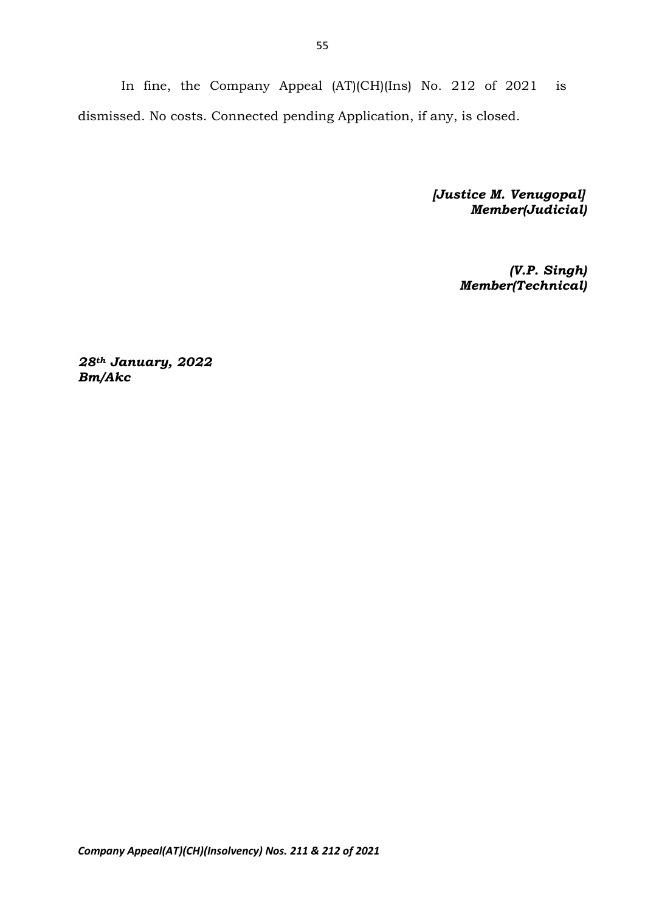In fine, the Company Appeal (AT)(CH)(Ins) No. 212 of 2021 is dismissed. No costs. Connected pending Application, if any, is closed.

***[Justice M. Venugopal]***
***Member(Judicial)***

***(V.P. Singh)***
***Member(Technical)***

***28th January, 2022***
***Bm/Akc***